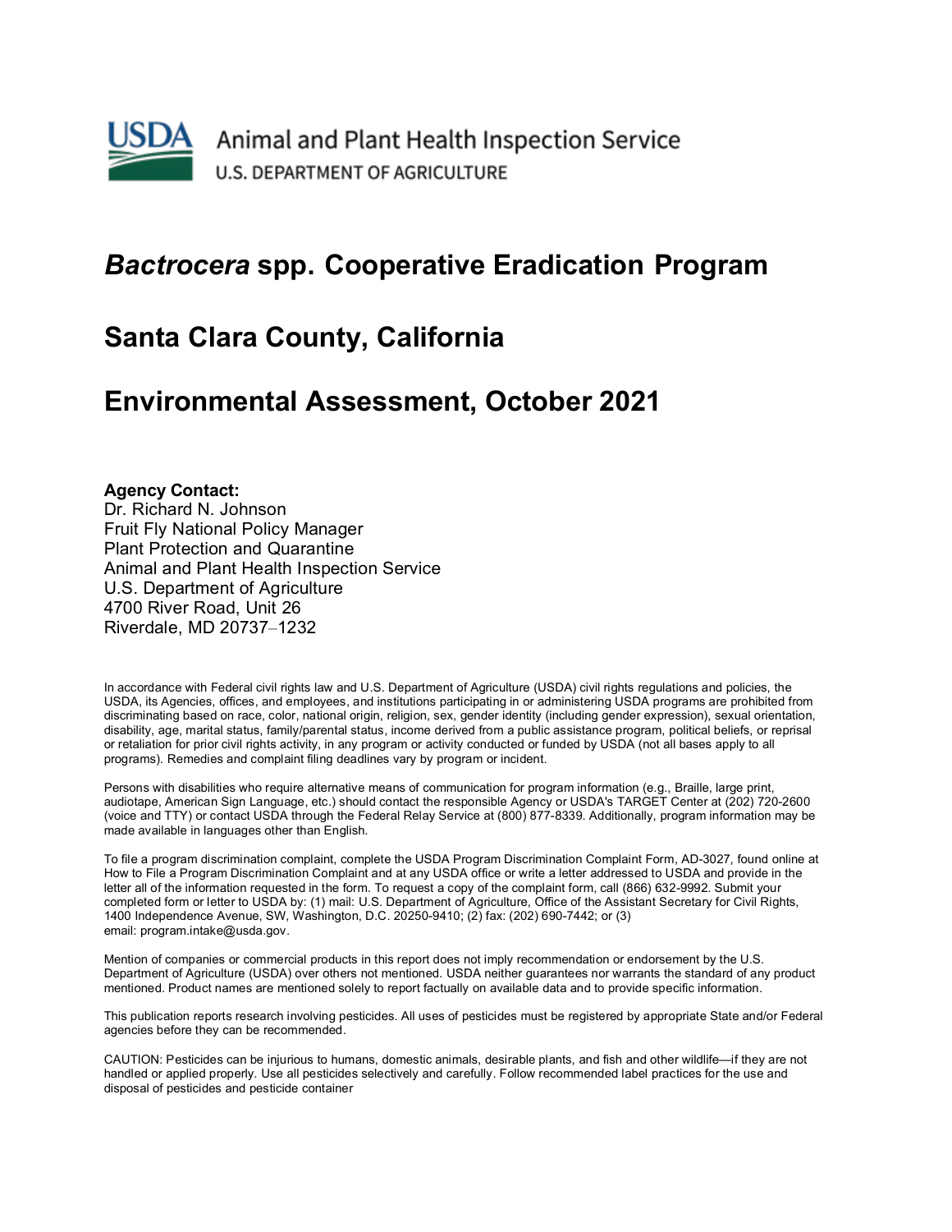USDA Animal and Plant Health Inspection Service
U.S. DEPARTMENT OF AGRICULTURE

# *Bactrocera* spp. Cooperative Eradication Program

# Santa Clara County, California

# Environmental Assessment, October 2021

**Agency Contact:**
Dr. Richard N. Johnson
Fruit Fly National Policy Manager
Plant Protection and Quarantine
Animal and Plant Health Inspection Service
U.S. Department of Agriculture
4700 River Road, Unit 26
Riverdale, MD 20737–1232

In accordance with Federal civil rights law and U.S. Department of Agriculture (USDA) civil rights regulations and policies, the USDA, its Agencies, offices, and employees, and institutions participating in or administering USDA programs are prohibited from discriminating based on race, color, national origin, religion, sex, gender identity (including gender expression), sexual orientation, disability, age, marital status, family/parental status, income derived from a public assistance program, political beliefs, or reprisal or retaliation for prior civil rights activity, in any program or activity conducted or funded by USDA (not all bases apply to all programs). Remedies and complaint filing deadlines vary by program or incident.

Persons with disabilities who require alternative means of communication for program information (e.g., Braille, large print, audiotape, American Sign Language, etc.) should contact the responsible Agency or USDA's TARGET Center at (202) 720-2600 (voice and TTY) or contact USDA through the Federal Relay Service at (800) 877-8339. Additionally, program information may be made available in languages other than English.

To file a program discrimination complaint, complete the USDA Program Discrimination Complaint Form, AD-3027, found online at How to File a Program Discrimination Complaint and at any USDA office or write a letter addressed to USDA and provide in the letter all of the information requested in the form. To request a copy of the complaint form, call (866) 632-9992. Submit your completed form or letter to USDA by: (1) mail: U.S. Department of Agriculture, Office of the Assistant Secretary for Civil Rights, 1400 Independence Avenue, SW, Washington, D.C. 20250-9410; (2) fax: (202) 690-7442; or (3) email: program.intake@usda.gov.

Mention of companies or commercial products in this report does not imply recommendation or endorsement by the U.S. Department of Agriculture (USDA) over others not mentioned. USDA neither guarantees nor warrants the standard of any product mentioned. Product names are mentioned solely to report factually on available data and to provide specific information.

This publication reports research involving pesticides. All uses of pesticides must be registered by appropriate State and/or Federal agencies before they can be recommended.

CAUTION: Pesticides can be injurious to humans, domestic animals, desirable plants, and fish and other wildlife—if they are not handled or applied properly. Use all pesticides selectively and carefully. Follow recommended label practices for the use and disposal of pesticides and pesticide container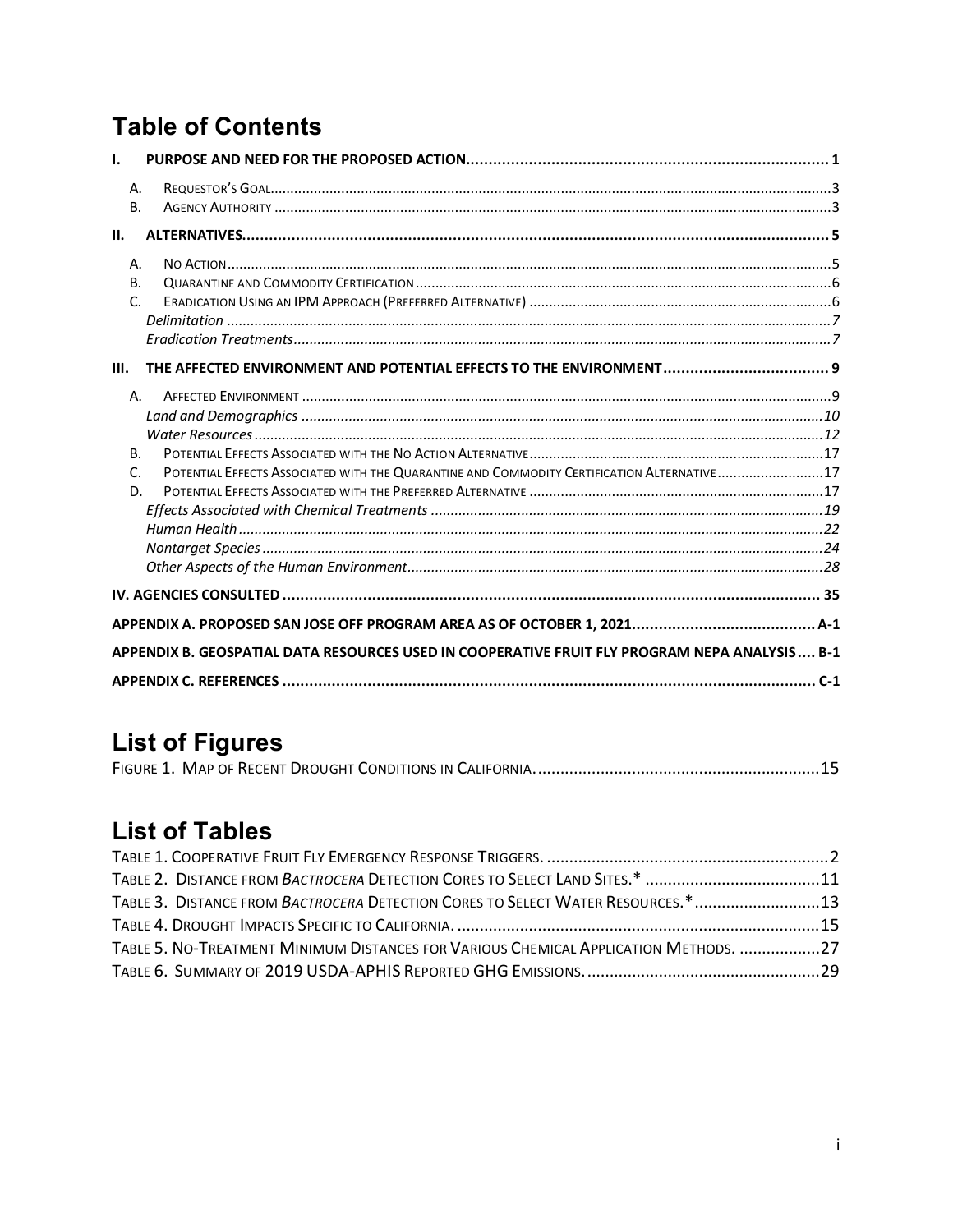# Table of Contents

**I. PURPOSE AND NEED FOR THE PROPOSED ACTION ..... 1**

- A. Requestor's Goal ..... 3
- B. Agency Authority ..... 3

**II. ALTERNATIVES ..... 5**

- A. No Action ..... 5
- B. Quarantine and Commodity Certification ..... 6
- C. Eradication Using an IPM Approach (Preferred Alternative) ..... 6
  - *Delimitation* ..... 7
  - *Eradication Treatments* ..... 7

**III. THE AFFECTED ENVIRONMENT AND POTENTIAL EFFECTS TO THE ENVIRONMENT ..... 9**

- A. Affected Environment ..... 9
  - *Land and Demographics* ..... 10
  - *Water Resources* ..... 12
- B. Potential Effects Associated with the No Action Alternative ..... 17
- C. Potential Effects Associated with the Quarantine and Commodity Certification Alternative ..... 17
- D. Potential Effects Associated with the Preferred Alternative ..... 17
  - *Effects Associated with Chemical Treatments* ..... 19
  - *Human Health* ..... 22
  - *Nontarget Species* ..... 24
  - *Other Aspects of the Human Environment* ..... 28

**IV. AGENCIES CONSULTED ..... 35**

**APPENDIX A. PROPOSED SAN JOSE OFF PROGRAM AREA AS OF OCTOBER 1, 2021 ..... A-1**

**APPENDIX B. GEOSPATIAL DATA RESOURCES USED IN COOPERATIVE FRUIT FLY PROGRAM NEPA ANALYSIS ..... B-1**

**APPENDIX C. REFERENCES ..... C-1**

# List of Figures

Figure 1. Map of Recent Drought Conditions in California. ..... 15

# List of Tables

Table 1. Cooperative Fruit Fly Emergency Response Triggers. ..... 2

Table 2. Distance from *Bactrocera* Detection Cores to Select Land Sites.* ..... 11

Table 3. Distance from *Bactrocera* Detection Cores to Select Water Resources.* ..... 13

Table 4. Drought Impacts Specific to California. ..... 15

Table 5. No-Treatment Minimum Distances for Various Chemical Application Methods. ..... 27

Table 6. Summary of 2019 USDA-APHIS Reported GHG Emissions. ..... 29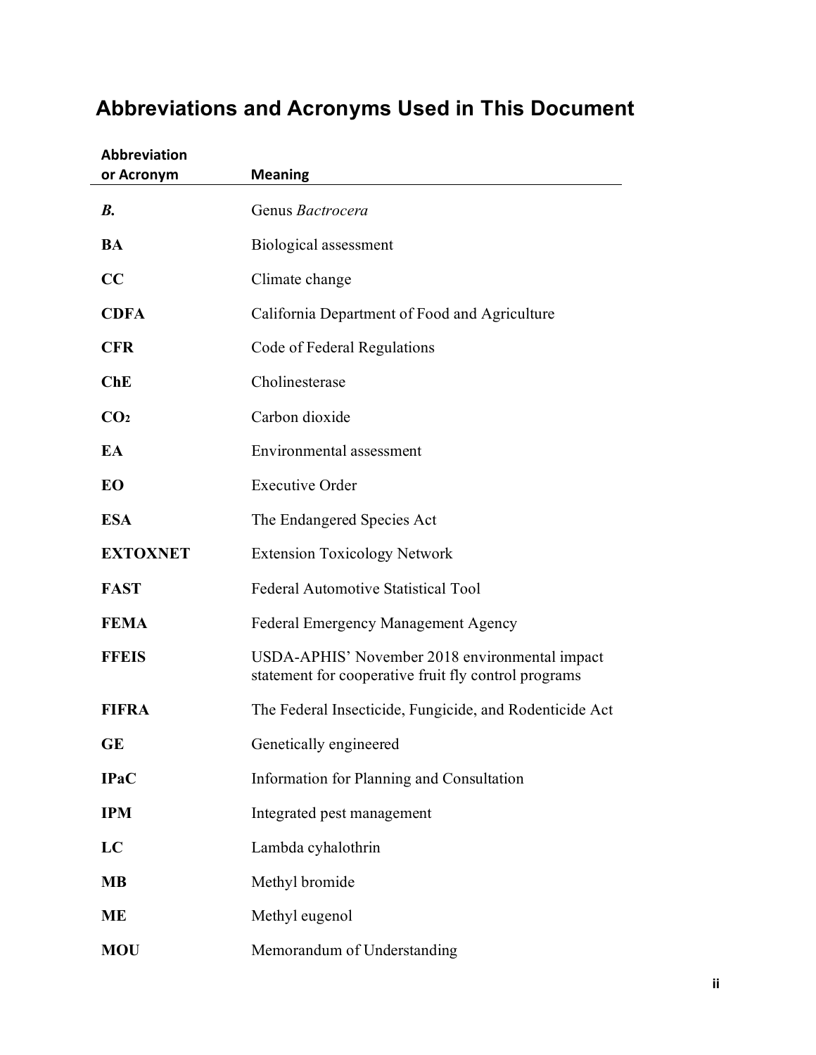# Abbreviations and Acronyms Used in This Document

| Abbreviation or Acronym | Meaning |
|---|---|
| ***B.*** | Genus *Bactrocera* |
| **BA** | Biological assessment |
| **CC** | Climate change |
| **CDFA** | California Department of Food and Agriculture |
| **CFR** | Code of Federal Regulations |
| **ChE** | Cholinesterase |
| **$CO_2$** | Carbon dioxide |
| **EA** | Environmental assessment |
| **EO** | Executive Order |
| **ESA** | The Endangered Species Act |
| **EXTOXNET** | Extension Toxicology Network |
| **FAST** | Federal Automotive Statistical Tool |
| **FEMA** | Federal Emergency Management Agency |
| **FFEIS** | USDA-APHIS' November 2018 environmental impact statement for cooperative fruit fly control programs |
| **FIFRA** | The Federal Insecticide, Fungicide, and Rodenticide Act |
| **GE** | Genetically engineered |
| **IPaC** | Information for Planning and Consultation |
| **IPM** | Integrated pest management |
| **LC** | Lambda cyhalothrin |
| **MB** | Methyl bromide |
| **ME** | Methyl eugenol |
| **MOU** | Memorandum of Understanding |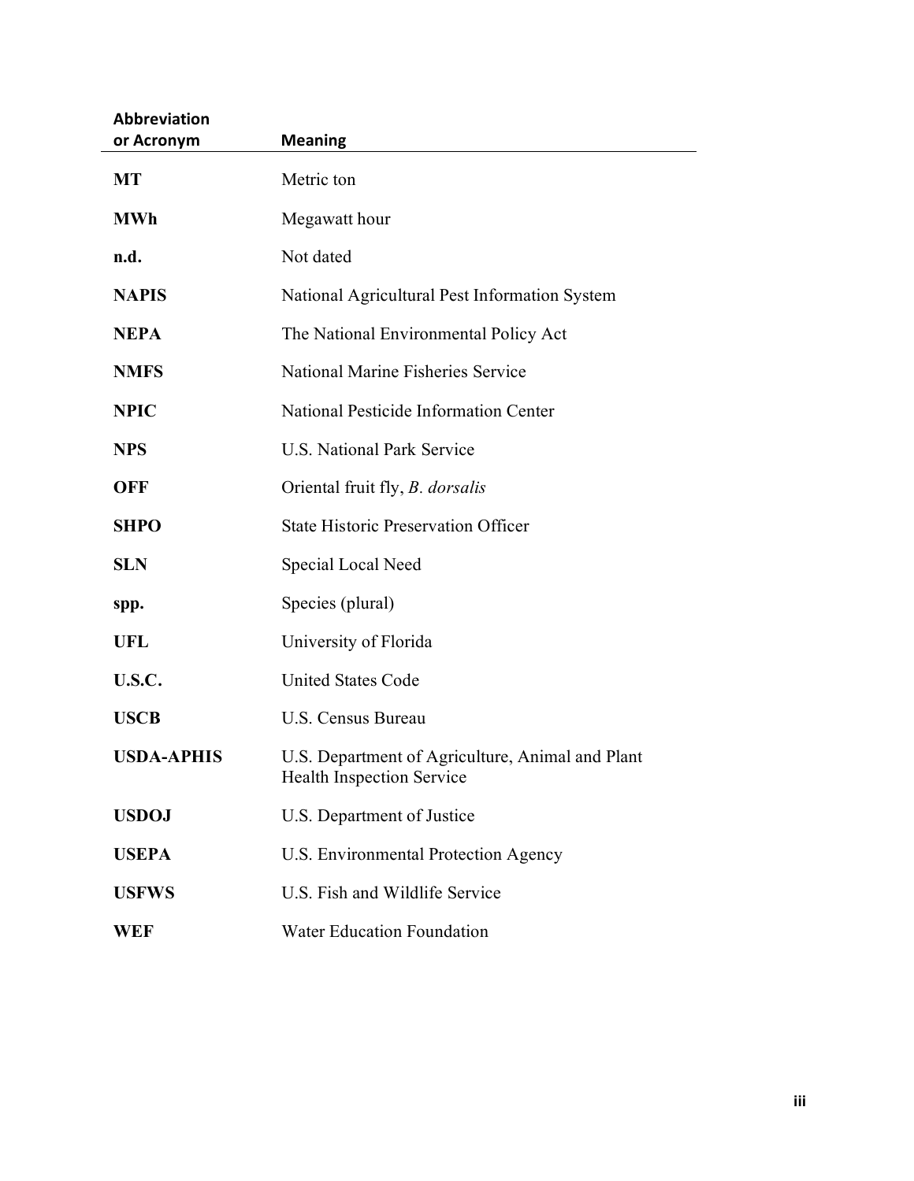| Abbreviation or Acronym | Meaning |
|---|---|
| **MT** | Metric ton |
| **MWh** | Megawatt hour |
| **n.d.** | Not dated |
| **NAPIS** | National Agricultural Pest Information System |
| **NEPA** | The National Environmental Policy Act |
| **NMFS** | National Marine Fisheries Service |
| **NPIC** | National Pesticide Information Center |
| **NPS** | U.S. National Park Service |
| **OFF** | Oriental fruit fly, *B. dorsalis* |
| **SHPO** | State Historic Preservation Officer |
| **SLN** | Special Local Need |
| **spp.** | Species (plural) |
| **UFL** | University of Florida |
| **U.S.C.** | United States Code |
| **USCB** | U.S. Census Bureau |
| **USDA-APHIS** | U.S. Department of Agriculture, Animal and Plant Health Inspection Service |
| **USDOJ** | U.S. Department of Justice |
| **USEPA** | U.S. Environmental Protection Agency |
| **USFWS** | U.S. Fish and Wildlife Service |
| **WEF** | Water Education Foundation |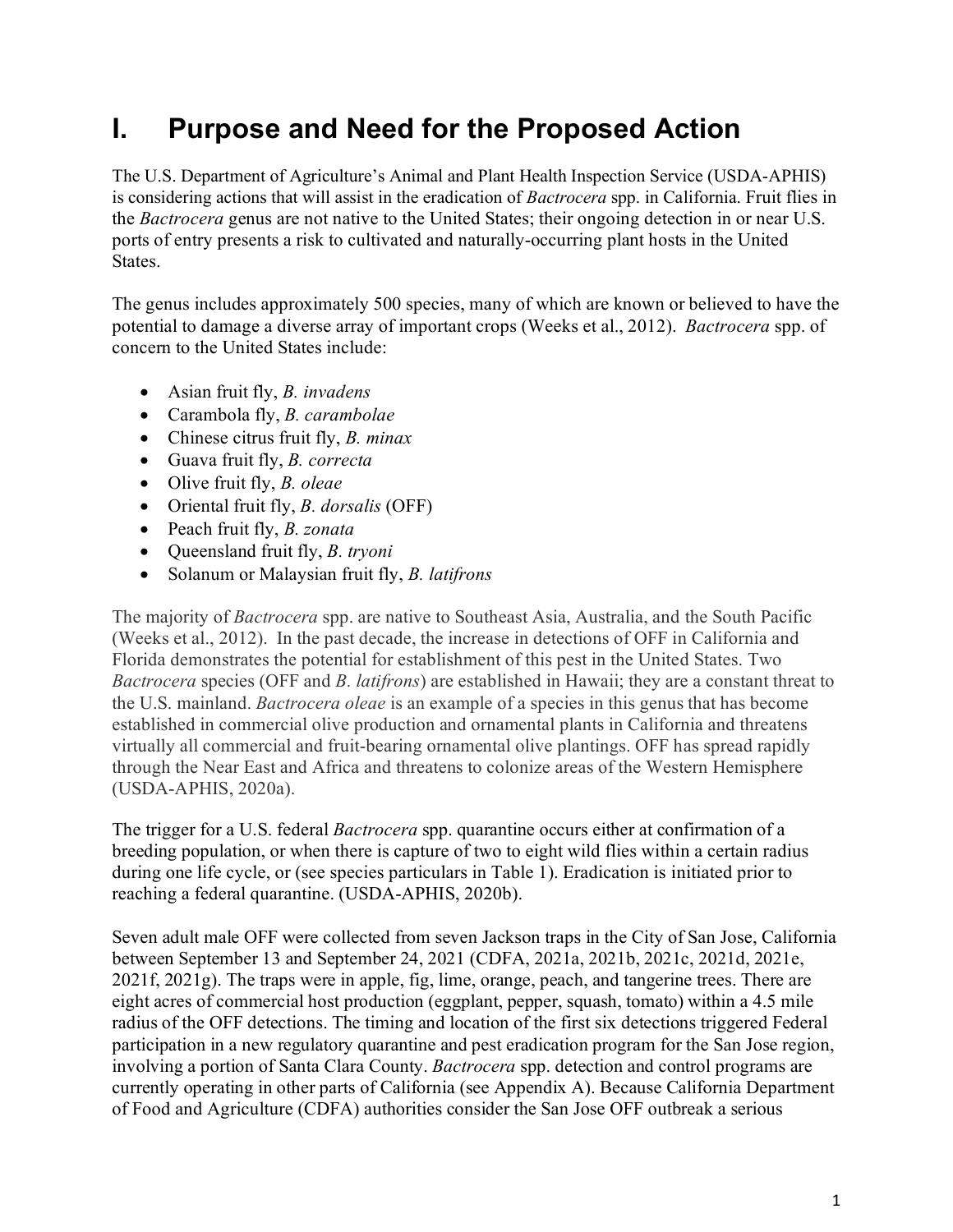# I. Purpose and Need for the Proposed Action

The U.S. Department of Agriculture's Animal and Plant Health Inspection Service (USDA-APHIS) is considering actions that will assist in the eradication of *Bactrocera* spp. in California. Fruit flies in the *Bactrocera* genus are not native to the United States; their ongoing detection in or near U.S. ports of entry presents a risk to cultivated and naturally-occurring plant hosts in the United States.

The genus includes approximately 500 species, many of which are known or believed to have the potential to damage a diverse array of important crops (Weeks et al., 2012). *Bactrocera* spp. of concern to the United States include:

- Asian fruit fly, *B. invadens*
- Carambola fly, *B. carambolae*
- Chinese citrus fruit fly, *B. minax*
- Guava fruit fly, *B. correcta*
- Olive fruit fly, *B. oleae*
- Oriental fruit fly, *B. dorsalis* (OFF)
- Peach fruit fly, *B. zonata*
- Queensland fruit fly, *B. tryoni*
- Solanum or Malaysian fruit fly, *B. latifrons*

The majority of *Bactrocera* spp. are native to Southeast Asia, Australia, and the South Pacific (Weeks et al., 2012). In the past decade, the increase in detections of OFF in California and Florida demonstrates the potential for establishment of this pest in the United States. Two *Bactrocera* species (OFF and *B. latifrons*) are established in Hawaii; they are a constant threat to the U.S. mainland. *Bactrocera oleae* is an example of a species in this genus that has become established in commercial olive production and ornamental plants in California and threatens virtually all commercial and fruit-bearing ornamental olive plantings. OFF has spread rapidly through the Near East and Africa and threatens to colonize areas of the Western Hemisphere (USDA-APHIS, 2020a).

The trigger for a U.S. federal *Bactrocera* spp. quarantine occurs either at confirmation of a breeding population, or when there is capture of two to eight wild flies within a certain radius during one life cycle, or (see species particulars in Table 1). Eradication is initiated prior to reaching a federal quarantine. (USDA-APHIS, 2020b).

Seven adult male OFF were collected from seven Jackson traps in the City of San Jose, California between September 13 and September 24, 2021 (CDFA, 2021a, 2021b, 2021c, 2021d, 2021e, 2021f, 2021g). The traps were in apple, fig, lime, orange, peach, and tangerine trees. There are eight acres of commercial host production (eggplant, pepper, squash, tomato) within a 4.5 mile radius of the OFF detections. The timing and location of the first six detections triggered Federal participation in a new regulatory quarantine and pest eradication program for the San Jose region, involving a portion of Santa Clara County. *Bactrocera* spp. detection and control programs are currently operating in other parts of California (see Appendix A). Because California Department of Food and Agriculture (CDFA) authorities consider the San Jose OFF outbreak a serious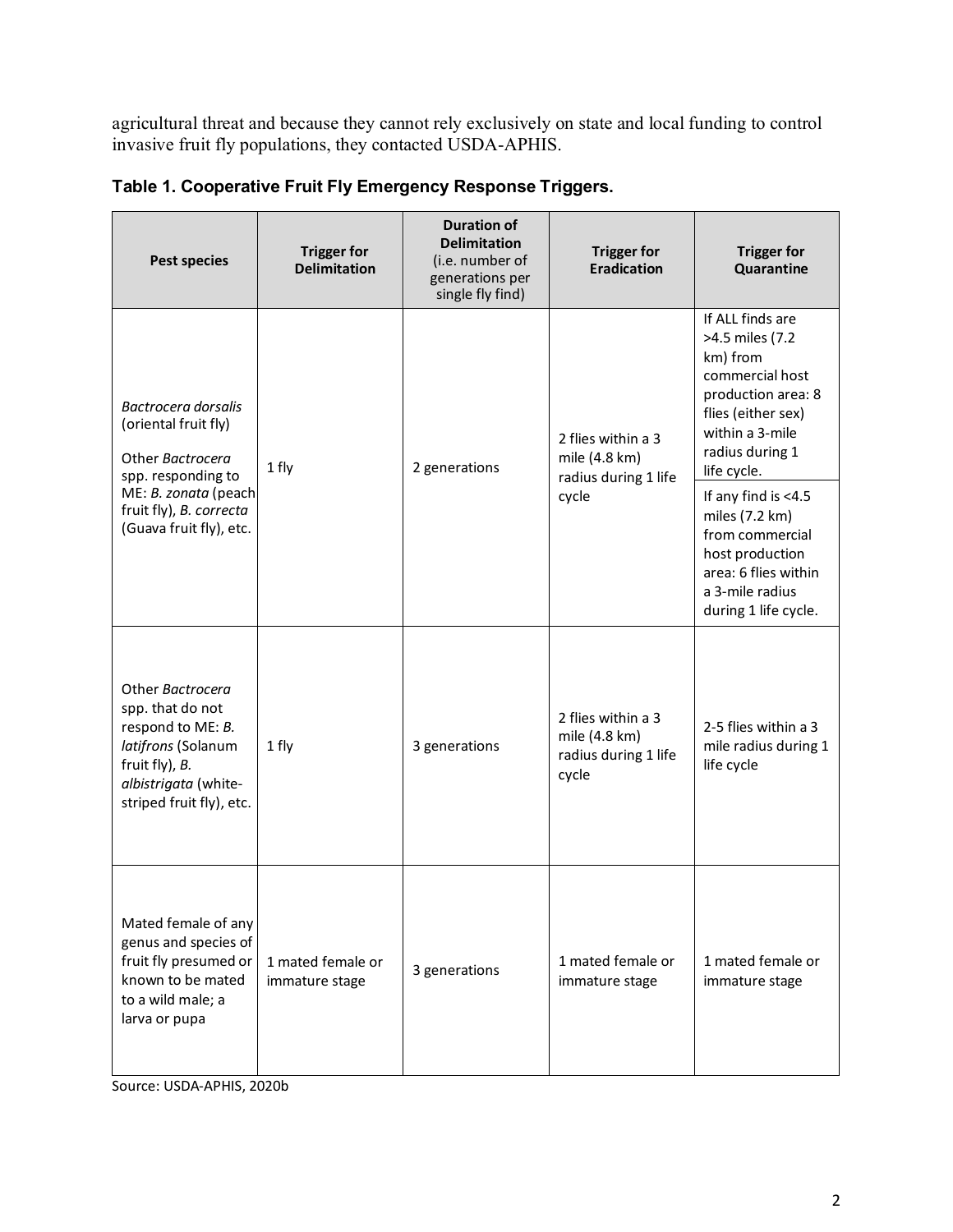agricultural threat and because they cannot rely exclusively on state and local funding to control invasive fruit fly populations, they contacted USDA-APHIS.

**Table 1. Cooperative Fruit Fly Emergency Response Triggers.**

| Pest species | Trigger for Delimitation | Duration of Delimitation (i.e. number of generations per single fly find) | Trigger for Eradication | Trigger for Quarantine |
|---|---|---|---|---|
| *Bactrocera dorsalis* (oriental fruit fly)<br><br>Other *Bactrocera* spp. responding to ME: *B. zonata* (peach fruit fly), *B. correcta* (Guava fruit fly), etc. | 1 fly | 2 generations | 2 flies within a 3 mile (4.8 km) radius during 1 life cycle | If ALL finds are >4.5 miles (7.2 km) from commercial host production area: 8 flies (either sex) within a 3-mile radius during 1 life cycle.<br><br>If any find is <4.5 miles (7.2 km) from commercial host production area: 6 flies within a 3-mile radius during 1 life cycle. |
| Other *Bactrocera* spp. that do not respond to ME: *B. latifrons* (Solanum fruit fly), *B. albistrigata* (white-striped fruit fly), etc. | 1 fly | 3 generations | 2 flies within a 3 mile (4.8 km) radius during 1 life cycle | 2-5 flies within a 3 mile radius during 1 life cycle |
| Mated female of any genus and species of fruit fly presumed or known to be mated to a wild male; a larva or pupa | 1 mated female or immature stage | 3 generations | 1 mated female or immature stage | 1 mated female or immature stage |

Source: USDA-APHIS, 2020b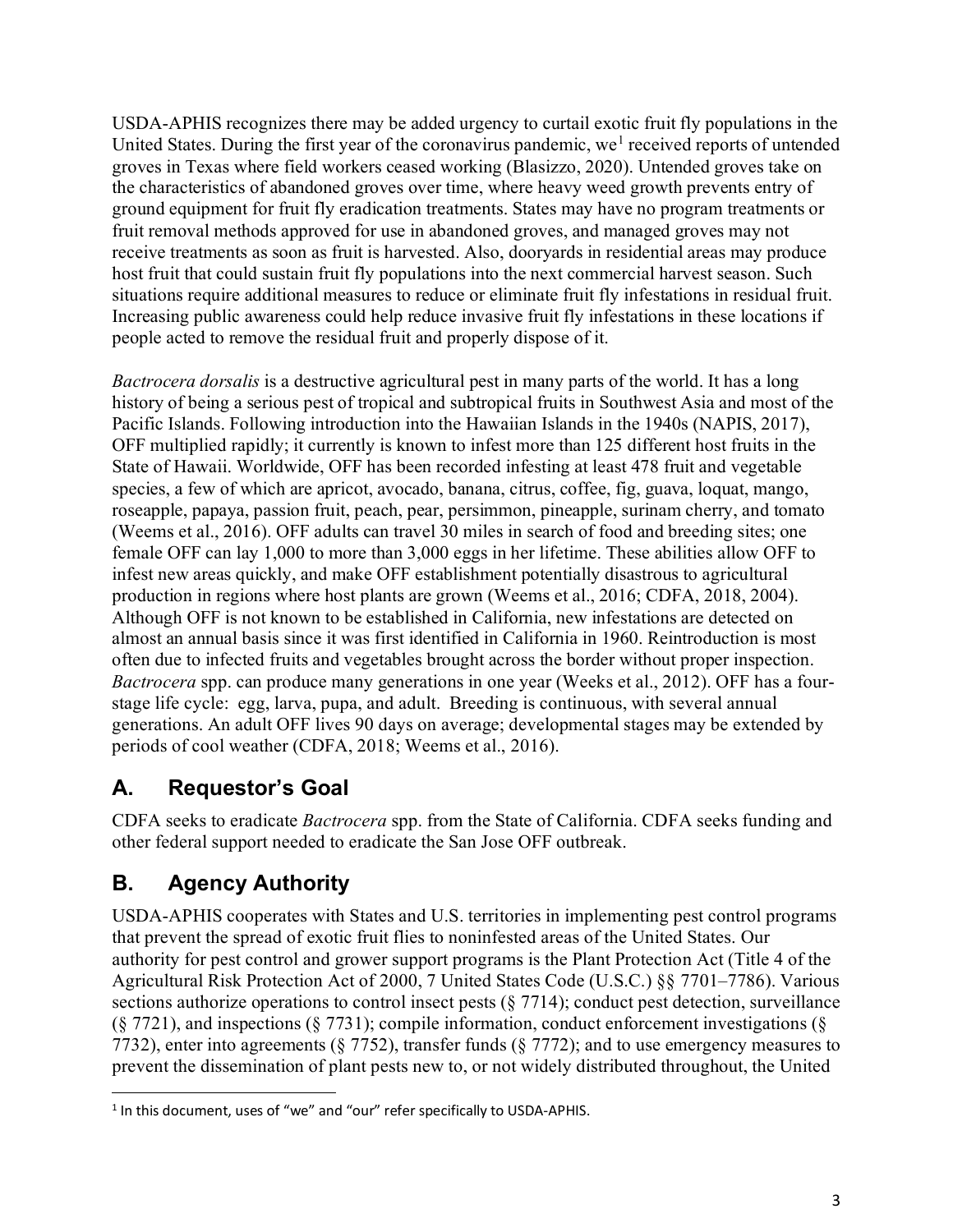USDA-APHIS recognizes there may be added urgency to curtail exotic fruit fly populations in the United States. During the first year of the coronavirus pandemic, we[1] received reports of untended groves in Texas where field workers ceased working (Blasizzo, 2020). Untended groves take on the characteristics of abandoned groves over time, where heavy weed growth prevents entry of ground equipment for fruit fly eradication treatments. States may have no program treatments or fruit removal methods approved for use in abandoned groves, and managed groves may not receive treatments as soon as fruit is harvested. Also, dooryards in residential areas may produce host fruit that could sustain fruit fly populations into the next commercial harvest season. Such situations require additional measures to reduce or eliminate fruit fly infestations in residual fruit. Increasing public awareness could help reduce invasive fruit fly infestations in these locations if people acted to remove the residual fruit and properly dispose of it.

*Bactrocera dorsalis* is a destructive agricultural pest in many parts of the world. It has a long history of being a serious pest of tropical and subtropical fruits in Southwest Asia and most of the Pacific Islands. Following introduction into the Hawaiian Islands in the 1940s (NAPIS, 2017), OFF multiplied rapidly; it currently is known to infest more than 125 different host fruits in the State of Hawaii. Worldwide, OFF has been recorded infesting at least 478 fruit and vegetable species, a few of which are apricot, avocado, banana, citrus, coffee, fig, guava, loquat, mango, roseapple, papaya, passion fruit, peach, pear, persimmon, pineapple, surinam cherry, and tomato (Weems et al., 2016). OFF adults can travel 30 miles in search of food and breeding sites; one female OFF can lay 1,000 to more than 3,000 eggs in her lifetime. These abilities allow OFF to infest new areas quickly, and make OFF establishment potentially disastrous to agricultural production in regions where host plants are grown (Weems et al., 2016; CDFA, 2018, 2004). Although OFF is not known to be established in California, new infestations are detected on almost an annual basis since it was first identified in California in 1960. Reintroduction is most often due to infected fruits and vegetables brought across the border without proper inspection. *Bactrocera* spp. can produce many generations in one year (Weeks et al., 2012). OFF has a four-stage life cycle: egg, larva, pupa, and adult. Breeding is continuous, with several annual generations. An adult OFF lives 90 days on average; developmental stages may be extended by periods of cool weather (CDFA, 2018; Weems et al., 2016).

## A. Requestor's Goal

CDFA seeks to eradicate *Bactrocera* spp. from the State of California. CDFA seeks funding and other federal support needed to eradicate the San Jose OFF outbreak.

## B. Agency Authority

USDA-APHIS cooperates with States and U.S. territories in implementing pest control programs that prevent the spread of exotic fruit flies to noninfested areas of the United States. Our authority for pest control and grower support programs is the Plant Protection Act (Title 4 of the Agricultural Risk Protection Act of 2000, 7 United States Code (U.S.C.) §§ 7701–7786). Various sections authorize operations to control insect pests (§ 7714); conduct pest detection, surveillance (§ 7721), and inspections (§ 7731); compile information, conduct enforcement investigations (§ 7732), enter into agreements (§ 7752), transfer funds (§ 7772); and to use emergency measures to prevent the dissemination of plant pests new to, or not widely distributed throughout, the United

[1] In this document, uses of "we" and "our" refer specifically to USDA-APHIS.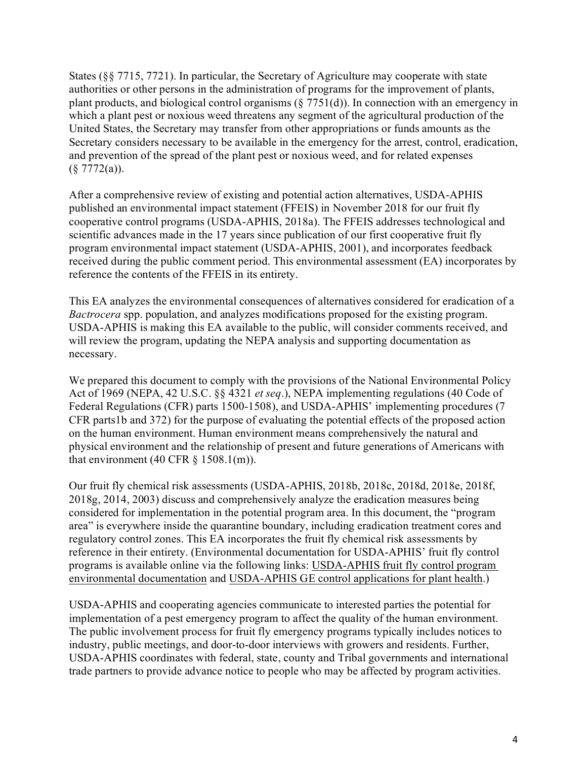States (§§ 7715, 7721). In particular, the Secretary of Agriculture may cooperate with state authorities or other persons in the administration of programs for the improvement of plants, plant products, and biological control organisms (§ 7751(d)). In connection with an emergency in which a plant pest or noxious weed threatens any segment of the agricultural production of the United States, the Secretary may transfer from other appropriations or funds amounts as the Secretary considers necessary to be available in the emergency for the arrest, control, eradication, and prevention of the spread of the plant pest or noxious weed, and for related expenses (§ 7772(a)).

After a comprehensive review of existing and potential action alternatives, USDA-APHIS published an environmental impact statement (FFEIS) in November 2018 for our fruit fly cooperative control programs (USDA-APHIS, 2018a). The FFEIS addresses technological and scientific advances made in the 17 years since publication of our first cooperative fruit fly program environmental impact statement (USDA-APHIS, 2001), and incorporates feedback received during the public comment period. This environmental assessment (EA) incorporates by reference the contents of the FFEIS in its entirety.

This EA analyzes the environmental consequences of alternatives considered for eradication of a *Bactrocera* spp. population, and analyzes modifications proposed for the existing program. USDA-APHIS is making this EA available to the public, will consider comments received, and will review the program, updating the NEPA analysis and supporting documentation as necessary.

We prepared this document to comply with the provisions of the National Environmental Policy Act of 1969 (NEPA, 42 U.S.C. §§ 4321 *et seq*.), NEPA implementing regulations (40 Code of Federal Regulations (CFR) parts 1500-1508), and USDA-APHIS' implementing procedures (7 CFR parts1b and 372) for the purpose of evaluating the potential effects of the proposed action on the human environment. Human environment means comprehensively the natural and physical environment and the relationship of present and future generations of Americans with that environment (40 CFR § 1508.1(m)).

Our fruit fly chemical risk assessments (USDA-APHIS, 2018b, 2018c, 2018d, 2018e, 2018f, 2018g, 2014, 2003) discuss and comprehensively analyze the eradication measures being considered for implementation in the potential program area. In this document, the "program area" is everywhere inside the quarantine boundary, including eradication treatment cores and regulatory control zones. This EA incorporates the fruit fly chemical risk assessments by reference in their entirety. (Environmental documentation for USDA-APHIS' fruit fly control programs is available online via the following links: USDA-APHIS fruit fly control program environmental documentation and USDA-APHIS GE control applications for plant health.)

USDA-APHIS and cooperating agencies communicate to interested parties the potential for implementation of a pest emergency program to affect the quality of the human environment. The public involvement process for fruit fly emergency programs typically includes notices to industry, public meetings, and door-to-door interviews with growers and residents. Further, USDA-APHIS coordinates with federal, state, county and Tribal governments and international trade partners to provide advance notice to people who may be affected by program activities.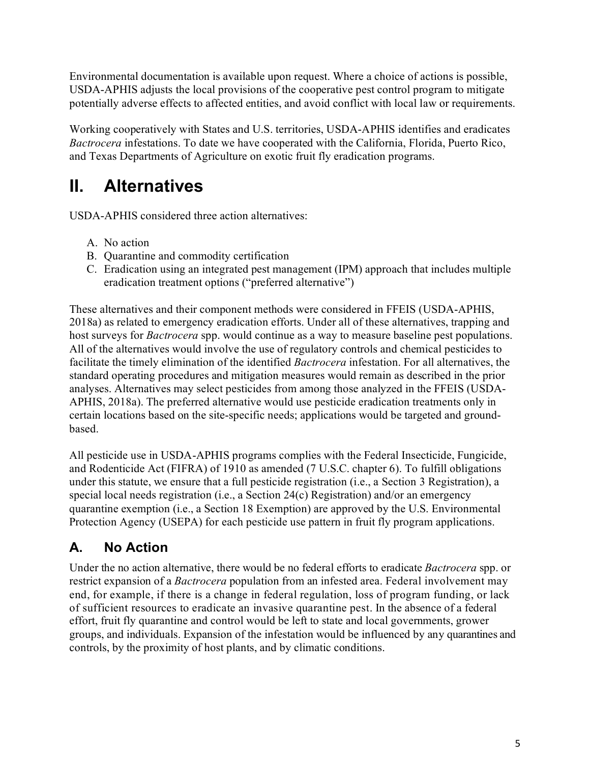Environmental documentation is available upon request. Where a choice of actions is possible, USDA-APHIS adjusts the local provisions of the cooperative pest control program to mitigate potentially adverse effects to affected entities, and avoid conflict with local law or requirements.

Working cooperatively with States and U.S. territories, USDA-APHIS identifies and eradicates *Bactrocera* infestations. To date we have cooperated with the California, Florida, Puerto Rico, and Texas Departments of Agriculture on exotic fruit fly eradication programs.

# II. Alternatives

USDA-APHIS considered three action alternatives:

A. No action
B. Quarantine and commodity certification
C. Eradication using an integrated pest management (IPM) approach that includes multiple eradication treatment options ("preferred alternative")

These alternatives and their component methods were considered in FFEIS (USDA-APHIS, 2018a) as related to emergency eradication efforts. Under all of these alternatives, trapping and host surveys for *Bactrocera* spp. would continue as a way to measure baseline pest populations. All of the alternatives would involve the use of regulatory controls and chemical pesticides to facilitate the timely elimination of the identified *Bactrocera* infestation. For all alternatives, the standard operating procedures and mitigation measures would remain as described in the prior analyses. Alternatives may select pesticides from among those analyzed in the FFEIS (USDA-APHIS, 2018a). The preferred alternative would use pesticide eradication treatments only in certain locations based on the site-specific needs; applications would be targeted and ground-based.

All pesticide use in USDA-APHIS programs complies with the Federal Insecticide, Fungicide, and Rodenticide Act (FIFRA) of 1910 as amended (7 U.S.C. chapter 6). To fulfill obligations under this statute, we ensure that a full pesticide registration (i.e., a Section 3 Registration), a special local needs registration (i.e., a Section 24(c) Registration) and/or an emergency quarantine exemption (i.e., a Section 18 Exemption) are approved by the U.S. Environmental Protection Agency (USEPA) for each pesticide use pattern in fruit fly program applications.

## A. No Action

Under the no action alternative, there would be no federal efforts to eradicate *Bactrocera* spp. or restrict expansion of a *Bactrocera* population from an infested area. Federal involvement may end, for example, if there is a change in federal regulation, loss of program funding, or lack of sufficient resources to eradicate an invasive quarantine pest. In the absence of a federal effort, fruit fly quarantine and control would be left to state and local governments, grower groups, and individuals. Expansion of the infestation would be influenced by any quarantines and controls, by the proximity of host plants, and by climatic conditions.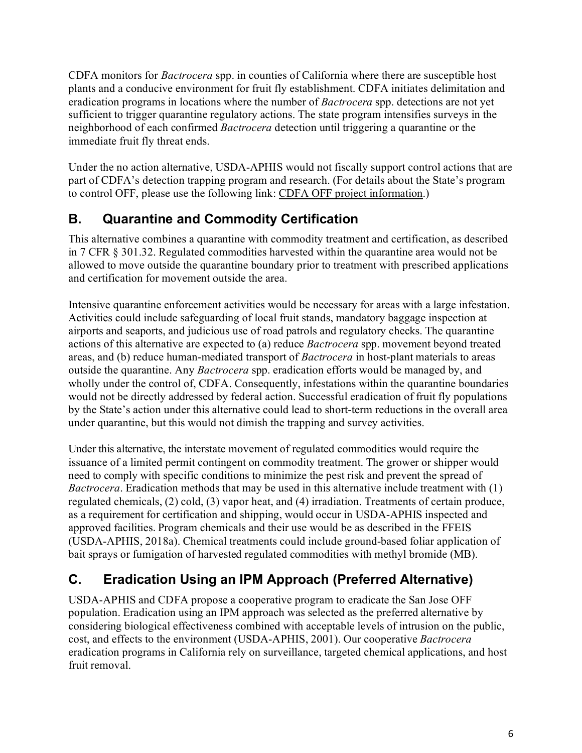CDFA monitors for *Bactrocera* spp. in counties of California where there are susceptible host plants and a conducive environment for fruit fly establishment. CDFA initiates delimitation and eradication programs in locations where the number of *Bactrocera* spp. detections are not yet sufficient to trigger quarantine regulatory actions. The state program intensifies surveys in the neighborhood of each confirmed *Bactrocera* detection until triggering a quarantine or the immediate fruit fly threat ends.

Under the no action alternative, USDA-APHIS would not fiscally support control actions that are part of CDFA's detection trapping program and research. (For details about the State's program to control OFF, please use the following link: CDFA OFF project information.)

## B. Quarantine and Commodity Certification

This alternative combines a quarantine with commodity treatment and certification, as described in 7 CFR § 301.32. Regulated commodities harvested within the quarantine area would not be allowed to move outside the quarantine boundary prior to treatment with prescribed applications and certification for movement outside the area.

Intensive quarantine enforcement activities would be necessary for areas with a large infestation. Activities could include safeguarding of local fruit stands, mandatory baggage inspection at airports and seaports, and judicious use of road patrols and regulatory checks. The quarantine actions of this alternative are expected to (a) reduce *Bactrocera* spp. movement beyond treated areas, and (b) reduce human-mediated transport of *Bactrocera* in host-plant materials to areas outside the quarantine. Any *Bactrocera* spp. eradication efforts would be managed by, and wholly under the control of, CDFA. Consequently, infestations within the quarantine boundaries would not be directly addressed by federal action. Successful eradication of fruit fly populations by the State's action under this alternative could lead to short-term reductions in the overall area under quarantine, but this would not dimish the trapping and survey activities.

Under this alternative, the interstate movement of regulated commodities would require the issuance of a limited permit contingent on commodity treatment. The grower or shipper would need to comply with specific conditions to minimize the pest risk and prevent the spread of *Bactrocera*. Eradication methods that may be used in this alternative include treatment with (1) regulated chemicals, (2) cold, (3) vapor heat, and (4) irradiation. Treatments of certain produce, as a requirement for certification and shipping, would occur in USDA-APHIS inspected and approved facilities. Program chemicals and their use would be as described in the FFEIS (USDA-APHIS, 2018a). Chemical treatments could include ground-based foliar application of bait sprays or fumigation of harvested regulated commodities with methyl bromide (MB).

## C. Eradication Using an IPM Approach (Preferred Alternative)

USDA-APHIS and CDFA propose a cooperative program to eradicate the San Jose OFF population. Eradication using an IPM approach was selected as the preferred alternative by considering biological effectiveness combined with acceptable levels of intrusion on the public, cost, and effects to the environment (USDA-APHIS, 2001). Our cooperative *Bactrocera* eradication programs in California rely on surveillance, targeted chemical applications, and host fruit removal.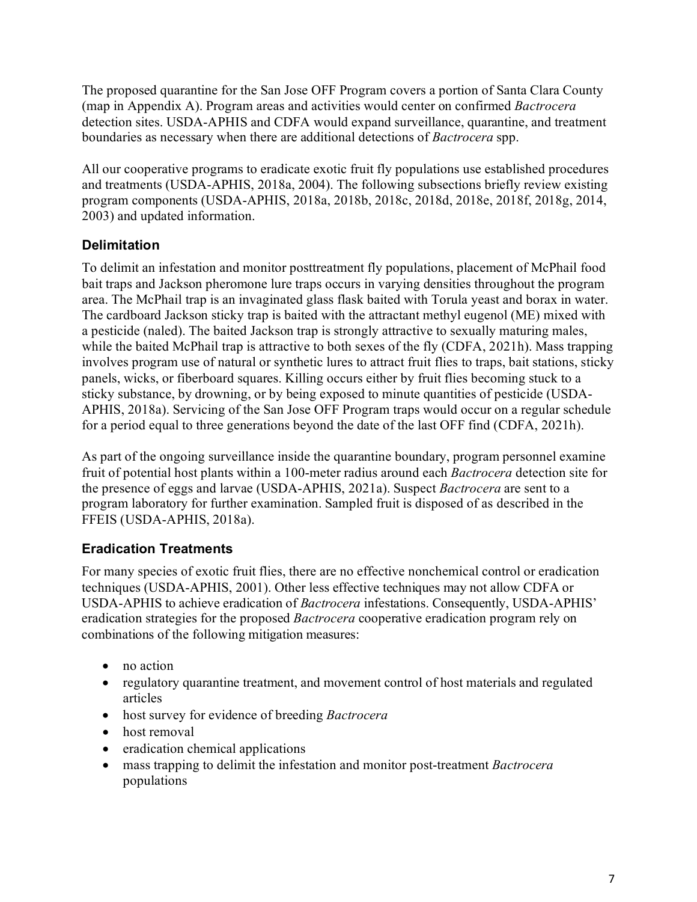The proposed quarantine for the San Jose OFF Program covers a portion of Santa Clara County (map in Appendix A). Program areas and activities would center on confirmed *Bactrocera* detection sites. USDA-APHIS and CDFA would expand surveillance, quarantine, and treatment boundaries as necessary when there are additional detections of *Bactrocera* spp.

All our cooperative programs to eradicate exotic fruit fly populations use established procedures and treatments (USDA-APHIS, 2018a, 2004). The following subsections briefly review existing program components (USDA-APHIS, 2018a, 2018b, 2018c, 2018d, 2018e, 2018f, 2018g, 2014, 2003) and updated information.

## Delimitation

To delimit an infestation and monitor posttreatment fly populations, placement of McPhail food bait traps and Jackson pheromone lure traps occurs in varying densities throughout the program area. The McPhail trap is an invaginated glass flask baited with Torula yeast and borax in water. The cardboard Jackson sticky trap is baited with the attractant methyl eugenol (ME) mixed with a pesticide (naled). The baited Jackson trap is strongly attractive to sexually maturing males, while the baited McPhail trap is attractive to both sexes of the fly (CDFA, 2021h). Mass trapping involves program use of natural or synthetic lures to attract fruit flies to traps, bait stations, sticky panels, wicks, or fiberboard squares. Killing occurs either by fruit flies becoming stuck to a sticky substance, by drowning, or by being exposed to minute quantities of pesticide (USDA-APHIS, 2018a). Servicing of the San Jose OFF Program traps would occur on a regular schedule for a period equal to three generations beyond the date of the last OFF find (CDFA, 2021h).

As part of the ongoing surveillance inside the quarantine boundary, program personnel examine fruit of potential host plants within a 100-meter radius around each *Bactrocera* detection site for the presence of eggs and larvae (USDA-APHIS, 2021a). Suspect *Bactrocera* are sent to a program laboratory for further examination. Sampled fruit is disposed of as described in the FFEIS (USDA-APHIS, 2018a).

## Eradication Treatments

For many species of exotic fruit flies, there are no effective nonchemical control or eradication techniques (USDA-APHIS, 2001). Other less effective techniques may not allow CDFA or USDA-APHIS to achieve eradication of *Bactrocera* infestations. Consequently, USDA-APHIS' eradication strategies for the proposed *Bactrocera* cooperative eradication program rely on combinations of the following mitigation measures:

- no action
- regulatory quarantine treatment, and movement control of host materials and regulated articles
- host survey for evidence of breeding *Bactrocera*
- host removal
- eradication chemical applications
- mass trapping to delimit the infestation and monitor post-treatment *Bactrocera* populations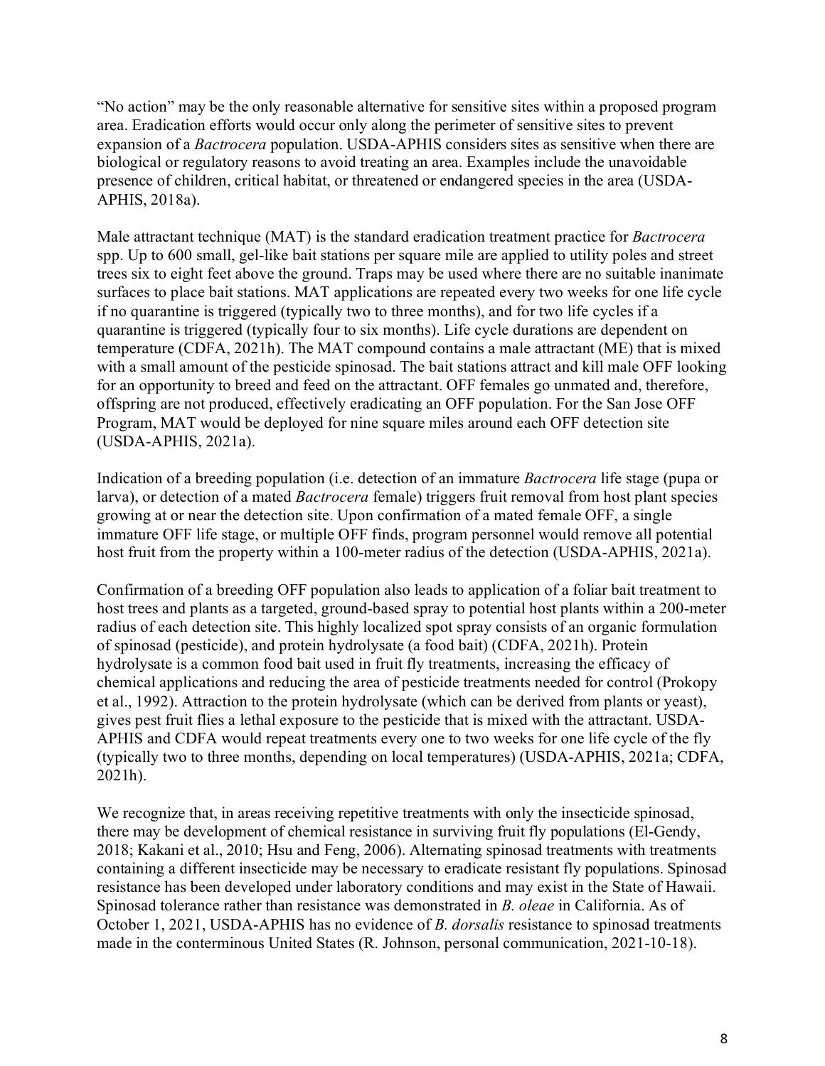"No action" may be the only reasonable alternative for sensitive sites within a proposed program area. Eradication efforts would occur only along the perimeter of sensitive sites to prevent expansion of a *Bactrocera* population. USDA-APHIS considers sites as sensitive when there are biological or regulatory reasons to avoid treating an area. Examples include the unavoidable presence of children, critical habitat, or threatened or endangered species in the area (USDA-APHIS, 2018a).

Male attractant technique (MAT) is the standard eradication treatment practice for *Bactrocera* spp. Up to 600 small, gel-like bait stations per square mile are applied to utility poles and street trees six to eight feet above the ground. Traps may be used where there are no suitable inanimate surfaces to place bait stations. MAT applications are repeated every two weeks for one life cycle if no quarantine is triggered (typically two to three months), and for two life cycles if a quarantine is triggered (typically four to six months). Life cycle durations are dependent on temperature (CDFA, 2021h). The MAT compound contains a male attractant (ME) that is mixed with a small amount of the pesticide spinosad. The bait stations attract and kill male OFF looking for an opportunity to breed and feed on the attractant. OFF females go unmated and, therefore, offspring are not produced, effectively eradicating an OFF population. For the San Jose OFF Program, MAT would be deployed for nine square miles around each OFF detection site (USDA-APHIS, 2021a).

Indication of a breeding population (i.e. detection of an immature *Bactrocera* life stage (pupa or larva), or detection of a mated *Bactrocera* female) triggers fruit removal from host plant species growing at or near the detection site. Upon confirmation of a mated female OFF, a single immature OFF life stage, or multiple OFF finds, program personnel would remove all potential host fruit from the property within a 100-meter radius of the detection (USDA-APHIS, 2021a).

Confirmation of a breeding OFF population also leads to application of a foliar bait treatment to host trees and plants as a targeted, ground-based spray to potential host plants within a 200-meter radius of each detection site. This highly localized spot spray consists of an organic formulation of spinosad (pesticide), and protein hydrolysate (a food bait) (CDFA, 2021h). Protein hydrolysate is a common food bait used in fruit fly treatments, increasing the efficacy of chemical applications and reducing the area of pesticide treatments needed for control (Prokopy et al., 1992). Attraction to the protein hydrolysate (which can be derived from plants or yeast), gives pest fruit flies a lethal exposure to the pesticide that is mixed with the attractant. USDA-APHIS and CDFA would repeat treatments every one to two weeks for one life cycle of the fly (typically two to three months, depending on local temperatures) (USDA-APHIS, 2021a; CDFA, 2021h).

We recognize that, in areas receiving repetitive treatments with only the insecticide spinosad, there may be development of chemical resistance in surviving fruit fly populations (El-Gendy, 2018; Kakani et al., 2010; Hsu and Feng, 2006). Alternating spinosad treatments with treatments containing a different insecticide may be necessary to eradicate resistant fly populations. Spinosad resistance has been developed under laboratory conditions and may exist in the State of Hawaii. Spinosad tolerance rather than resistance was demonstrated in *B. oleae* in California. As of October 1, 2021, USDA-APHIS has no evidence of *B. dorsalis* resistance to spinosad treatments made in the conterminous United States (R. Johnson, personal communication, 2021-10-18).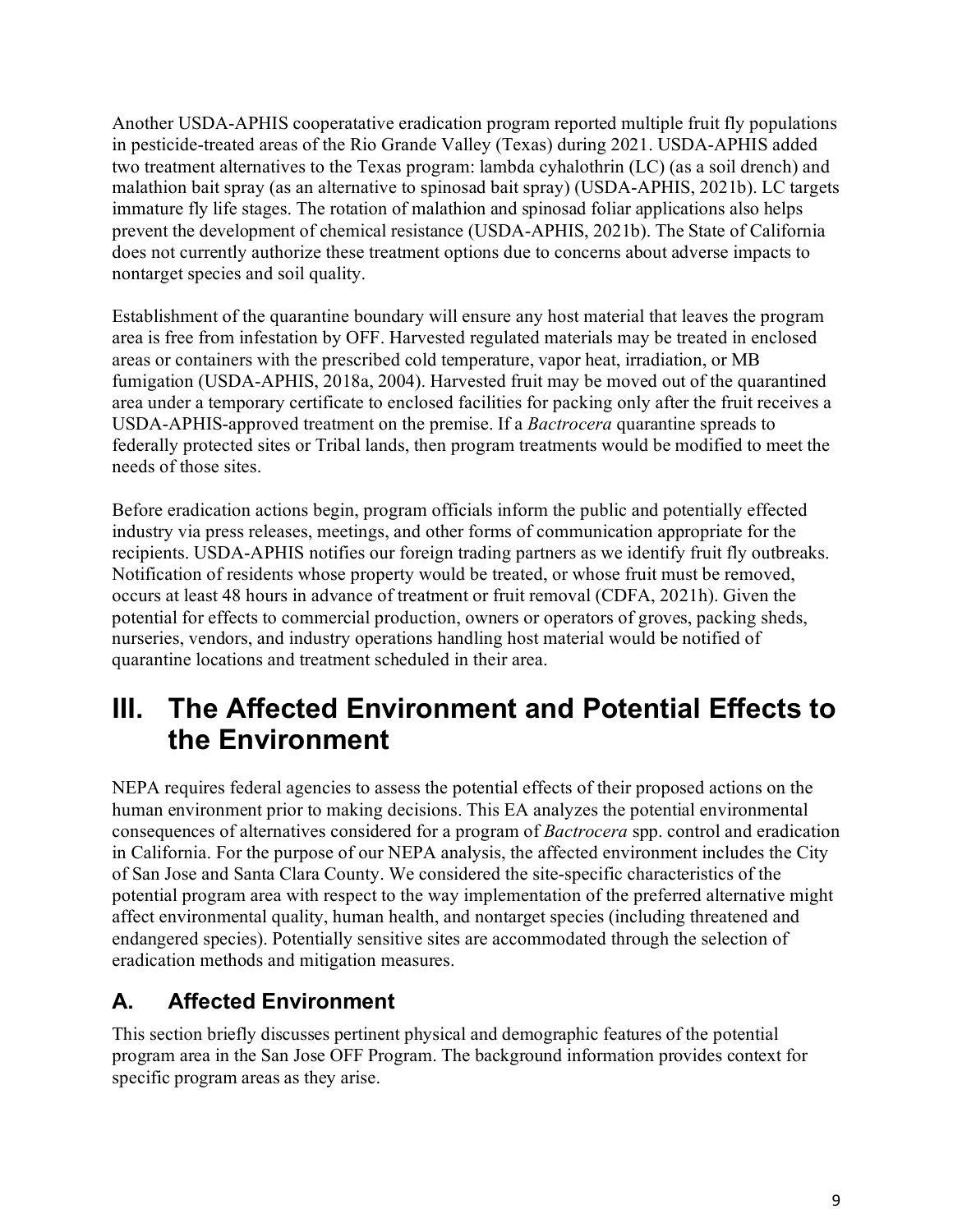Another USDA-APHIS cooperatative eradication program reported multiple fruit fly populations in pesticide-treated areas of the Rio Grande Valley (Texas) during 2021. USDA-APHIS added two treatment alternatives to the Texas program: lambda cyhalothrin (LC) (as a soil drench) and malathion bait spray (as an alternative to spinosad bait spray) (USDA-APHIS, 2021b). LC targets immature fly life stages. The rotation of malathion and spinosad foliar applications also helps prevent the development of chemical resistance (USDA-APHIS, 2021b). The State of California does not currently authorize these treatment options due to concerns about adverse impacts to nontarget species and soil quality.

Establishment of the quarantine boundary will ensure any host material that leaves the program area is free from infestation by OFF. Harvested regulated materials may be treated in enclosed areas or containers with the prescribed cold temperature, vapor heat, irradiation, or MB fumigation (USDA-APHIS, 2018a, 2004). Harvested fruit may be moved out of the quarantined area under a temporary certificate to enclosed facilities for packing only after the fruit receives a USDA-APHIS-approved treatment on the premise. If a *Bactrocera* quarantine spreads to federally protected sites or Tribal lands, then program treatments would be modified to meet the needs of those sites.

Before eradication actions begin, program officials inform the public and potentially effected industry via press releases, meetings, and other forms of communication appropriate for the recipients. USDA-APHIS notifies our foreign trading partners as we identify fruit fly outbreaks. Notification of residents whose property would be treated, or whose fruit must be removed, occurs at least 48 hours in advance of treatment or fruit removal (CDFA, 2021h). Given the potential for effects to commercial production, owners or operators of groves, packing sheds, nurseries, vendors, and industry operations handling host material would be notified of quarantine locations and treatment scheduled in their area.

# III. The Affected Environment and Potential Effects to the Environment

NEPA requires federal agencies to assess the potential effects of their proposed actions on the human environment prior to making decisions. This EA analyzes the potential environmental consequences of alternatives considered for a program of *Bactrocera* spp. control and eradication in California. For the purpose of our NEPA analysis, the affected environment includes the City of San Jose and Santa Clara County. We considered the site-specific characteristics of the potential program area with respect to the way implementation of the preferred alternative might affect environmental quality, human health, and nontarget species (including threatened and endangered species). Potentially sensitive sites are accommodated through the selection of eradication methods and mitigation measures.

## A. Affected Environment

This section briefly discusses pertinent physical and demographic features of the potential program area in the San Jose OFF Program. The background information provides context for specific program areas as they arise.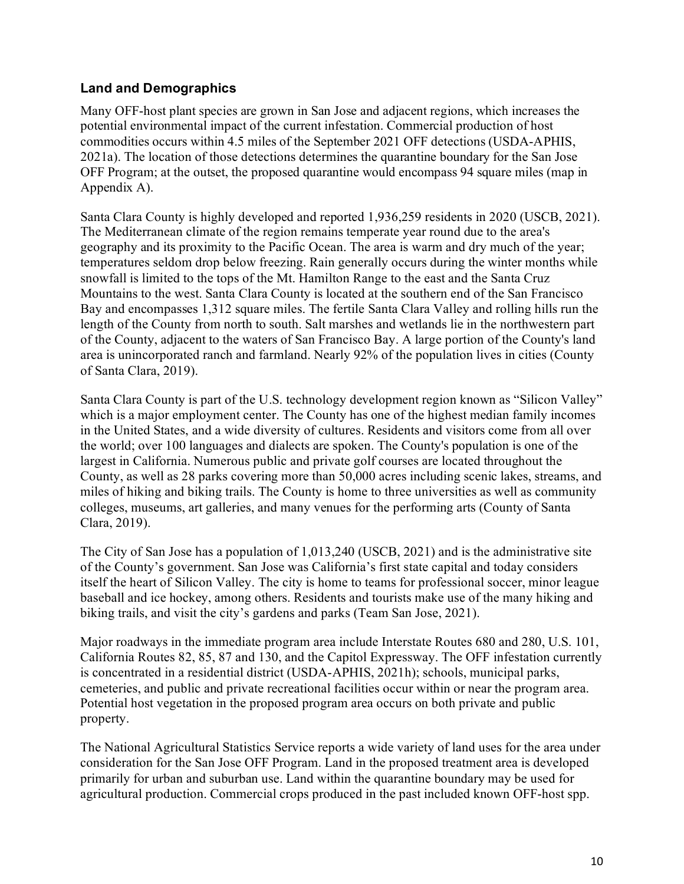## Land and Demographics

Many OFF-host plant species are grown in San Jose and adjacent regions, which increases the potential environmental impact of the current infestation. Commercial production of host commodities occurs within 4.5 miles of the September 2021 OFF detections (USDA-APHIS, 2021a). The location of those detections determines the quarantine boundary for the San Jose OFF Program; at the outset, the proposed quarantine would encompass 94 square miles (map in Appendix A).

Santa Clara County is highly developed and reported 1,936,259 residents in 2020 (USCB, 2021). The Mediterranean climate of the region remains temperate year round due to the area's geography and its proximity to the Pacific Ocean. The area is warm and dry much of the year; temperatures seldom drop below freezing. Rain generally occurs during the winter months while snowfall is limited to the tops of the Mt. Hamilton Range to the east and the Santa Cruz Mountains to the west. Santa Clara County is located at the southern end of the San Francisco Bay and encompasses 1,312 square miles. The fertile Santa Clara Valley and rolling hills run the length of the County from north to south. Salt marshes and wetlands lie in the northwestern part of the County, adjacent to the waters of San Francisco Bay. A large portion of the County's land area is unincorporated ranch and farmland. Nearly 92% of the population lives in cities (County of Santa Clara, 2019).

Santa Clara County is part of the U.S. technology development region known as "Silicon Valley" which is a major employment center. The County has one of the highest median family incomes in the United States, and a wide diversity of cultures. Residents and visitors come from all over the world; over 100 languages and dialects are spoken. The County's population is one of the largest in California. Numerous public and private golf courses are located throughout the County, as well as 28 parks covering more than 50,000 acres including scenic lakes, streams, and miles of hiking and biking trails. The County is home to three universities as well as community colleges, museums, art galleries, and many venues for the performing arts (County of Santa Clara, 2019).

The City of San Jose has a population of 1,013,240 (USCB, 2021) and is the administrative site of the County's government. San Jose was California's first state capital and today considers itself the heart of Silicon Valley. The city is home to teams for professional soccer, minor league baseball and ice hockey, among others. Residents and tourists make use of the many hiking and biking trails, and visit the city's gardens and parks (Team San Jose, 2021).

Major roadways in the immediate program area include Interstate Routes 680 and 280, U.S. 101, California Routes 82, 85, 87 and 130, and the Capitol Expressway. The OFF infestation currently is concentrated in a residential district (USDA-APHIS, 2021h); schools, municipal parks, cemeteries, and public and private recreational facilities occur within or near the program area. Potential host vegetation in the proposed program area occurs on both private and public property.

The National Agricultural Statistics Service reports a wide variety of land uses for the area under consideration for the San Jose OFF Program. Land in the proposed treatment area is developed primarily for urban and suburban use. Land within the quarantine boundary may be used for agricultural production. Commercial crops produced in the past included known OFF-host spp.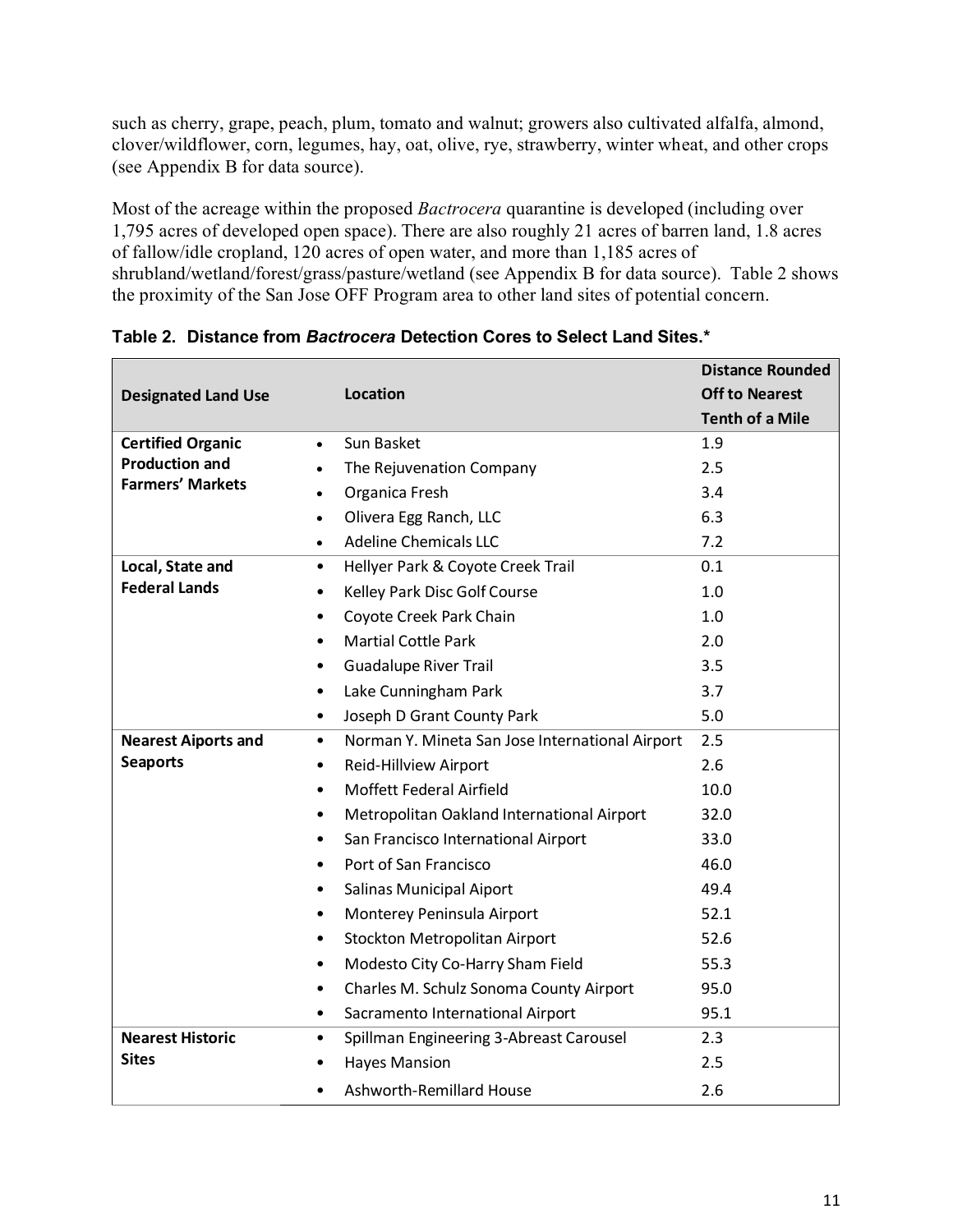such as cherry, grape, peach, plum, tomato and walnut; growers also cultivated alfalfa, almond, clover/wildflower, corn, legumes, hay, oat, olive, rye, strawberry, winter wheat, and other crops (see Appendix B for data source).

Most of the acreage within the proposed *Bactrocera* quarantine is developed (including over 1,795 acres of developed open space). There are also roughly 21 acres of barren land, 1.8 acres of fallow/idle cropland, 120 acres of open water, and more than 1,185 acres of shrubland/wetland/forest/grass/pasture/wetland (see Appendix B for data source). Table 2 shows the proximity of the San Jose OFF Program area to other land sites of potential concern.

**Table 2. Distance from *Bactrocera* Detection Cores to Select Land Sites.\***

| Designated Land Use | Location | Distance Rounded Off to Nearest Tenth of a Mile |
|---|---|---|
| **Certified Organic Production and Farmers' Markets** | • Sun Basket | 1.9 |
| | • The Rejuvenation Company | 2.5 |
| | • Organica Fresh | 3.4 |
| | • Olivera Egg Ranch, LLC | 6.3 |
| | • Adeline Chemicals LLC | 7.2 |
| **Local, State and Federal Lands** | • Hellyer Park & Coyote Creek Trail | 0.1 |
| | • Kelley Park Disc Golf Course | 1.0 |
| | • Coyote Creek Park Chain | 1.0 |
| | • Martial Cottle Park | 2.0 |
| | • Guadalupe River Trail | 3.5 |
| | • Lake Cunningham Park | 3.7 |
| | • Joseph D Grant County Park | 5.0 |
| **Nearest Aiports and Seaports** | • Norman Y. Mineta San Jose International Airport | 2.5 |
| | • Reid-Hillview Airport | 2.6 |
| | • Moffett Federal Airfield | 10.0 |
| | • Metropolitan Oakland International Airport | 32.0 |
| | • San Francisco International Airport | 33.0 |
| | • Port of San Francisco | 46.0 |
| | • Salinas Municipal Aiport | 49.4 |
| | • Monterey Peninsula Airport | 52.1 |
| | • Stockton Metropolitan Airport | 52.6 |
| | • Modesto City Co-Harry Sham Field | 55.3 |
| | • Charles M. Schulz Sonoma County Airport | 95.0 |
| | • Sacramento International Airport | 95.1 |
| **Nearest Historic Sites** | • Spillman Engineering 3-Abreast Carousel | 2.3 |
| | • Hayes Mansion | 2.5 |
| | • Ashworth-Remillard House | 2.6 |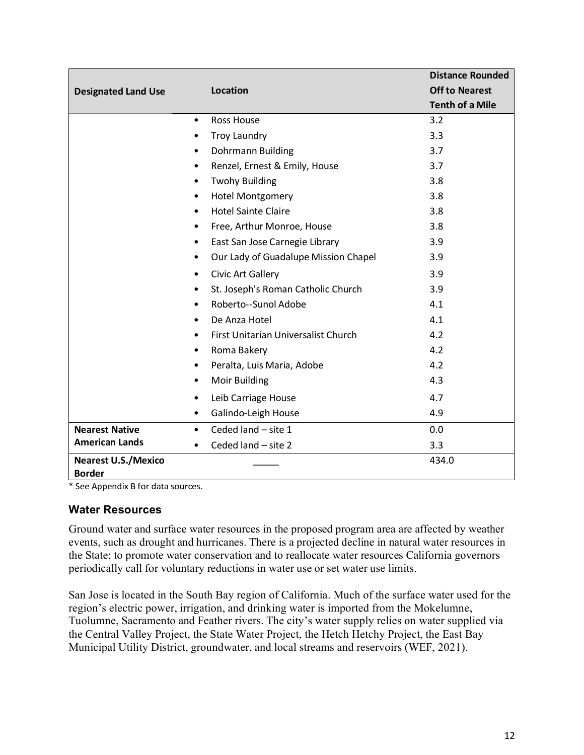| Designated Land Use | Location | Distance Rounded Off to Nearest Tenth of a Mile |
|---|---|---|
| | • Ross House | 3.2 |
| | • Troy Laundry | 3.3 |
| | • Dohrmann Building | 3.7 |
| | • Renzel, Ernest & Emily, House | 3.7 |
| | • Twohy Building | 3.8 |
| | • Hotel Montgomery | 3.8 |
| | • Hotel Sainte Claire | 3.8 |
| | • Free, Arthur Monroe, House | 3.8 |
| | • East San Jose Carnegie Library | 3.9 |
| | • Our Lady of Guadalupe Mission Chapel | 3.9 |
| | • Civic Art Gallery | 3.9 |
| | • St. Joseph's Roman Catholic Church | 3.9 |
| | • Roberto--Sunol Adobe | 4.1 |
| | • De Anza Hotel | 4.1 |
| | • First Unitarian Universalist Church | 4.2 |
| | • Roma Bakery | 4.2 |
| | • Peralta, Luis Maria, Adobe | 4.2 |
| | • Moir Building | 4.3 |
| | • Leib Carriage House | 4.7 |
| | • Galindo-Leigh House | 4.9 |
| **Nearest Native American Lands** | • Ceded land – site 1 | 0.0 |
| | • Ceded land – site 2 | 3.3 |
| **Nearest U.S./Mexico Border** | _____ | 434.0 |

* See Appendix B for data sources.

### Water Resources

Ground water and surface water resources in the proposed program area are affected by weather events, such as drought and hurricanes. There is a projected decline in natural water resources in the State; to promote water conservation and to reallocate water resources California governors periodically call for voluntary reductions in water use or set water use limits.

San Jose is located in the South Bay region of California. Much of the surface water used for the region's electric power, irrigation, and drinking water is imported from the Mokelumne, Tuolumne, Sacramento and Feather rivers. The city's water supply relies on water supplied via the Central Valley Project, the State Water Project, the Hetch Hetchy Project, the East Bay Municipal Utility District, groundwater, and local streams and reservoirs (WEF, 2021).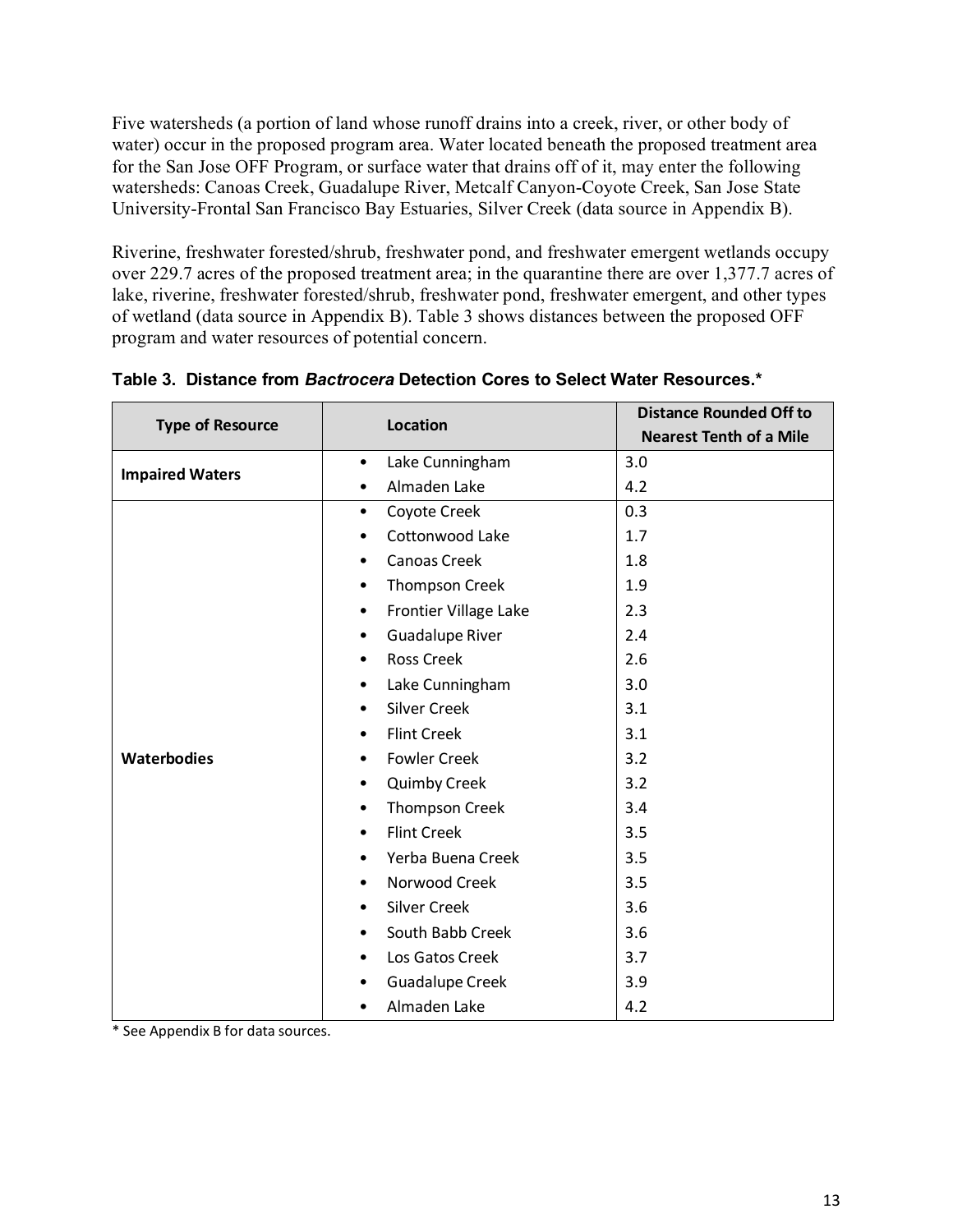Five watersheds (a portion of land whose runoff drains into a creek, river, or other body of water) occur in the proposed program area. Water located beneath the proposed treatment area for the San Jose OFF Program, or surface water that drains off of it, may enter the following watersheds: Canoas Creek, Guadalupe River, Metcalf Canyon-Coyote Creek, San Jose State University-Frontal San Francisco Bay Estuaries, Silver Creek (data source in Appendix B).

Riverine, freshwater forested/shrub, freshwater pond, and freshwater emergent wetlands occupy over 229.7 acres of the proposed treatment area; in the quarantine there are over 1,377.7 acres of lake, riverine, freshwater forested/shrub, freshwater pond, freshwater emergent, and other types of wetland (data source in Appendix B). Table 3 shows distances between the proposed OFF program and water resources of potential concern.

**Table 3. Distance from *Bactrocera* Detection Cores to Select Water Resources.***

| Type of Resource | Location | Distance Rounded Off to Nearest Tenth of a Mile |
|---|---|---|
| **Impaired Waters** | • Lake Cunningham | 3.0 |
| | • Almaden Lake | 4.2 |
| **Waterbodies** | • Coyote Creek | 0.3 |
| | • Cottonwood Lake | 1.7 |
| | • Canoas Creek | 1.8 |
| | • Thompson Creek | 1.9 |
| | • Frontier Village Lake | 2.3 |
| | • Guadalupe River | 2.4 |
| | • Ross Creek | 2.6 |
| | • Lake Cunningham | 3.0 |
| | • Silver Creek | 3.1 |
| | • Flint Creek | 3.1 |
| | • Fowler Creek | 3.2 |
| | • Quimby Creek | 3.2 |
| | • Thompson Creek | 3.4 |
| | • Flint Creek | 3.5 |
| | • Yerba Buena Creek | 3.5 |
| | • Norwood Creek | 3.5 |
| | • Silver Creek | 3.6 |
| | • South Babb Creek | 3.6 |
| | • Los Gatos Creek | 3.7 |
| | • Guadalupe Creek | 3.9 |
| | • Almaden Lake | 4.2 |

* See Appendix B for data sources.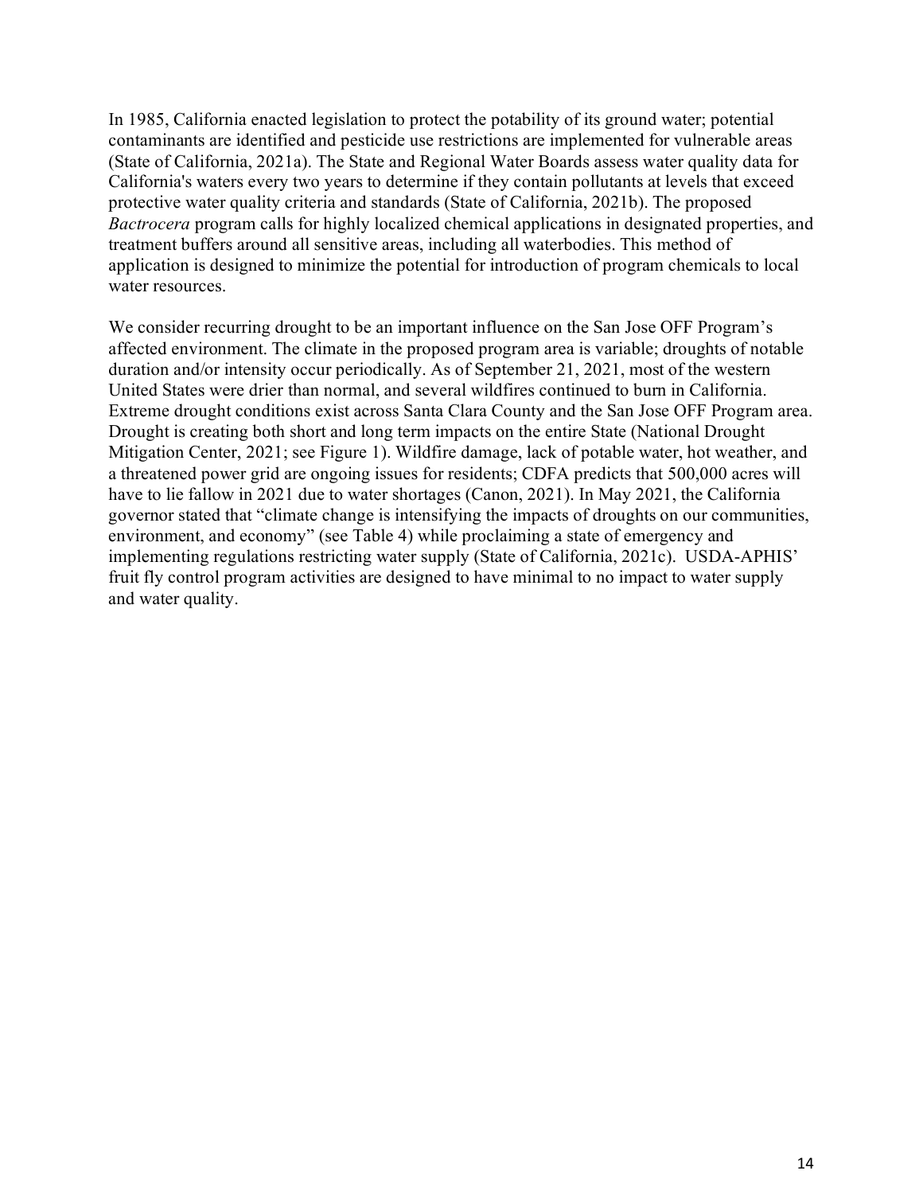In 1985, California enacted legislation to protect the potability of its ground water; potential contaminants are identified and pesticide use restrictions are implemented for vulnerable areas (State of California, 2021a). The State and Regional Water Boards assess water quality data for California's waters every two years to determine if they contain pollutants at levels that exceed protective water quality criteria and standards (State of California, 2021b). The proposed *Bactrocera* program calls for highly localized chemical applications in designated properties, and treatment buffers around all sensitive areas, including all waterbodies. This method of application is designed to minimize the potential for introduction of program chemicals to local water resources.

We consider recurring drought to be an important influence on the San Jose OFF Program's affected environment. The climate in the proposed program area is variable; droughts of notable duration and/or intensity occur periodically. As of September 21, 2021, most of the western United States were drier than normal, and several wildfires continued to burn in California. Extreme drought conditions exist across Santa Clara County and the San Jose OFF Program area. Drought is creating both short and long term impacts on the entire State (National Drought Mitigation Center, 2021; see Figure 1). Wildfire damage, lack of potable water, hot weather, and a threatened power grid are ongoing issues for residents; CDFA predicts that 500,000 acres will have to lie fallow in 2021 due to water shortages (Canon, 2021). In May 2021, the California governor stated that "climate change is intensifying the impacts of droughts on our communities, environment, and economy" (see Table 4) while proclaiming a state of emergency and implementing regulations restricting water supply (State of California, 2021c). USDA-APHIS' fruit fly control program activities are designed to have minimal to no impact to water supply and water quality.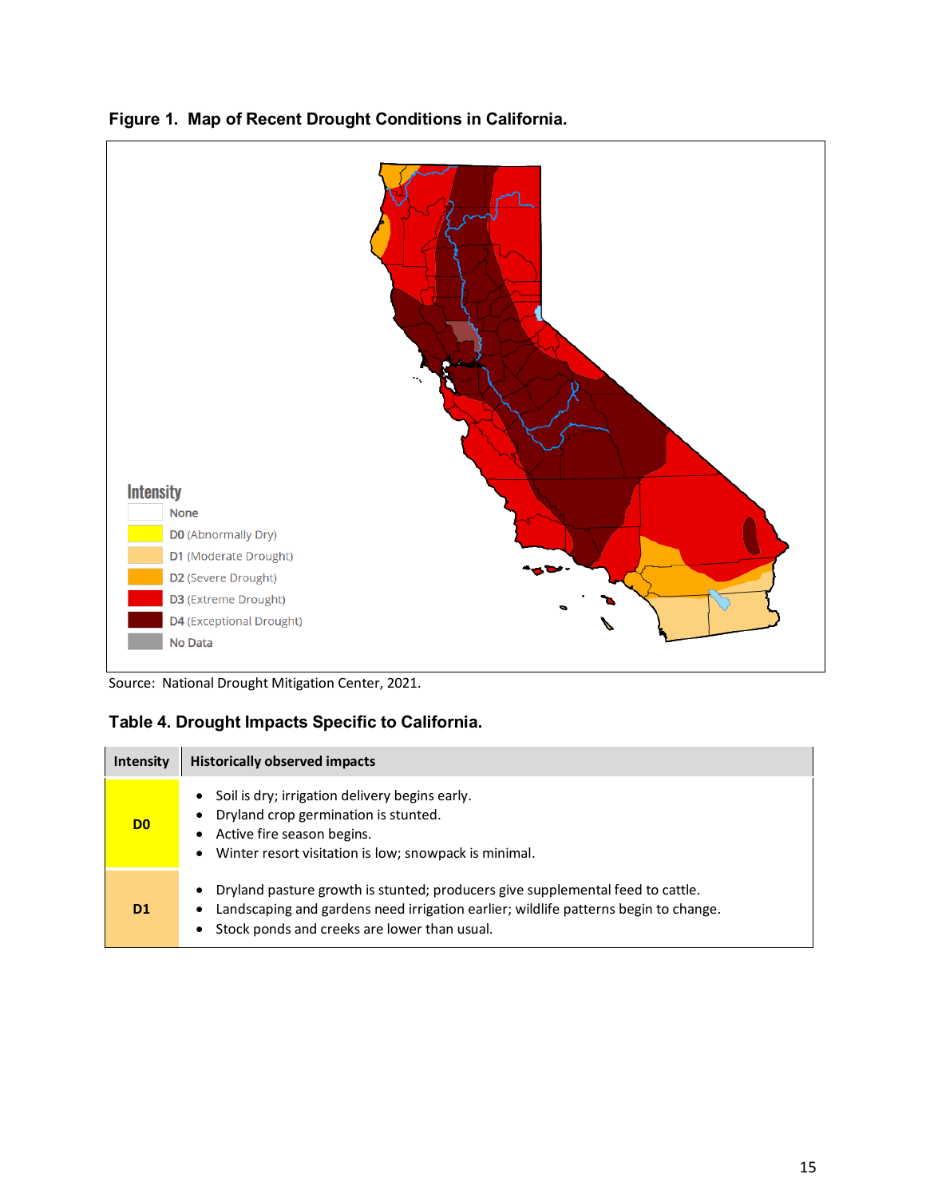**Figure 1. Map of Recent Drought Conditions in California.**

Intensity

None

D0 (Abnormally Dry)

D1 (Moderate Drought)

D2 (Severe Drought)

D3 (Extreme Drought)

D4 (Exceptional Drought)

No Data

Source: National Drought Mitigation Center, 2021.

**Table 4. Drought Impacts Specific to California.**

| Intensity | Historically observed impacts |
|---|---|
| D0 | • Soil is dry; irrigation delivery begins early.<br>• Dryland crop germination is stunted.<br>• Active fire season begins.<br>• Winter resort visitation is low; snowpack is minimal. |
| D1 | • Dryland pasture growth is stunted; producers give supplemental feed to cattle.<br>• Landscaping and gardens need irrigation earlier; wildlife patterns begin to change.<br>• Stock ponds and creeks are lower than usual. |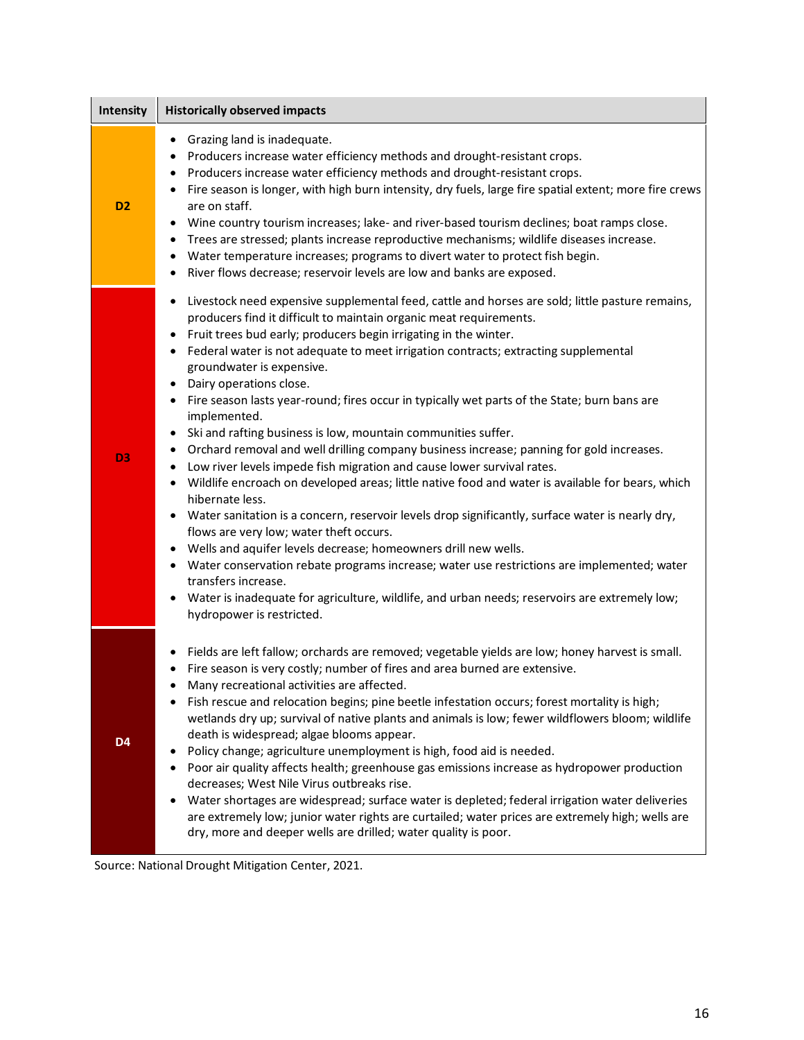| Intensity | Historically observed impacts |
|---|---|
| D2 | • Grazing land is inadequate.<br>• Producers increase water efficiency methods and drought-resistant crops.<br>• Producers increase water efficiency methods and drought-resistant crops.<br>• Fire season is longer, with high burn intensity, dry fuels, large fire spatial extent; more fire crews are on staff.<br>• Wine country tourism increases; lake- and river-based tourism declines; boat ramps close.<br>• Trees are stressed; plants increase reproductive mechanisms; wildlife diseases increase.<br>• Water temperature increases; programs to divert water to protect fish begin.<br>• River flows decrease; reservoir levels are low and banks are exposed. |
| D3 | • Livestock need expensive supplemental feed, cattle and horses are sold; little pasture remains, producers find it difficult to maintain organic meat requirements.<br>• Fruit trees bud early; producers begin irrigating in the winter.<br>• Federal water is not adequate to meet irrigation contracts; extracting supplemental groundwater is expensive.<br>• Dairy operations close.<br>• Fire season lasts year-round; fires occur in typically wet parts of the State; burn bans are implemented.<br>• Ski and rafting business is low, mountain communities suffer.<br>• Orchard removal and well drilling company business increase; panning for gold increases.<br>• Low river levels impede fish migration and cause lower survival rates.<br>• Wildlife encroach on developed areas; little native food and water is available for bears, which hibernate less.<br>• Water sanitation is a concern, reservoir levels drop significantly, surface water is nearly dry, flows are very low; water theft occurs.<br>• Wells and aquifer levels decrease; homeowners drill new wells.<br>• Water conservation rebate programs increase; water use restrictions are implemented; water transfers increase.<br>• Water is inadequate for agriculture, wildlife, and urban needs; reservoirs are extremely low; hydropower is restricted. |
| D4 | • Fields are left fallow; orchards are removed; vegetable yields are low; honey harvest is small.<br>• Fire season is very costly; number of fires and area burned are extensive.<br>• Many recreational activities are affected.<br>• Fish rescue and relocation begins; pine beetle infestation occurs; forest mortality is high; wetlands dry up; survival of native plants and animals is low; fewer wildflowers bloom; wildlife death is widespread; algae blooms appear.<br>• Policy change; agriculture unemployment is high, food aid is needed.<br>• Poor air quality affects health; greenhouse gas emissions increase as hydropower production decreases; West Nile Virus outbreaks rise.<br>• Water shortages are widespread; surface water is depleted; federal irrigation water deliveries are extremely low; junior water rights are curtailed; water prices are extremely high; wells are dry, more and deeper wells are drilled; water quality is poor. |

Source: National Drought Mitigation Center, 2021.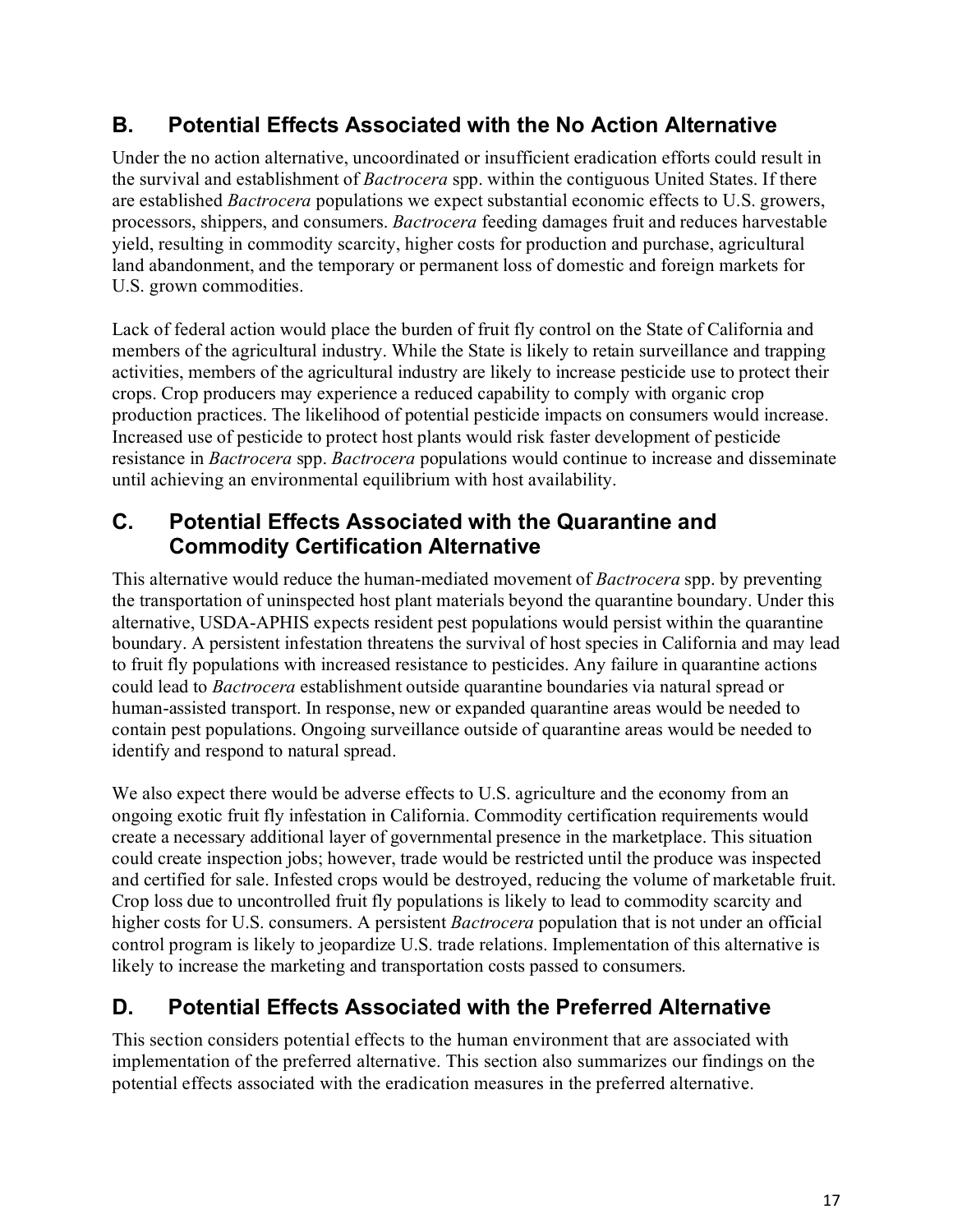## B. Potential Effects Associated with the No Action Alternative

Under the no action alternative, uncoordinated or insufficient eradication efforts could result in the survival and establishment of *Bactrocera* spp. within the contiguous United States. If there are established *Bactrocera* populations we expect substantial economic effects to U.S. growers, processors, shippers, and consumers. *Bactrocera* feeding damages fruit and reduces harvestable yield, resulting in commodity scarcity, higher costs for production and purchase, agricultural land abandonment, and the temporary or permanent loss of domestic and foreign markets for U.S. grown commodities.

Lack of federal action would place the burden of fruit fly control on the State of California and members of the agricultural industry. While the State is likely to retain surveillance and trapping activities, members of the agricultural industry are likely to increase pesticide use to protect their crops. Crop producers may experience a reduced capability to comply with organic crop production practices. The likelihood of potential pesticide impacts on consumers would increase. Increased use of pesticide to protect host plants would risk faster development of pesticide resistance in *Bactrocera* spp. *Bactrocera* populations would continue to increase and disseminate until achieving an environmental equilibrium with host availability.

## C. Potential Effects Associated with the Quarantine and Commodity Certification Alternative

This alternative would reduce the human-mediated movement of *Bactrocera* spp. by preventing the transportation of uninspected host plant materials beyond the quarantine boundary. Under this alternative, USDA-APHIS expects resident pest populations would persist within the quarantine boundary. A persistent infestation threatens the survival of host species in California and may lead to fruit fly populations with increased resistance to pesticides. Any failure in quarantine actions could lead to *Bactrocera* establishment outside quarantine boundaries via natural spread or human-assisted transport. In response, new or expanded quarantine areas would be needed to contain pest populations. Ongoing surveillance outside of quarantine areas would be needed to identify and respond to natural spread.

We also expect there would be adverse effects to U.S. agriculture and the economy from an ongoing exotic fruit fly infestation in California. Commodity certification requirements would create a necessary additional layer of governmental presence in the marketplace. This situation could create inspection jobs; however, trade would be restricted until the produce was inspected and certified for sale. Infested crops would be destroyed, reducing the volume of marketable fruit. Crop loss due to uncontrolled fruit fly populations is likely to lead to commodity scarcity and higher costs for U.S. consumers. A persistent *Bactrocera* population that is not under an official control program is likely to jeopardize U.S. trade relations. Implementation of this alternative is likely to increase the marketing and transportation costs passed to consumers.

## D. Potential Effects Associated with the Preferred Alternative

This section considers potential effects to the human environment that are associated with implementation of the preferred alternative. This section also summarizes our findings on the potential effects associated with the eradication measures in the preferred alternative.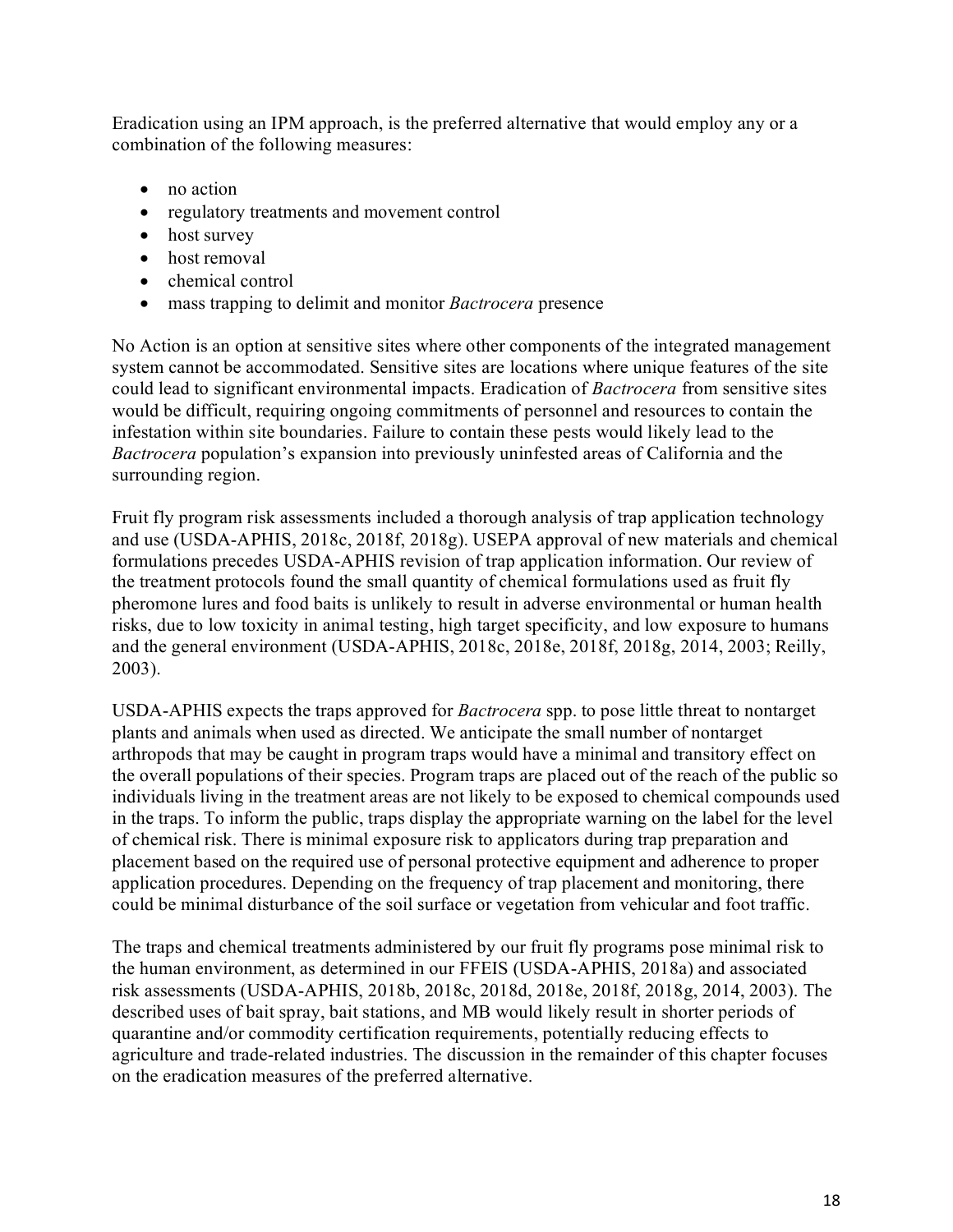Eradication using an IPM approach, is the preferred alternative that would employ any or a combination of the following measures:

- no action
- regulatory treatments and movement control
- host survey
- host removal
- chemical control
- mass trapping to delimit and monitor *Bactrocera* presence

No Action is an option at sensitive sites where other components of the integrated management system cannot be accommodated. Sensitive sites are locations where unique features of the site could lead to significant environmental impacts. Eradication of *Bactrocera* from sensitive sites would be difficult, requiring ongoing commitments of personnel and resources to contain the infestation within site boundaries. Failure to contain these pests would likely lead to the *Bactrocera* population's expansion into previously uninfested areas of California and the surrounding region.

Fruit fly program risk assessments included a thorough analysis of trap application technology and use (USDA-APHIS, 2018c, 2018f, 2018g). USEPA approval of new materials and chemical formulations precedes USDA-APHIS revision of trap application information. Our review of the treatment protocols found the small quantity of chemical formulations used as fruit fly pheromone lures and food baits is unlikely to result in adverse environmental or human health risks, due to low toxicity in animal testing, high target specificity, and low exposure to humans and the general environment (USDA-APHIS, 2018c, 2018e, 2018f, 2018g, 2014, 2003; Reilly, 2003).

USDA-APHIS expects the traps approved for *Bactrocera* spp. to pose little threat to nontarget plants and animals when used as directed. We anticipate the small number of nontarget arthropods that may be caught in program traps would have a minimal and transitory effect on the overall populations of their species. Program traps are placed out of the reach of the public so individuals living in the treatment areas are not likely to be exposed to chemical compounds used in the traps. To inform the public, traps display the appropriate warning on the label for the level of chemical risk. There is minimal exposure risk to applicators during trap preparation and placement based on the required use of personal protective equipment and adherence to proper application procedures. Depending on the frequency of trap placement and monitoring, there could be minimal disturbance of the soil surface or vegetation from vehicular and foot traffic.

The traps and chemical treatments administered by our fruit fly programs pose minimal risk to the human environment, as determined in our FFEIS (USDA-APHIS, 2018a) and associated risk assessments (USDA-APHIS, 2018b, 2018c, 2018d, 2018e, 2018f, 2018g, 2014, 2003). The described uses of bait spray, bait stations, and MB would likely result in shorter periods of quarantine and/or commodity certification requirements, potentially reducing effects to agriculture and trade-related industries. The discussion in the remainder of this chapter focuses on the eradication measures of the preferred alternative.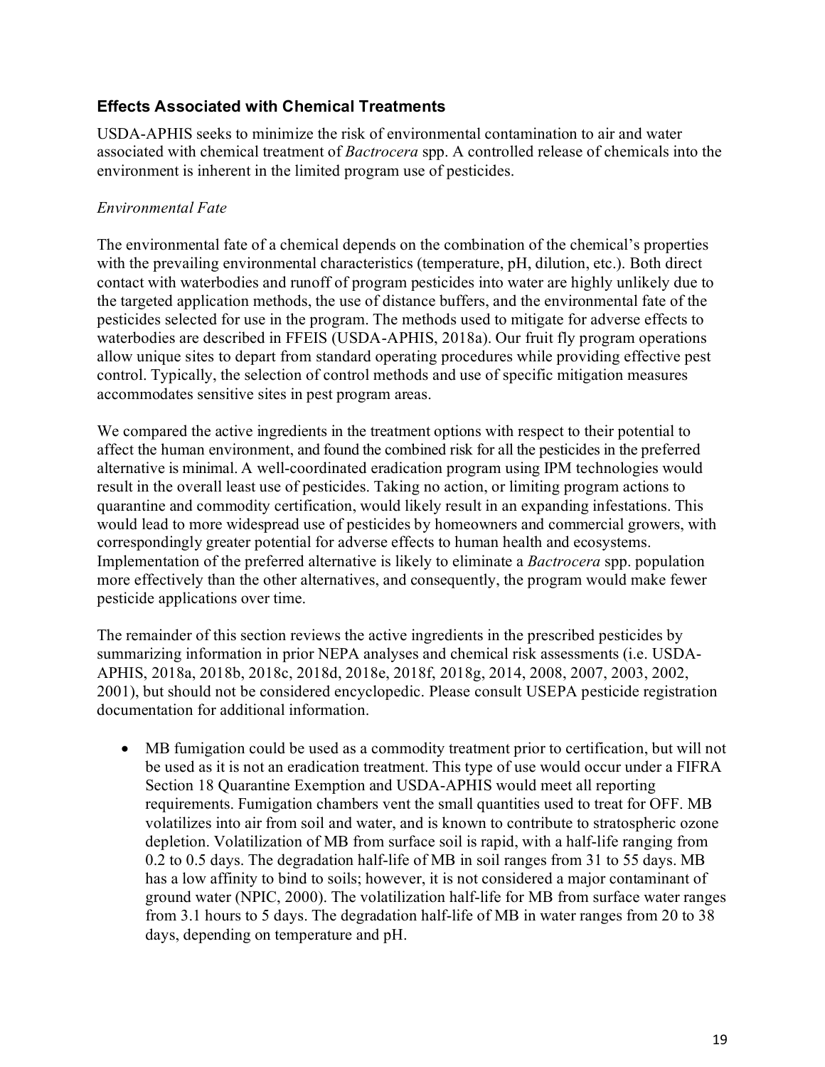## Effects Associated with Chemical Treatments

USDA-APHIS seeks to minimize the risk of environmental contamination to air and water associated with chemical treatment of *Bactrocera* spp. A controlled release of chemicals into the environment is inherent in the limited program use of pesticides.

### *Environmental Fate*

The environmental fate of a chemical depends on the combination of the chemical's properties with the prevailing environmental characteristics (temperature, pH, dilution, etc.). Both direct contact with waterbodies and runoff of program pesticides into water are highly unlikely due to the targeted application methods, the use of distance buffers, and the environmental fate of the pesticides selected for use in the program. The methods used to mitigate for adverse effects to waterbodies are described in FFEIS (USDA-APHIS, 2018a). Our fruit fly program operations allow unique sites to depart from standard operating procedures while providing effective pest control. Typically, the selection of control methods and use of specific mitigation measures accommodates sensitive sites in pest program areas.

We compared the active ingredients in the treatment options with respect to their potential to affect the human environment, and found the combined risk for all the pesticides in the preferred alternative is minimal. A well-coordinated eradication program using IPM technologies would result in the overall least use of pesticides. Taking no action, or limiting program actions to quarantine and commodity certification, would likely result in an expanding infestations. This would lead to more widespread use of pesticides by homeowners and commercial growers, with correspondingly greater potential for adverse effects to human health and ecosystems. Implementation of the preferred alternative is likely to eliminate a *Bactrocera* spp. population more effectively than the other alternatives, and consequently, the program would make fewer pesticide applications over time.

The remainder of this section reviews the active ingredients in the prescribed pesticides by summarizing information in prior NEPA analyses and chemical risk assessments (i.e. USDA-APHIS, 2018a, 2018b, 2018c, 2018d, 2018e, 2018f, 2018g, 2014, 2008, 2007, 2003, 2002, 2001), but should not be considered encyclopedic. Please consult USEPA pesticide registration documentation for additional information.

- MB fumigation could be used as a commodity treatment prior to certification, but will not be used as it is not an eradication treatment. This type of use would occur under a FIFRA Section 18 Quarantine Exemption and USDA-APHIS would meet all reporting requirements. Fumigation chambers vent the small quantities used to treat for OFF. MB volatilizes into air from soil and water, and is known to contribute to stratospheric ozone depletion. Volatilization of MB from surface soil is rapid, with a half-life ranging from 0.2 to 0.5 days. The degradation half-life of MB in soil ranges from 31 to 55 days. MB has a low affinity to bind to soils; however, it is not considered a major contaminant of ground water (NPIC, 2000). The volatilization half-life for MB from surface water ranges from 3.1 hours to 5 days. The degradation half-life of MB in water ranges from 20 to 38 days, depending on temperature and pH.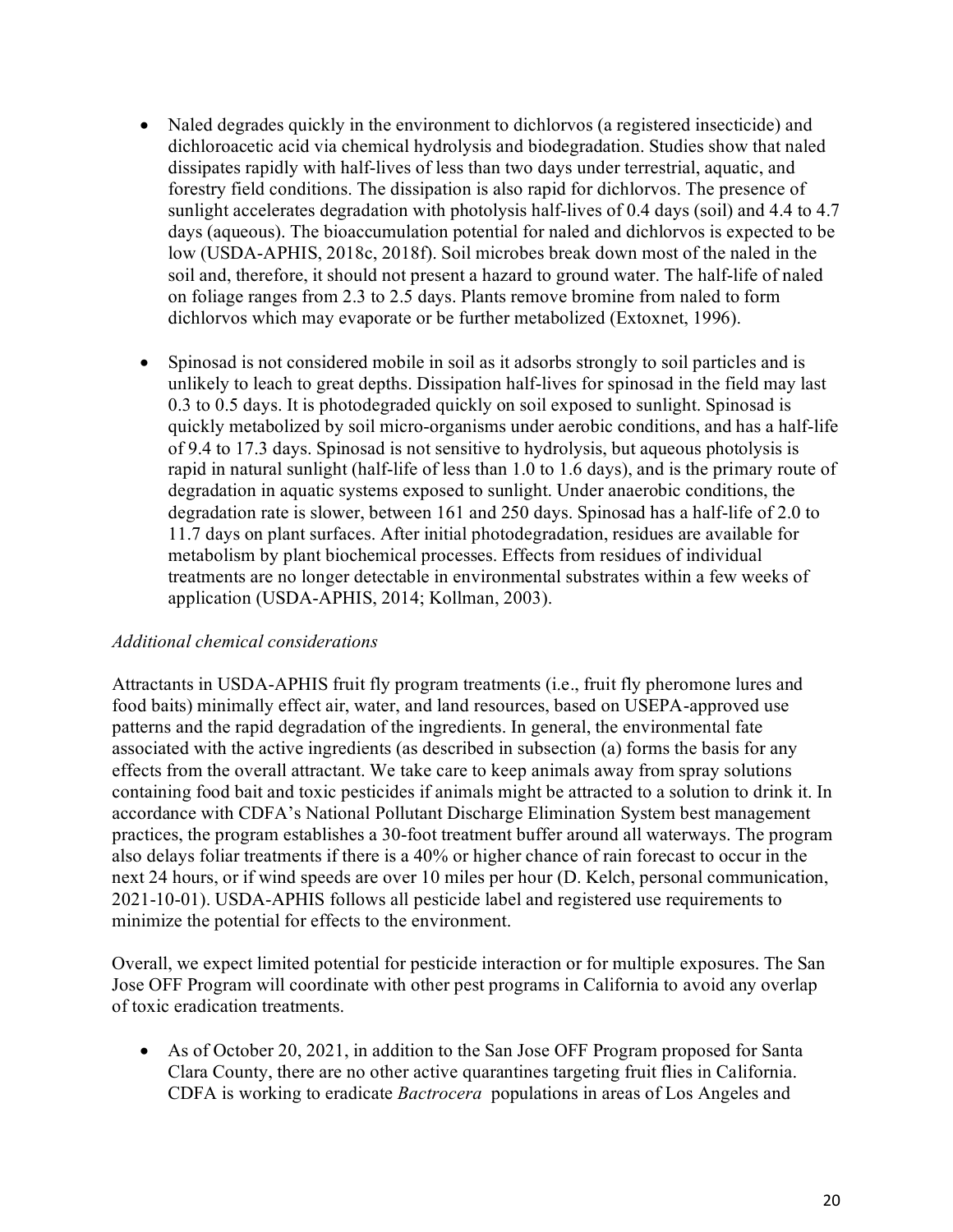- Naled degrades quickly in the environment to dichlorvos (a registered insecticide) and dichloroacetic acid via chemical hydrolysis and biodegradation. Studies show that naled dissipates rapidly with half-lives of less than two days under terrestrial, aquatic, and forestry field conditions. The dissipation is also rapid for dichlorvos. The presence of sunlight accelerates degradation with photolysis half-lives of 0.4 days (soil) and 4.4 to 4.7 days (aqueous). The bioaccumulation potential for naled and dichlorvos is expected to be low (USDA-APHIS, 2018c, 2018f). Soil microbes break down most of the naled in the soil and, therefore, it should not present a hazard to ground water. The half-life of naled on foliage ranges from 2.3 to 2.5 days. Plants remove bromine from naled to form dichlorvos which may evaporate or be further metabolized (Extoxnet, 1996).

- Spinosad is not considered mobile in soil as it adsorbs strongly to soil particles and is unlikely to leach to great depths. Dissipation half-lives for spinosad in the field may last 0.3 to 0.5 days. It is photodegraded quickly on soil exposed to sunlight. Spinosad is quickly metabolized by soil micro-organisms under aerobic conditions, and has a half-life of 9.4 to 17.3 days. Spinosad is not sensitive to hydrolysis, but aqueous photolysis is rapid in natural sunlight (half-life of less than 1.0 to 1.6 days), and is the primary route of degradation in aquatic systems exposed to sunlight. Under anaerobic conditions, the degradation rate is slower, between 161 and 250 days. Spinosad has a half-life of 2.0 to 11.7 days on plant surfaces. After initial photodegradation, residues are available for metabolism by plant biochemical processes. Effects from residues of individual treatments are no longer detectable in environmental substrates within a few weeks of application (USDA-APHIS, 2014; Kollman, 2003).

*Additional chemical considerations*

Attractants in USDA-APHIS fruit fly program treatments (i.e., fruit fly pheromone lures and food baits) minimally effect air, water, and land resources, based on USEPA-approved use patterns and the rapid degradation of the ingredients. In general, the environmental fate associated with the active ingredients (as described in subsection (a) forms the basis for any effects from the overall attractant. We take care to keep animals away from spray solutions containing food bait and toxic pesticides if animals might be attracted to a solution to drink it. In accordance with CDFA's National Pollutant Discharge Elimination System best management practices, the program establishes a 30-foot treatment buffer around all waterways. The program also delays foliar treatments if there is a 40% or higher chance of rain forecast to occur in the next 24 hours, or if wind speeds are over 10 miles per hour (D. Kelch, personal communication, 2021-10-01). USDA-APHIS follows all pesticide label and registered use requirements to minimize the potential for effects to the environment.

Overall, we expect limited potential for pesticide interaction or for multiple exposures. The San Jose OFF Program will coordinate with other pest programs in California to avoid any overlap of toxic eradication treatments.

- As of October 20, 2021, in addition to the San Jose OFF Program proposed for Santa Clara County, there are no other active quarantines targeting fruit flies in California. CDFA is working to eradicate *Bactrocera* populations in areas of Los Angeles and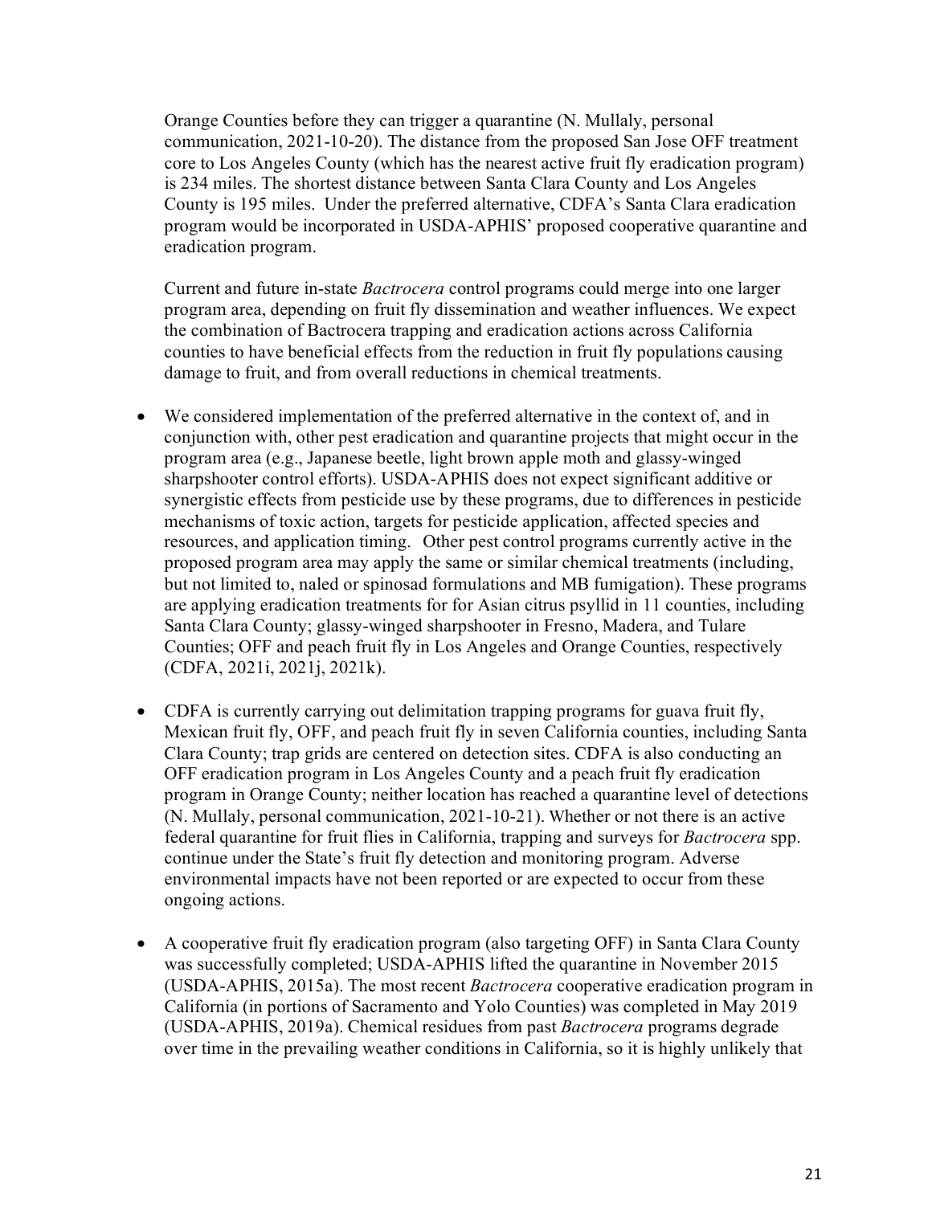Orange Counties before they can trigger a quarantine (N. Mullaly, personal communication, 2021-10-20). The distance from the proposed San Jose OFF treatment core to Los Angeles County (which has the nearest active fruit fly eradication program) is 234 miles. The shortest distance between Santa Clara County and Los Angeles County is 195 miles. Under the preferred alternative, CDFA's Santa Clara eradication program would be incorporated in USDA-APHIS' proposed cooperative quarantine and eradication program.

Current and future in-state *Bactrocera* control programs could merge into one larger program area, depending on fruit fly dissemination and weather influences. We expect the combination of Bactrocera trapping and eradication actions across California counties to have beneficial effects from the reduction in fruit fly populations causing damage to fruit, and from overall reductions in chemical treatments.

- We considered implementation of the preferred alternative in the context of, and in conjunction with, other pest eradication and quarantine projects that might occur in the program area (e.g., Japanese beetle, light brown apple moth and glassy-winged sharpshooter control efforts). USDA-APHIS does not expect significant additive or synergistic effects from pesticide use by these programs, due to differences in pesticide mechanisms of toxic action, targets for pesticide application, affected species and resources, and application timing. Other pest control programs currently active in the proposed program area may apply the same or similar chemical treatments (including, but not limited to, naled or spinosad formulations and MB fumigation). These programs are applying eradication treatments for for Asian citrus psyllid in 11 counties, including Santa Clara County; glassy-winged sharpshooter in Fresno, Madera, and Tulare Counties; OFF and peach fruit fly in Los Angeles and Orange Counties, respectively (CDFA, 2021i, 2021j, 2021k).

- CDFA is currently carrying out delimitation trapping programs for guava fruit fly, Mexican fruit fly, OFF, and peach fruit fly in seven California counties, including Santa Clara County; trap grids are centered on detection sites. CDFA is also conducting an OFF eradication program in Los Angeles County and a peach fruit fly eradication program in Orange County; neither location has reached a quarantine level of detections (N. Mullaly, personal communication, 2021-10-21). Whether or not there is an active federal quarantine for fruit flies in California, trapping and surveys for *Bactrocera* spp. continue under the State's fruit fly detection and monitoring program. Adverse environmental impacts have not been reported or are expected to occur from these ongoing actions.

- A cooperative fruit fly eradication program (also targeting OFF) in Santa Clara County was successfully completed; USDA-APHIS lifted the quarantine in November 2015 (USDA-APHIS, 2015a). The most recent *Bactrocera* cooperative eradication program in California (in portions of Sacramento and Yolo Counties) was completed in May 2019 (USDA-APHIS, 2019a). Chemical residues from past *Bactrocera* programs degrade over time in the prevailing weather conditions in California, so it is highly unlikely that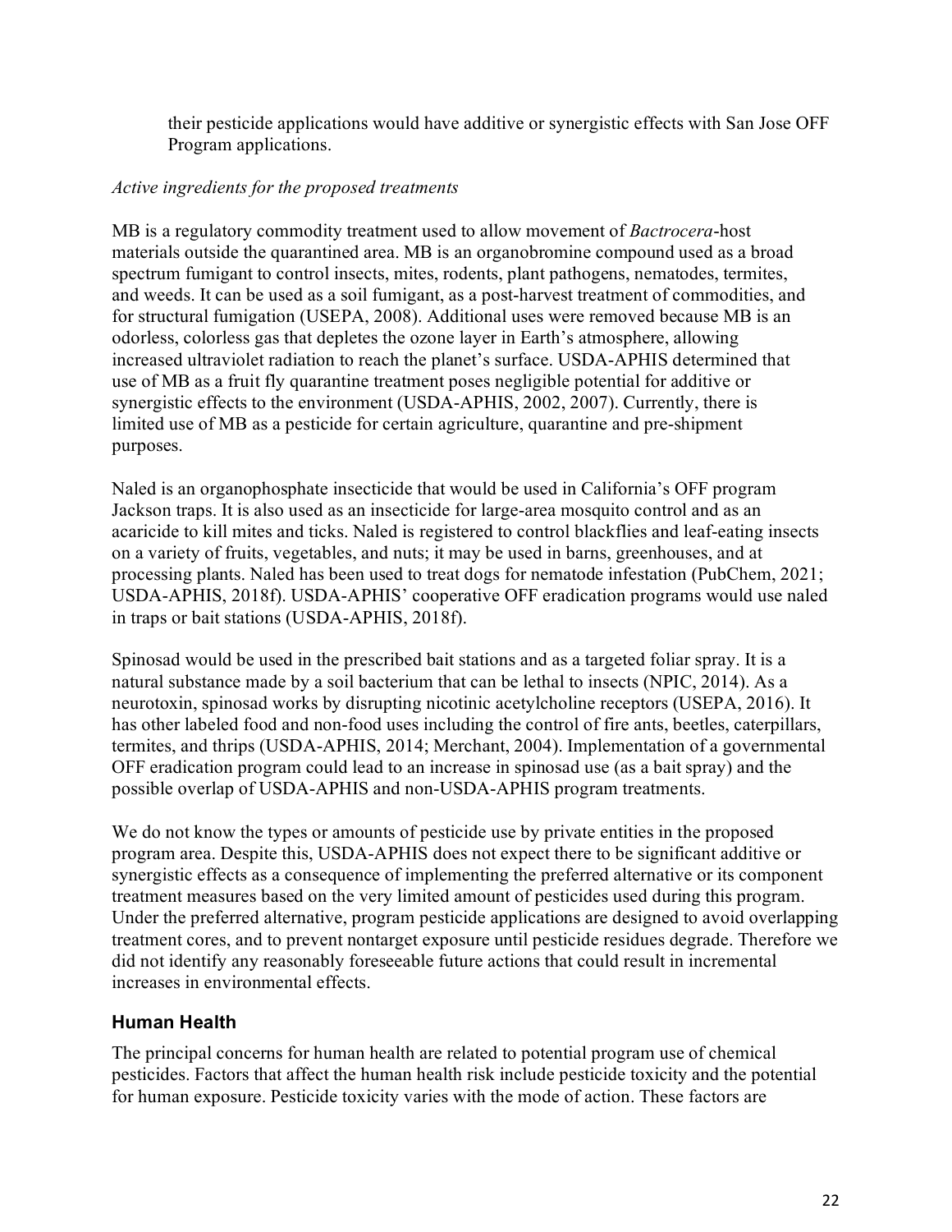their pesticide applications would have additive or synergistic effects with San Jose OFF Program applications.

*Active ingredients for the proposed treatments*

MB is a regulatory commodity treatment used to allow movement of *Bactrocera*-host materials outside the quarantined area. MB is an organobromine compound used as a broad spectrum fumigant to control insects, mites, rodents, plant pathogens, nematodes, termites, and weeds. It can be used as a soil fumigant, as a post-harvest treatment of commodities, and for structural fumigation (USEPA, 2008). Additional uses were removed because MB is an odorless, colorless gas that depletes the ozone layer in Earth's atmosphere, allowing increased ultraviolet radiation to reach the planet's surface. USDA-APHIS determined that use of MB as a fruit fly quarantine treatment poses negligible potential for additive or synergistic effects to the environment (USDA-APHIS, 2002, 2007). Currently, there is limited use of MB as a pesticide for certain agriculture, quarantine and pre-shipment purposes.

Naled is an organophosphate insecticide that would be used in California's OFF program Jackson traps. It is also used as an insecticide for large-area mosquito control and as an acaricide to kill mites and ticks. Naled is registered to control blackflies and leaf-eating insects on a variety of fruits, vegetables, and nuts; it may be used in barns, greenhouses, and at processing plants. Naled has been used to treat dogs for nematode infestation (PubChem, 2021; USDA-APHIS, 2018f). USDA-APHIS' cooperative OFF eradication programs would use naled in traps or bait stations (USDA-APHIS, 2018f).

Spinosad would be used in the prescribed bait stations and as a targeted foliar spray. It is a natural substance made by a soil bacterium that can be lethal to insects (NPIC, 2014). As a neurotoxin, spinosad works by disrupting nicotinic acetylcholine receptors (USEPA, 2016). It has other labeled food and non-food uses including the control of fire ants, beetles, caterpillars, termites, and thrips (USDA-APHIS, 2014; Merchant, 2004). Implementation of a governmental OFF eradication program could lead to an increase in spinosad use (as a bait spray) and the possible overlap of USDA-APHIS and non-USDA-APHIS program treatments.

We do not know the types or amounts of pesticide use by private entities in the proposed program area. Despite this, USDA-APHIS does not expect there to be significant additive or synergistic effects as a consequence of implementing the preferred alternative or its component treatment measures based on the very limited amount of pesticides used during this program. Under the preferred alternative, program pesticide applications are designed to avoid overlapping treatment cores, and to prevent nontarget exposure until pesticide residues degrade. Therefore we did not identify any reasonably foreseeable future actions that could result in incremental increases in environmental effects.

## Human Health

The principal concerns for human health are related to potential program use of chemical pesticides. Factors that affect the human health risk include pesticide toxicity and the potential for human exposure. Pesticide toxicity varies with the mode of action. These factors are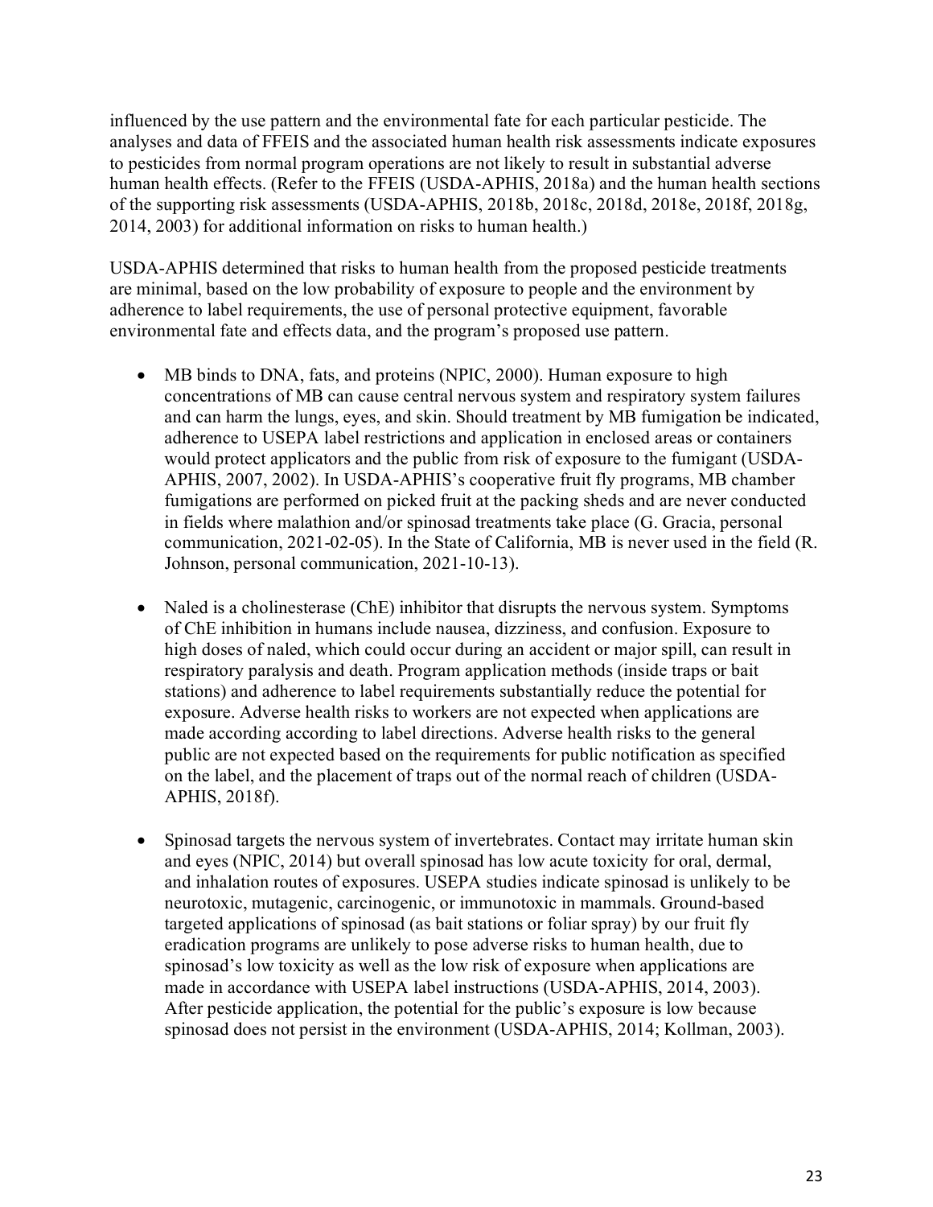influenced by the use pattern and the environmental fate for each particular pesticide. The analyses and data of FFEIS and the associated human health risk assessments indicate exposures to pesticides from normal program operations are not likely to result in substantial adverse human health effects. (Refer to the FFEIS (USDA-APHIS, 2018a) and the human health sections of the supporting risk assessments (USDA-APHIS, 2018b, 2018c, 2018d, 2018e, 2018f, 2018g, 2014, 2003) for additional information on risks to human health.)

USDA-APHIS determined that risks to human health from the proposed pesticide treatments are minimal, based on the low probability of exposure to people and the environment by adherence to label requirements, the use of personal protective equipment, favorable environmental fate and effects data, and the program's proposed use pattern.

- MB binds to DNA, fats, and proteins (NPIC, 2000). Human exposure to high concentrations of MB can cause central nervous system and respiratory system failures and can harm the lungs, eyes, and skin. Should treatment by MB fumigation be indicated, adherence to USEPA label restrictions and application in enclosed areas or containers would protect applicators and the public from risk of exposure to the fumigant (USDA-APHIS, 2007, 2002). In USDA-APHIS's cooperative fruit fly programs, MB chamber fumigations are performed on picked fruit at the packing sheds and are never conducted in fields where malathion and/or spinosad treatments take place (G. Gracia, personal communication, 2021-02-05). In the State of California, MB is never used in the field (R. Johnson, personal communication, 2021-10-13).

- Naled is a cholinesterase (ChE) inhibitor that disrupts the nervous system. Symptoms of ChE inhibition in humans include nausea, dizziness, and confusion. Exposure to high doses of naled, which could occur during an accident or major spill, can result in respiratory paralysis and death. Program application methods (inside traps or bait stations) and adherence to label requirements substantially reduce the potential for exposure. Adverse health risks to workers are not expected when applications are made according according to label directions. Adverse health risks to the general public are not expected based on the requirements for public notification as specified on the label, and the placement of traps out of the normal reach of children (USDA-APHIS, 2018f).

- Spinosad targets the nervous system of invertebrates. Contact may irritate human skin and eyes (NPIC, 2014) but overall spinosad has low acute toxicity for oral, dermal, and inhalation routes of exposures. USEPA studies indicate spinosad is unlikely to be neurotoxic, mutagenic, carcinogenic, or immunotoxic in mammals. Ground-based targeted applications of spinosad (as bait stations or foliar spray) by our fruit fly eradication programs are unlikely to pose adverse risks to human health, due to spinosad's low toxicity as well as the low risk of exposure when applications are made in accordance with USEPA label instructions (USDA-APHIS, 2014, 2003). After pesticide application, the potential for the public's exposure is low because spinosad does not persist in the environment (USDA-APHIS, 2014; Kollman, 2003).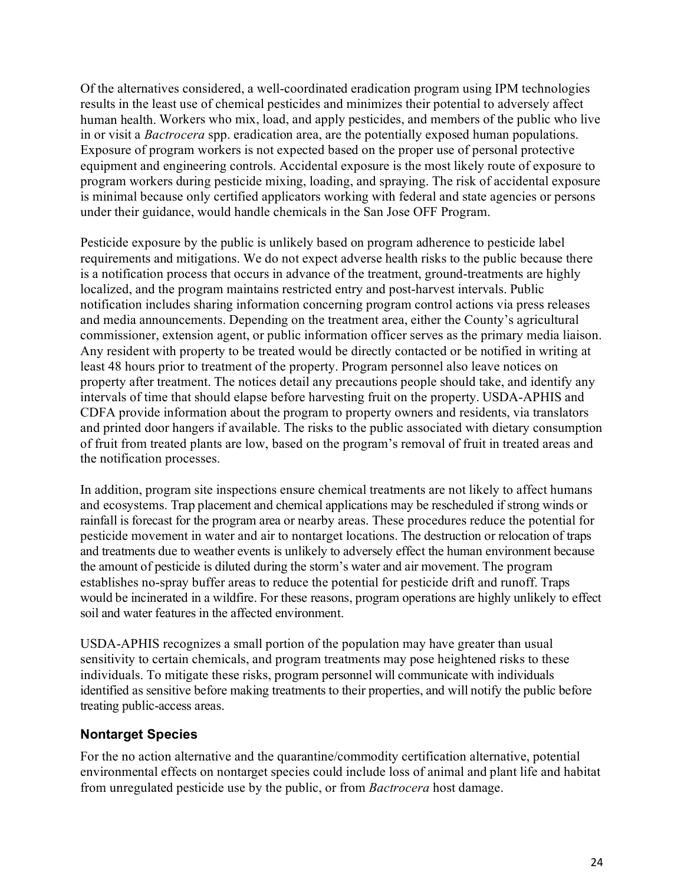Of the alternatives considered, a well-coordinated eradication program using IPM technologies results in the least use of chemical pesticides and minimizes their potential to adversely affect human health. Workers who mix, load, and apply pesticides, and members of the public who live in or visit a *Bactrocera* spp. eradication area, are the potentially exposed human populations. Exposure of program workers is not expected based on the proper use of personal protective equipment and engineering controls. Accidental exposure is the most likely route of exposure to program workers during pesticide mixing, loading, and spraying. The risk of accidental exposure is minimal because only certified applicators working with federal and state agencies or persons under their guidance, would handle chemicals in the San Jose OFF Program.

Pesticide exposure by the public is unlikely based on program adherence to pesticide label requirements and mitigations. We do not expect adverse health risks to the public because there is a notification process that occurs in advance of the treatment, ground-treatments are highly localized, and the program maintains restricted entry and post-harvest intervals. Public notification includes sharing information concerning program control actions via press releases and media announcements. Depending on the treatment area, either the County's agricultural commissioner, extension agent, or public information officer serves as the primary media liaison. Any resident with property to be treated would be directly contacted or be notified in writing at least 48 hours prior to treatment of the property. Program personnel also leave notices on property after treatment. The notices detail any precautions people should take, and identify any intervals of time that should elapse before harvesting fruit on the property. USDA-APHIS and CDFA provide information about the program to property owners and residents, via translators and printed door hangers if available. The risks to the public associated with dietary consumption of fruit from treated plants are low, based on the program's removal of fruit in treated areas and the notification processes.

In addition, program site inspections ensure chemical treatments are not likely to affect humans and ecosystems. Trap placement and chemical applications may be rescheduled if strong winds or rainfall is forecast for the program area or nearby areas. These procedures reduce the potential for pesticide movement in water and air to nontarget locations. The destruction or relocation of traps and treatments due to weather events is unlikely to adversely effect the human environment because the amount of pesticide is diluted during the storm's water and air movement. The program establishes no-spray buffer areas to reduce the potential for pesticide drift and runoff. Traps would be incinerated in a wildfire. For these reasons, program operations are highly unlikely to effect soil and water features in the affected environment.

USDA-APHIS recognizes a small portion of the population may have greater than usual sensitivity to certain chemicals, and program treatments may pose heightened risks to these individuals. To mitigate these risks, program personnel will communicate with individuals identified as sensitive before making treatments to their properties, and will notify the public before treating public-access areas.

### Nontarget Species

For the no action alternative and the quarantine/commodity certification alternative, potential environmental effects on nontarget species could include loss of animal and plant life and habitat from unregulated pesticide use by the public, or from *Bactrocera* host damage.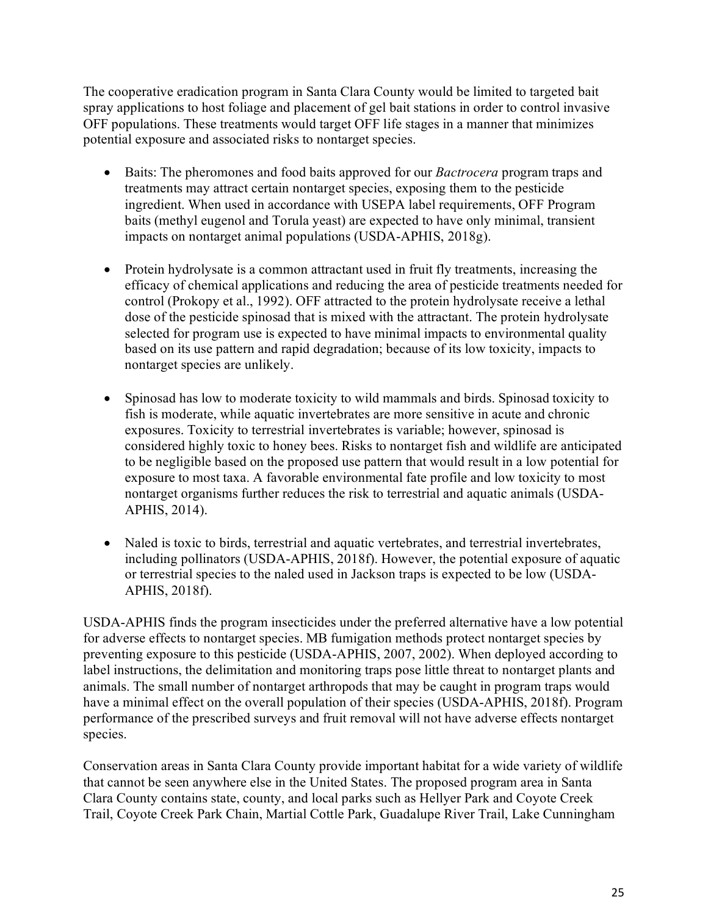The cooperative eradication program in Santa Clara County would be limited to targeted bait spray applications to host foliage and placement of gel bait stations in order to control invasive OFF populations. These treatments would target OFF life stages in a manner that minimizes potential exposure and associated risks to nontarget species.

- Baits: The pheromones and food baits approved for our *Bactrocera* program traps and treatments may attract certain nontarget species, exposing them to the pesticide ingredient. When used in accordance with USEPA label requirements, OFF Program baits (methyl eugenol and Torula yeast) are expected to have only minimal, transient impacts on nontarget animal populations (USDA-APHIS, 2018g).

- Protein hydrolysate is a common attractant used in fruit fly treatments, increasing the efficacy of chemical applications and reducing the area of pesticide treatments needed for control (Prokopy et al., 1992). OFF attracted to the protein hydrolysate receive a lethal dose of the pesticide spinosad that is mixed with the attractant. The protein hydrolysate selected for program use is expected to have minimal impacts to environmental quality based on its use pattern and rapid degradation; because of its low toxicity, impacts to nontarget species are unlikely.

- Spinosad has low to moderate toxicity to wild mammals and birds. Spinosad toxicity to fish is moderate, while aquatic invertebrates are more sensitive in acute and chronic exposures. Toxicity to terrestrial invertebrates is variable; however, spinosad is considered highly toxic to honey bees. Risks to nontarget fish and wildlife are anticipated to be negligible based on the proposed use pattern that would result in a low potential for exposure to most taxa. A favorable environmental fate profile and low toxicity to most nontarget organisms further reduces the risk to terrestrial and aquatic animals (USDA-APHIS, 2014).

- Naled is toxic to birds, terrestrial and aquatic vertebrates, and terrestrial invertebrates, including pollinators (USDA-APHIS, 2018f). However, the potential exposure of aquatic or terrestrial species to the naled used in Jackson traps is expected to be low (USDA-APHIS, 2018f).

USDA-APHIS finds the program insecticides under the preferred alternative have a low potential for adverse effects to nontarget species. MB fumigation methods protect nontarget species by preventing exposure to this pesticide (USDA-APHIS, 2007, 2002). When deployed according to label instructions, the delimitation and monitoring traps pose little threat to nontarget plants and animals. The small number of nontarget arthropods that may be caught in program traps would have a minimal effect on the overall population of their species (USDA-APHIS, 2018f). Program performance of the prescribed surveys and fruit removal will not have adverse effects nontarget species.

Conservation areas in Santa Clara County provide important habitat for a wide variety of wildlife that cannot be seen anywhere else in the United States. The proposed program area in Santa Clara County contains state, county, and local parks such as Hellyer Park and Coyote Creek Trail, Coyote Creek Park Chain, Martial Cottle Park, Guadalupe River Trail, Lake Cunningham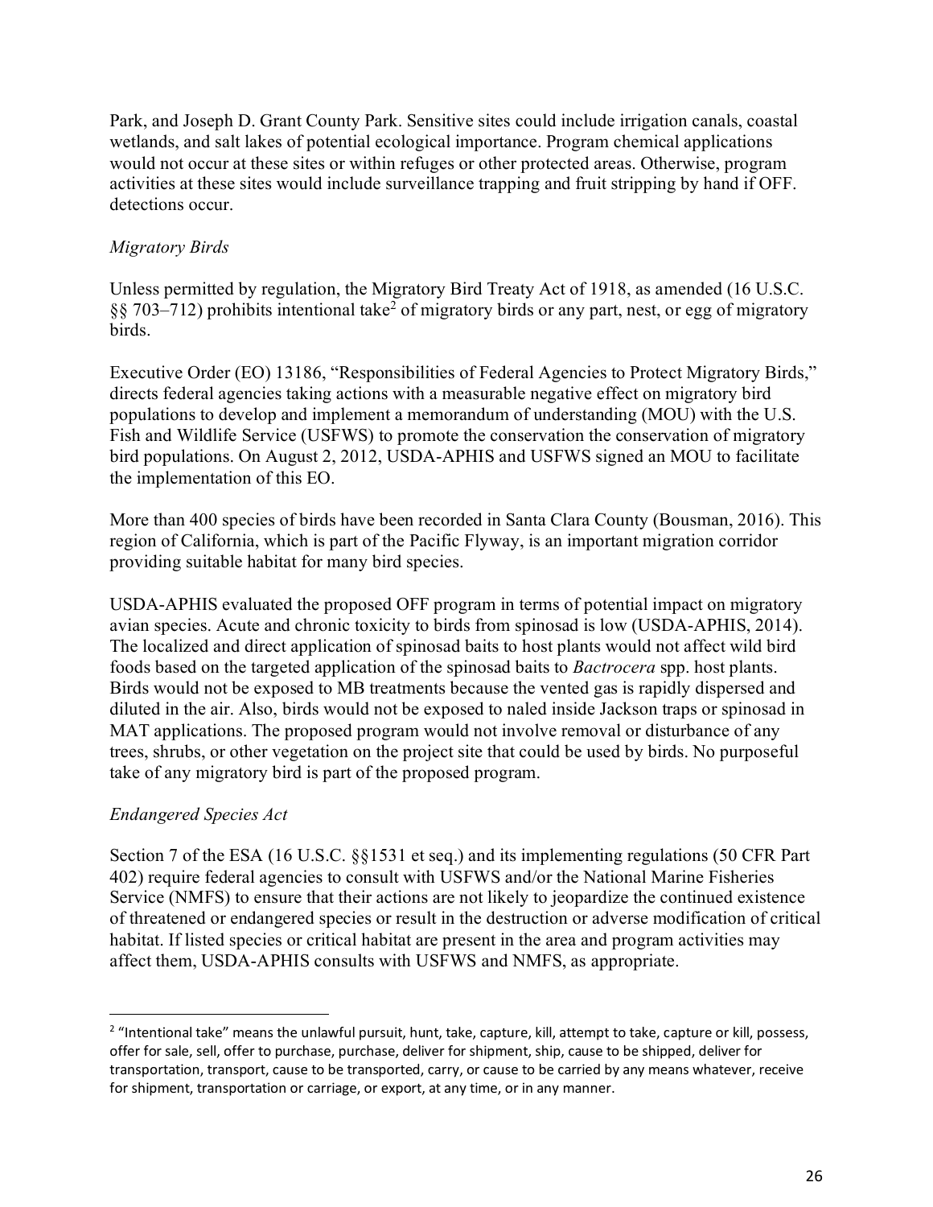Park, and Joseph D. Grant County Park. Sensitive sites could include irrigation canals, coastal wetlands, and salt lakes of potential ecological importance. Program chemical applications would not occur at these sites or within refuges or other protected areas. Otherwise, program activities at these sites would include surveillance trapping and fruit stripping by hand if OFF. detections occur.

*Migratory Birds*

Unless permitted by regulation, the Migratory Bird Treaty Act of 1918, as amended (16 U.S.C. §§ 703–712) prohibits intentional take[2] of migratory birds or any part, nest, or egg of migratory birds.

Executive Order (EO) 13186, "Responsibilities of Federal Agencies to Protect Migratory Birds," directs federal agencies taking actions with a measurable negative effect on migratory bird populations to develop and implement a memorandum of understanding (MOU) with the U.S. Fish and Wildlife Service (USFWS) to promote the conservation the conservation of migratory bird populations. On August 2, 2012, USDA-APHIS and USFWS signed an MOU to facilitate the implementation of this EO.

More than 400 species of birds have been recorded in Santa Clara County (Bousman, 2016). This region of California, which is part of the Pacific Flyway, is an important migration corridor providing suitable habitat for many bird species.

USDA-APHIS evaluated the proposed OFF program in terms of potential impact on migratory avian species. Acute and chronic toxicity to birds from spinosad is low (USDA-APHIS, 2014). The localized and direct application of spinosad baits to host plants would not affect wild bird foods based on the targeted application of the spinosad baits to *Bactrocera* spp. host plants. Birds would not be exposed to MB treatments because the vented gas is rapidly dispersed and diluted in the air. Also, birds would not be exposed to naled inside Jackson traps or spinosad in MAT applications. The proposed program would not involve removal or disturbance of any trees, shrubs, or other vegetation on the project site that could be used by birds. No purposeful take of any migratory bird is part of the proposed program.

*Endangered Species Act*

Section 7 of the ESA (16 U.S.C. §§1531 et seq.) and its implementing regulations (50 CFR Part 402) require federal agencies to consult with USFWS and/or the National Marine Fisheries Service (NMFS) to ensure that their actions are not likely to jeopardize the continued existence of threatened or endangered species or result in the destruction or adverse modification of critical habitat. If listed species or critical habitat are present in the area and program activities may affect them, USDA-APHIS consults with USFWS and NMFS, as appropriate.

---

[2] "Intentional take" means the unlawful pursuit, hunt, take, capture, kill, attempt to take, capture or kill, possess, offer for sale, sell, offer to purchase, purchase, deliver for shipment, ship, cause to be shipped, deliver for transportation, transport, cause to be transported, carry, or cause to be carried by any means whatever, receive for shipment, transportation or carriage, or export, at any time, or in any manner.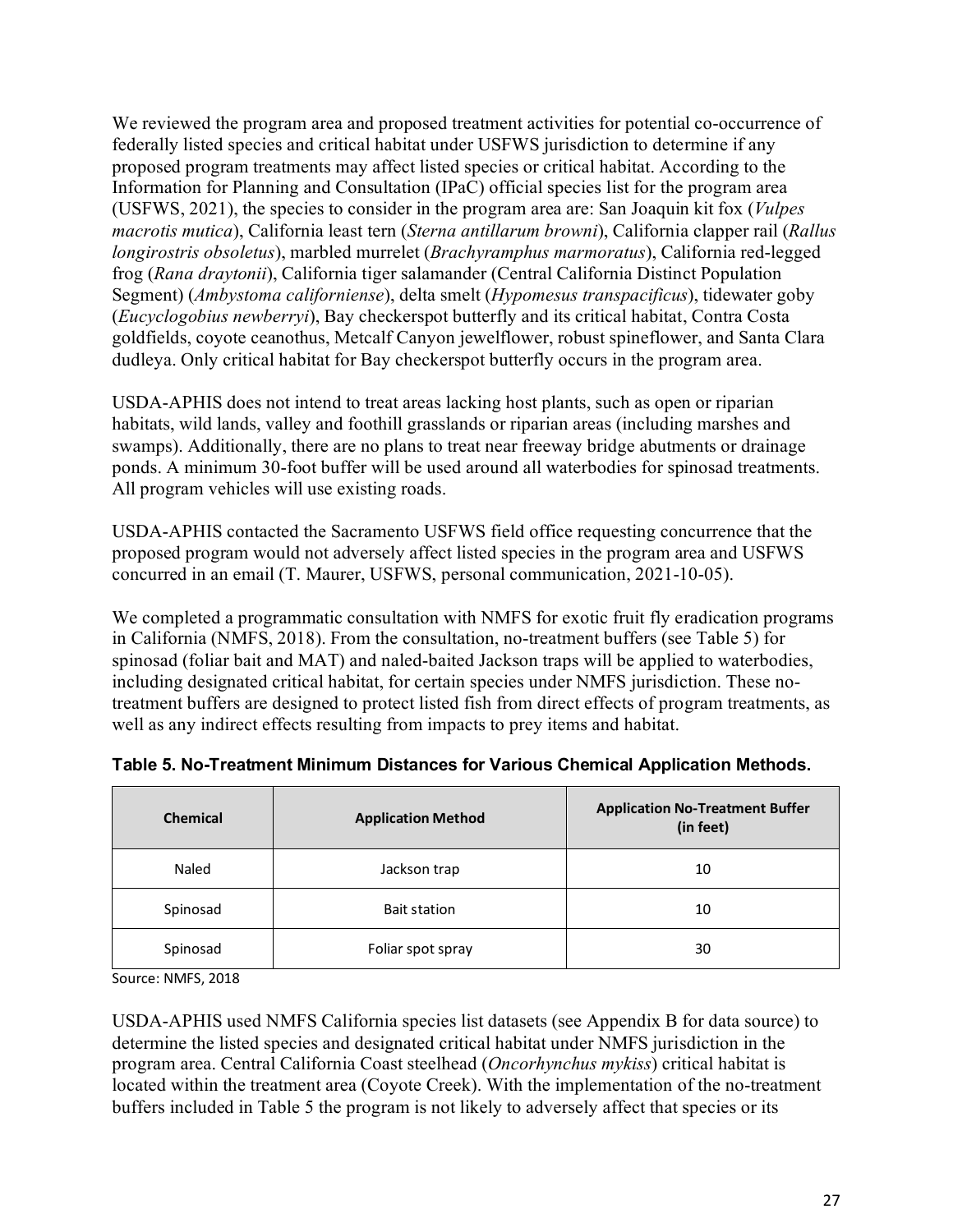We reviewed the program area and proposed treatment activities for potential co-occurrence of federally listed species and critical habitat under USFWS jurisdiction to determine if any proposed program treatments may affect listed species or critical habitat. According to the Information for Planning and Consultation (IPaC) official species list for the program area (USFWS, 2021), the species to consider in the program area are: San Joaquin kit fox (*Vulpes macrotis mutica*), California least tern (*Sterna antillarum browni*), California clapper rail (*Rallus longirostris obsoletus*), marbled murrelet (*Brachyramphus marmoratus*), California red-legged frog (*Rana draytonii*), California tiger salamander (Central California Distinct Population Segment) (*Ambystoma californiense*), delta smelt (*Hypomesus transpacificus*), tidewater goby (*Eucyclogobius newberryi*), Bay checkerspot butterfly and its critical habitat, Contra Costa goldfields, coyote ceanothus, Metcalf Canyon jewelflower, robust spineflower, and Santa Clara dudleya. Only critical habitat for Bay checkerspot butterfly occurs in the program area.

USDA-APHIS does not intend to treat areas lacking host plants, such as open or riparian habitats, wild lands, valley and foothill grasslands or riparian areas (including marshes and swamps). Additionally, there are no plans to treat near freeway bridge abutments or drainage ponds. A minimum 30-foot buffer will be used around all waterbodies for spinosad treatments. All program vehicles will use existing roads.

USDA-APHIS contacted the Sacramento USFWS field office requesting concurrence that the proposed program would not adversely affect listed species in the program area and USFWS concurred in an email (T. Maurer, USFWS, personal communication, 2021-10-05).

We completed a programmatic consultation with NMFS for exotic fruit fly eradication programs in California (NMFS, 2018). From the consultation, no-treatment buffers (see Table 5) for spinosad (foliar bait and MAT) and naled-baited Jackson traps will be applied to waterbodies, including designated critical habitat, for certain species under NMFS jurisdiction. These no-treatment buffers are designed to protect listed fish from direct effects of program treatments, as well as any indirect effects resulting from impacts to prey items and habitat.

**Table 5. No-Treatment Minimum Distances for Various Chemical Application Methods.**

| Chemical | Application Method | Application No-Treatment Buffer (in feet) |
|---|---|---|
| Naled | Jackson trap | 10 |
| Spinosad | Bait station | 10 |
| Spinosad | Foliar spot spray | 30 |

Source: NMFS, 2018

USDA-APHIS used NMFS California species list datasets (see Appendix B for data source) to determine the listed species and designated critical habitat under NMFS jurisdiction in the program area. Central California Coast steelhead (*Oncorhynchus mykiss*) critical habitat is located within the treatment area (Coyote Creek). With the implementation of the no-treatment buffers included in Table 5 the program is not likely to adversely affect that species or its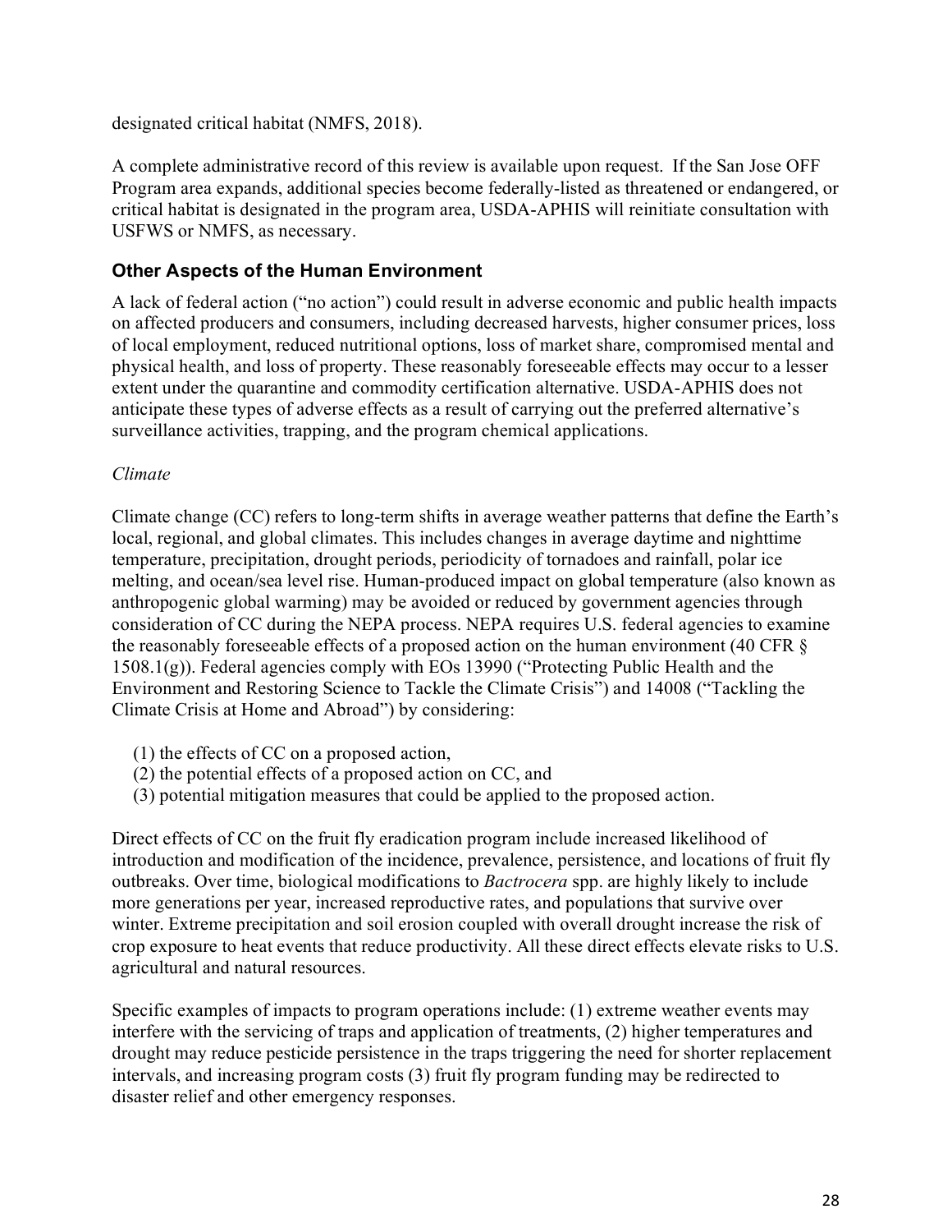designated critical habitat (NMFS, 2018).

A complete administrative record of this review is available upon request. If the San Jose OFF Program area expands, additional species become federally-listed as threatened or endangered, or critical habitat is designated in the program area, USDA-APHIS will reinitiate consultation with USFWS or NMFS, as necessary.

## Other Aspects of the Human Environment

A lack of federal action ("no action") could result in adverse economic and public health impacts on affected producers and consumers, including decreased harvests, higher consumer prices, loss of local employment, reduced nutritional options, loss of market share, compromised mental and physical health, and loss of property. These reasonably foreseeable effects may occur to a lesser extent under the quarantine and commodity certification alternative. USDA-APHIS does not anticipate these types of adverse effects as a result of carrying out the preferred alternative's surveillance activities, trapping, and the program chemical applications.

*Climate*

Climate change (CC) refers to long-term shifts in average weather patterns that define the Earth's local, regional, and global climates. This includes changes in average daytime and nighttime temperature, precipitation, drought periods, periodicity of tornadoes and rainfall, polar ice melting, and ocean/sea level rise. Human-produced impact on global temperature (also known as anthropogenic global warming) may be avoided or reduced by government agencies through consideration of CC during the NEPA process. NEPA requires U.S. federal agencies to examine the reasonably foreseeable effects of a proposed action on the human environment (40 CFR § 1508.1(g)). Federal agencies comply with EOs 13990 ("Protecting Public Health and the Environment and Restoring Science to Tackle the Climate Crisis") and 14008 ("Tackling the Climate Crisis at Home and Abroad") by considering:

(1) the effects of CC on a proposed action,
(2) the potential effects of a proposed action on CC, and
(3) potential mitigation measures that could be applied to the proposed action.

Direct effects of CC on the fruit fly eradication program include increased likelihood of introduction and modification of the incidence, prevalence, persistence, and locations of fruit fly outbreaks. Over time, biological modifications to *Bactrocera* spp. are highly likely to include more generations per year, increased reproductive rates, and populations that survive over winter. Extreme precipitation and soil erosion coupled with overall drought increase the risk of crop exposure to heat events that reduce productivity. All these direct effects elevate risks to U.S. agricultural and natural resources.

Specific examples of impacts to program operations include: (1) extreme weather events may interfere with the servicing of traps and application of treatments, (2) higher temperatures and drought may reduce pesticide persistence in the traps triggering the need for shorter replacement intervals, and increasing program costs (3) fruit fly program funding may be redirected to disaster relief and other emergency responses.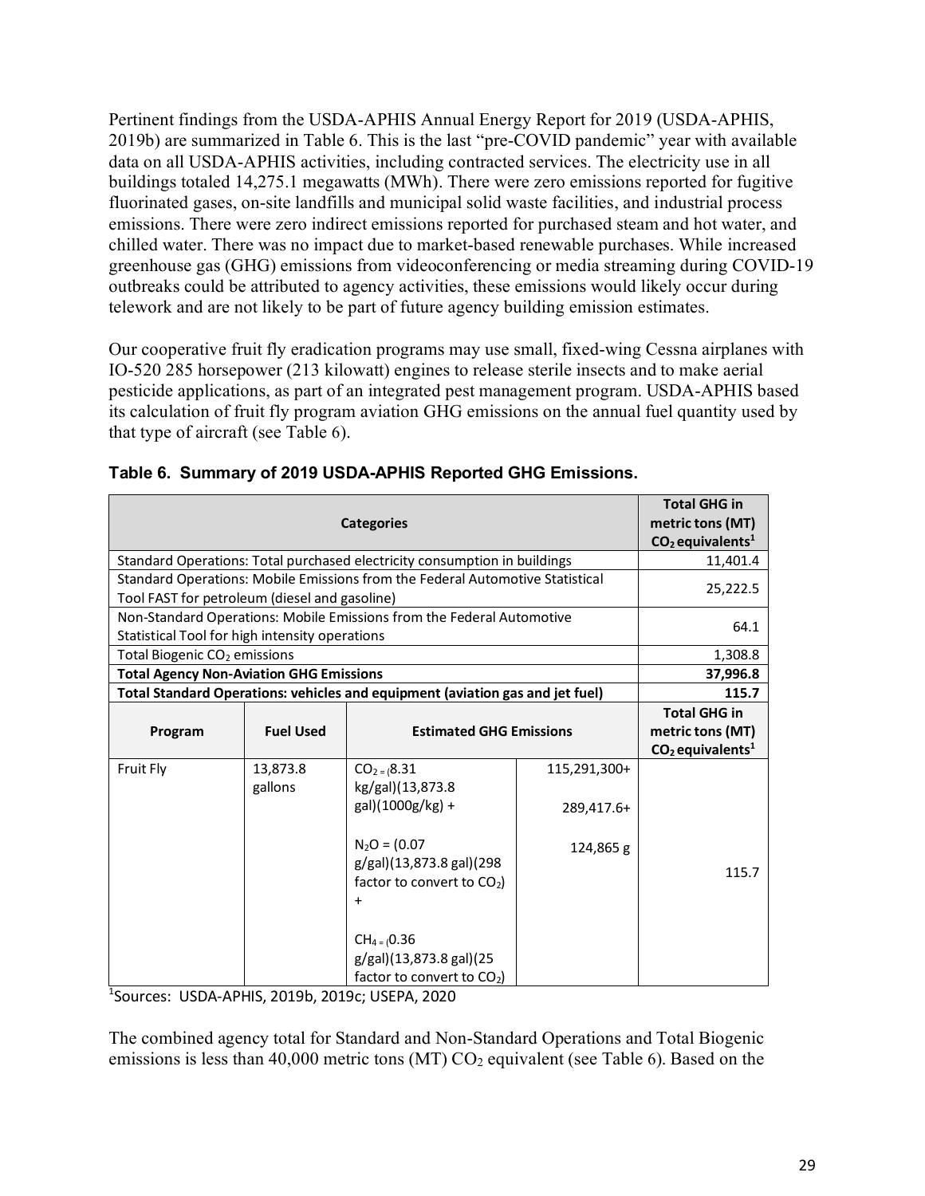Pertinent findings from the USDA-APHIS Annual Energy Report for 2019 (USDA-APHIS, 2019b) are summarized in Table 6. This is the last "pre-COVID pandemic" year with available data on all USDA-APHIS activities, including contracted services. The electricity use in all buildings totaled 14,275.1 megawatts (MWh). There were zero emissions reported for fugitive fluorinated gases, on-site landfills and municipal solid waste facilities, and industrial process emissions. There were zero indirect emissions reported for purchased steam and hot water, and chilled water. There was no impact due to market-based renewable purchases. While increased greenhouse gas (GHG) emissions from videoconferencing or media streaming during COVID-19 outbreaks could be attributed to agency activities, these emissions would likely occur during telework and are not likely to be part of future agency building emission estimates.

Our cooperative fruit fly eradication programs may use small, fixed-wing Cessna airplanes with IO-520 285 horsepower (213 kilowatt) engines to release sterile insects and to make aerial pesticide applications, as part of an integrated pest management program. USDA-APHIS based its calculation of fruit fly program aviation GHG emissions on the annual fuel quantity used by that type of aircraft (see Table 6).

**Table 6. Summary of 2019 USDA-APHIS Reported GHG Emissions.**

| Categories | | | | Total GHG in metric tons (MT) $CO_2$ equivalents[1] |
|---|---|---|---|---|
| Standard Operations: Total purchased electricity consumption in buildings | | | | 11,401.4 |
| Standard Operations: Mobile Emissions from the Federal Automotive Statistical Tool FAST for petroleum (diesel and gasoline) | | | | 25,222.5 |
| Non-Standard Operations: Mobile Emissions from the Federal Automotive Statistical Tool for high intensity operations | | | | 64.1 |
| Total Biogenic $CO_2$ emissions | | | | 1,308.8 |
| **Total Agency Non-Aviation GHG Emissions** | | | | **37,996.8** |
| **Total Standard Operations: vehicles and equipment (aviation gas and jet fuel)** | | | | **115.7** |
| **Program** | **Fuel Used** | **Estimated GHG Emissions** | | **Total GHG in metric tons (MT) $CO_2$ equivalents[1]** |
| Fruit Fly | 13,873.8 gallons | $CO_2$ = (8.31 kg/gal)(13,873.8 gal)(1000g/kg) + <br><br> $N_2O$ = (0.07 g/gal)(13,873.8 gal)(298 factor to convert to $CO_2$) + <br><br> $CH_4$ = (0.36 g/gal)(13,873.8 gal)(25 factor to convert to $CO_2$) | 115,291,300+ <br><br> 289,417.6+ <br><br> 124,865 g | 115.7 |

[1]Sources: USDA-APHIS, 2019b, 2019c; USEPA, 2020

The combined agency total for Standard and Non-Standard Operations and Total Biogenic emissions is less than 40,000 metric tons (MT) $CO_2$ equivalent (see Table 6). Based on the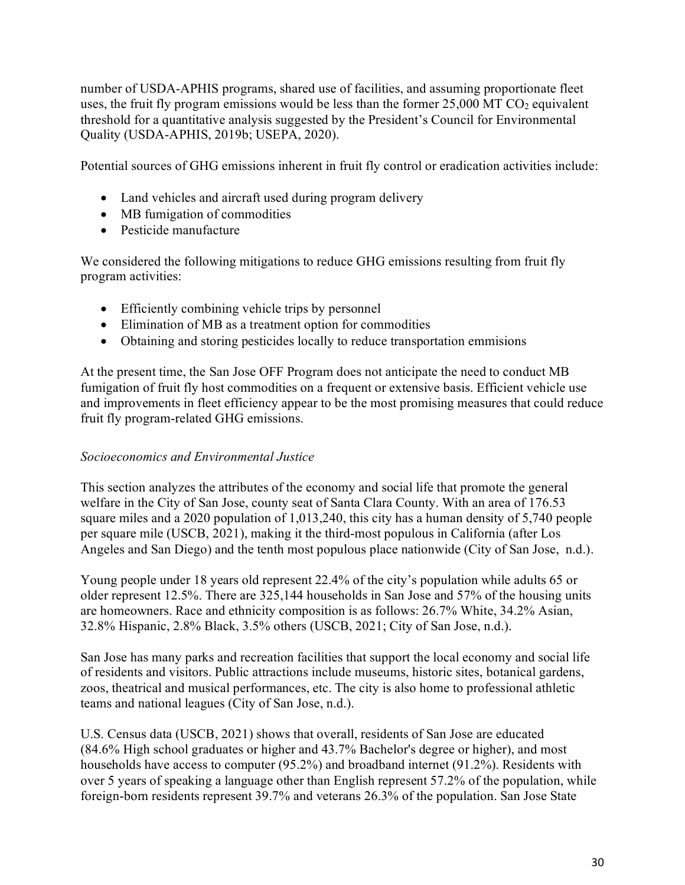number of USDA-APHIS programs, shared use of facilities, and assuming proportionate fleet uses, the fruit fly program emissions would be less than the former 25,000 MT $CO_2$ equivalent threshold for a quantitative analysis suggested by the President's Council for Environmental Quality (USDA-APHIS, 2019b; USEPA, 2020).

Potential sources of GHG emissions inherent in fruit fly control or eradication activities include:

- Land vehicles and aircraft used during program delivery
- MB fumigation of commodities
- Pesticide manufacture

We considered the following mitigations to reduce GHG emissions resulting from fruit fly program activities:

- Efficiently combining vehicle trips by personnel
- Elimination of MB as a treatment option for commodities
- Obtaining and storing pesticides locally to reduce transportation emmisions

At the present time, the San Jose OFF Program does not anticipate the need to conduct MB fumigation of fruit fly host commodities on a frequent or extensive basis. Efficient vehicle use and improvements in fleet efficiency appear to be the most promising measures that could reduce fruit fly program-related GHG emissions.

*Socioeconomics and Environmental Justice*

This section analyzes the attributes of the economy and social life that promote the general welfare in the City of San Jose, county seat of Santa Clara County. With an area of 176.53 square miles and a 2020 population of 1,013,240, this city has a human density of 5,740 people per square mile (USCB, 2021), making it the third-most populous in California (after Los Angeles and San Diego) and the tenth most populous place nationwide (City of San Jose, n.d.).

Young people under 18 years old represent 22.4% of the city's population while adults 65 or older represent 12.5%. There are 325,144 households in San Jose and 57% of the housing units are homeowners. Race and ethnicity composition is as follows: 26.7% White, 34.2% Asian, 32.8% Hispanic, 2.8% Black, 3.5% others (USCB, 2021; City of San Jose, n.d.).

San Jose has many parks and recreation facilities that support the local economy and social life of residents and visitors. Public attractions include museums, historic sites, botanical gardens, zoos, theatrical and musical performances, etc. The city is also home to professional athletic teams and national leagues (City of San Jose, n.d.).

U.S. Census data (USCB, 2021) shows that overall, residents of San Jose are educated (84.6% High school graduates or higher and 43.7% Bachelor's degree or higher), and most households have access to computer (95.2%) and broadband internet (91.2%). Residents with over 5 years of speaking a language other than English represent 57.2% of the population, while foreign-born residents represent 39.7% and veterans 26.3% of the population. San Jose State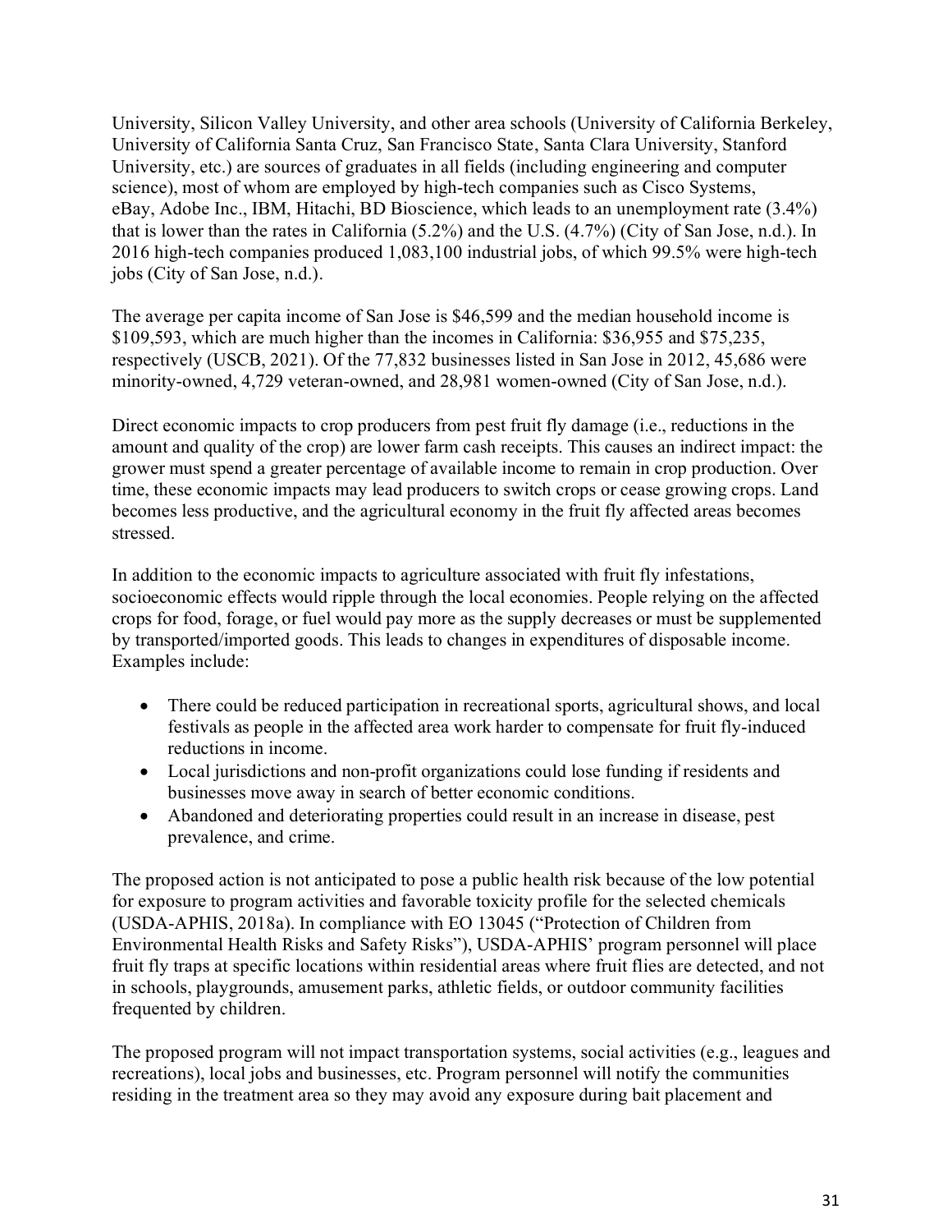University, Silicon Valley University, and other area schools (University of California Berkeley, University of California Santa Cruz, San Francisco State, Santa Clara University, Stanford University, etc.) are sources of graduates in all fields (including engineering and computer science), most of whom are employed by high-tech companies such as Cisco Systems, eBay, Adobe Inc., IBM, Hitachi, BD Bioscience, which leads to an unemployment rate (3.4%) that is lower than the rates in California (5.2%) and the U.S. (4.7%) (City of San Jose, n.d.). In 2016 high-tech companies produced 1,083,100 industrial jobs, of which 99.5% were high-tech jobs (City of San Jose, n.d.).

The average per capita income of San Jose is $46,599 and the median household income is $109,593, which are much higher than the incomes in California: $36,955 and $75,235, respectively (USCB, 2021). Of the 77,832 businesses listed in San Jose in 2012, 45,686 were minority-owned, 4,729 veteran-owned, and 28,981 women-owned (City of San Jose, n.d.).

Direct economic impacts to crop producers from pest fruit fly damage (i.e., reductions in the amount and quality of the crop) are lower farm cash receipts. This causes an indirect impact: the grower must spend a greater percentage of available income to remain in crop production. Over time, these economic impacts may lead producers to switch crops or cease growing crops. Land becomes less productive, and the agricultural economy in the fruit fly affected areas becomes stressed.

In addition to the economic impacts to agriculture associated with fruit fly infestations, socioeconomic effects would ripple through the local economies. People relying on the affected crops for food, forage, or fuel would pay more as the supply decreases or must be supplemented by transported/imported goods. This leads to changes in expenditures of disposable income. Examples include:

- There could be reduced participation in recreational sports, agricultural shows, and local festivals as people in the affected area work harder to compensate for fruit fly-induced reductions in income.
- Local jurisdictions and non-profit organizations could lose funding if residents and businesses move away in search of better economic conditions.
- Abandoned and deteriorating properties could result in an increase in disease, pest prevalence, and crime.

The proposed action is not anticipated to pose a public health risk because of the low potential for exposure to program activities and favorable toxicity profile for the selected chemicals (USDA-APHIS, 2018a). In compliance with EO 13045 ("Protection of Children from Environmental Health Risks and Safety Risks"), USDA-APHIS' program personnel will place fruit fly traps at specific locations within residential areas where fruit flies are detected, and not in schools, playgrounds, amusement parks, athletic fields, or outdoor community facilities frequented by children.

The proposed program will not impact transportation systems, social activities (e.g., leagues and recreations), local jobs and businesses, etc. Program personnel will notify the communities residing in the treatment area so they may avoid any exposure during bait placement and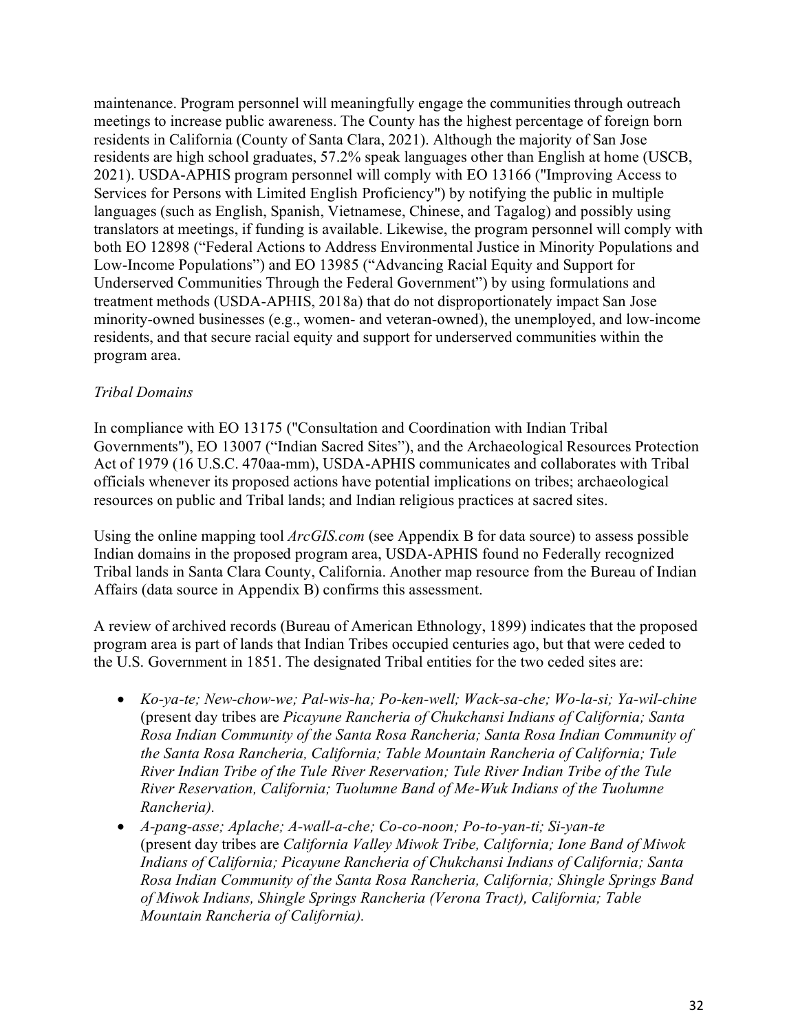maintenance. Program personnel will meaningfully engage the communities through outreach meetings to increase public awareness. The County has the highest percentage of foreign born residents in California (County of Santa Clara, 2021). Although the majority of San Jose residents are high school graduates, 57.2% speak languages other than English at home (USCB, 2021). USDA-APHIS program personnel will comply with EO 13166 ("Improving Access to Services for Persons with Limited English Proficiency") by notifying the public in multiple languages (such as English, Spanish, Vietnamese, Chinese, and Tagalog) and possibly using translators at meetings, if funding is available. Likewise, the program personnel will comply with both EO 12898 ("Federal Actions to Address Environmental Justice in Minority Populations and Low-Income Populations") and EO 13985 ("Advancing Racial Equity and Support for Underserved Communities Through the Federal Government") by using formulations and treatment methods (USDA-APHIS, 2018a) that do not disproportionately impact San Jose minority-owned businesses (e.g., women- and veteran-owned), the unemployed, and low-income residents, and that secure racial equity and support for underserved communities within the program area.

*Tribal Domains*

In compliance with EO 13175 ("Consultation and Coordination with Indian Tribal Governments"), EO 13007 ("Indian Sacred Sites"), and the Archaeological Resources Protection Act of 1979 (16 U.S.C. 470aa-mm), USDA-APHIS communicates and collaborates with Tribal officials whenever its proposed actions have potential implications on tribes; archaeological resources on public and Tribal lands; and Indian religious practices at sacred sites.

Using the online mapping tool *ArcGIS.com* (see Appendix B for data source) to assess possible Indian domains in the proposed program area, USDA-APHIS found no Federally recognized Tribal lands in Santa Clara County, California. Another map resource from the Bureau of Indian Affairs (data source in Appendix B) confirms this assessment.

A review of archived records (Bureau of American Ethnology, 1899) indicates that the proposed program area is part of lands that Indian Tribes occupied centuries ago, but that were ceded to the U.S. Government in 1851. The designated Tribal entities for the two ceded sites are:

- *Ko-ya-te; New-chow-we; Pal-wis-ha; Po-ken-well; Wack-sa-che; Wo-la-si; Ya-wil-chine* (present day tribes are *Picayune Rancheria of Chukchansi Indians of California; Santa Rosa Indian Community of the Santa Rosa Rancheria; Santa Rosa Indian Community of the Santa Rosa Rancheria, California; Table Mountain Rancheria of California; Tule River Indian Tribe of the Tule River Reservation; Tule River Indian Tribe of the Tule River Reservation, California; Tuolumne Band of Me-Wuk Indians of the Tuolumne Rancheria).*
- *A-pang-asse; Aplache; A-wall-a-che; Co-co-noon; Po-to-yan-ti; Si-yan-te* (present day tribes are *California Valley Miwok Tribe, California; Ione Band of Miwok Indians of California; Picayune Rancheria of Chukchansi Indians of California; Santa Rosa Indian Community of the Santa Rosa Rancheria, California; Shingle Springs Band of Miwok Indians, Shingle Springs Rancheria (Verona Tract), California; Table Mountain Rancheria of California).*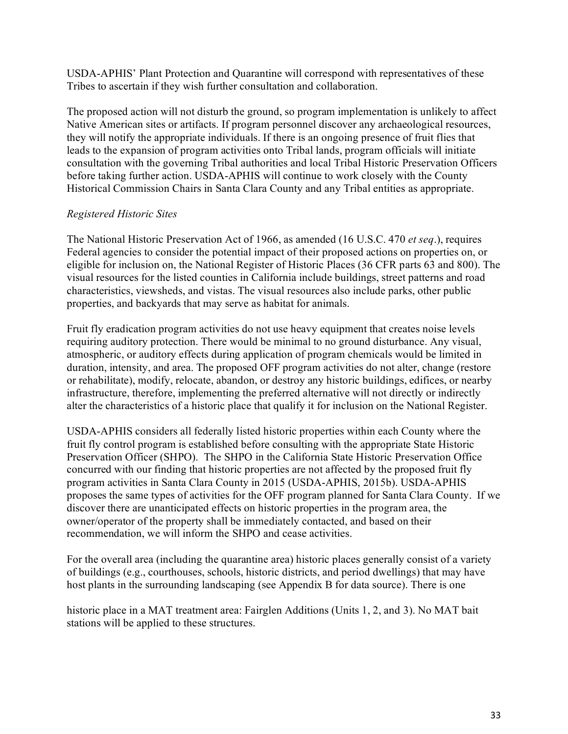USDA-APHIS' Plant Protection and Quarantine will correspond with representatives of these Tribes to ascertain if they wish further consultation and collaboration.

The proposed action will not disturb the ground, so program implementation is unlikely to affect Native American sites or artifacts. If program personnel discover any archaeological resources, they will notify the appropriate individuals. If there is an ongoing presence of fruit flies that leads to the expansion of program activities onto Tribal lands, program officials will initiate consultation with the governing Tribal authorities and local Tribal Historic Preservation Officers before taking further action. USDA-APHIS will continue to work closely with the County Historical Commission Chairs in Santa Clara County and any Tribal entities as appropriate.

*Registered Historic Sites*

The National Historic Preservation Act of 1966, as amended (16 U.S.C. 470 *et seq*.), requires Federal agencies to consider the potential impact of their proposed actions on properties on, or eligible for inclusion on, the National Register of Historic Places (36 CFR parts 63 and 800). The visual resources for the listed counties in California include buildings, street patterns and road characteristics, viewsheds, and vistas. The visual resources also include parks, other public properties, and backyards that may serve as habitat for animals.

Fruit fly eradication program activities do not use heavy equipment that creates noise levels requiring auditory protection. There would be minimal to no ground disturbance. Any visual, atmospheric, or auditory effects during application of program chemicals would be limited in duration, intensity, and area. The proposed OFF program activities do not alter, change (restore or rehabilitate), modify, relocate, abandon, or destroy any historic buildings, edifices, or nearby infrastructure, therefore, implementing the preferred alternative will not directly or indirectly alter the characteristics of a historic place that qualify it for inclusion on the National Register.

USDA-APHIS considers all federally listed historic properties within each County where the fruit fly control program is established before consulting with the appropriate State Historic Preservation Officer (SHPO). The SHPO in the California State Historic Preservation Office concurred with our finding that historic properties are not affected by the proposed fruit fly program activities in Santa Clara County in 2015 (USDA-APHIS, 2015b). USDA-APHIS proposes the same types of activities for the OFF program planned for Santa Clara County. If we discover there are unanticipated effects on historic properties in the program area, the owner/operator of the property shall be immediately contacted, and based on their recommendation, we will inform the SHPO and cease activities.

For the overall area (including the quarantine area) historic places generally consist of a variety of buildings (e.g., courthouses, schools, historic districts, and period dwellings) that may have host plants in the surrounding landscaping (see Appendix B for data source). There is one historic place in a MAT treatment area: Fairglen Additions (Units 1, 2, and 3). No MAT bait stations will be applied to these structures.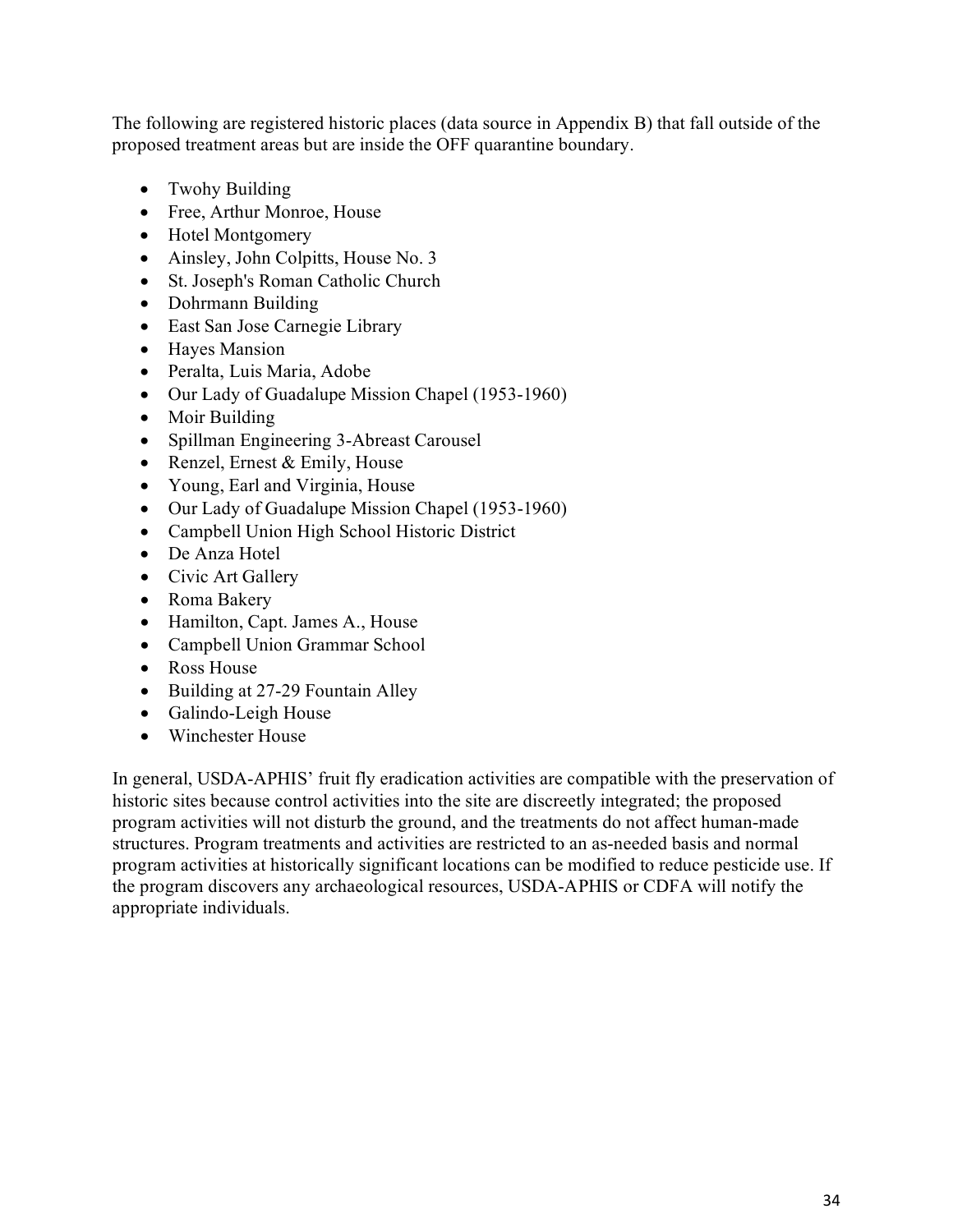The following are registered historic places (data source in Appendix B) that fall outside of the proposed treatment areas but are inside the OFF quarantine boundary.

- Twohy Building
- Free, Arthur Monroe, House
- Hotel Montgomery
- Ainsley, John Colpitts, House No. 3
- St. Joseph's Roman Catholic Church
- Dohrmann Building
- East San Jose Carnegie Library
- Hayes Mansion
- Peralta, Luis Maria, Adobe
- Our Lady of Guadalupe Mission Chapel (1953-1960)
- Moir Building
- Spillman Engineering 3-Abreast Carousel
- Renzel, Ernest & Emily, House
- Young, Earl and Virginia, House
- Our Lady of Guadalupe Mission Chapel (1953-1960)
- Campbell Union High School Historic District
- De Anza Hotel
- Civic Art Gallery
- Roma Bakery
- Hamilton, Capt. James A., House
- Campbell Union Grammar School
- Ross House
- Building at 27-29 Fountain Alley
- Galindo-Leigh House
- Winchester House

In general, USDA-APHIS' fruit fly eradication activities are compatible with the preservation of historic sites because control activities into the site are discreetly integrated; the proposed program activities will not disturb the ground, and the treatments do not affect human-made structures. Program treatments and activities are restricted to an as-needed basis and normal program activities at historically significant locations can be modified to reduce pesticide use. If the program discovers any archaeological resources, USDA-APHIS or CDFA will notify the appropriate individuals.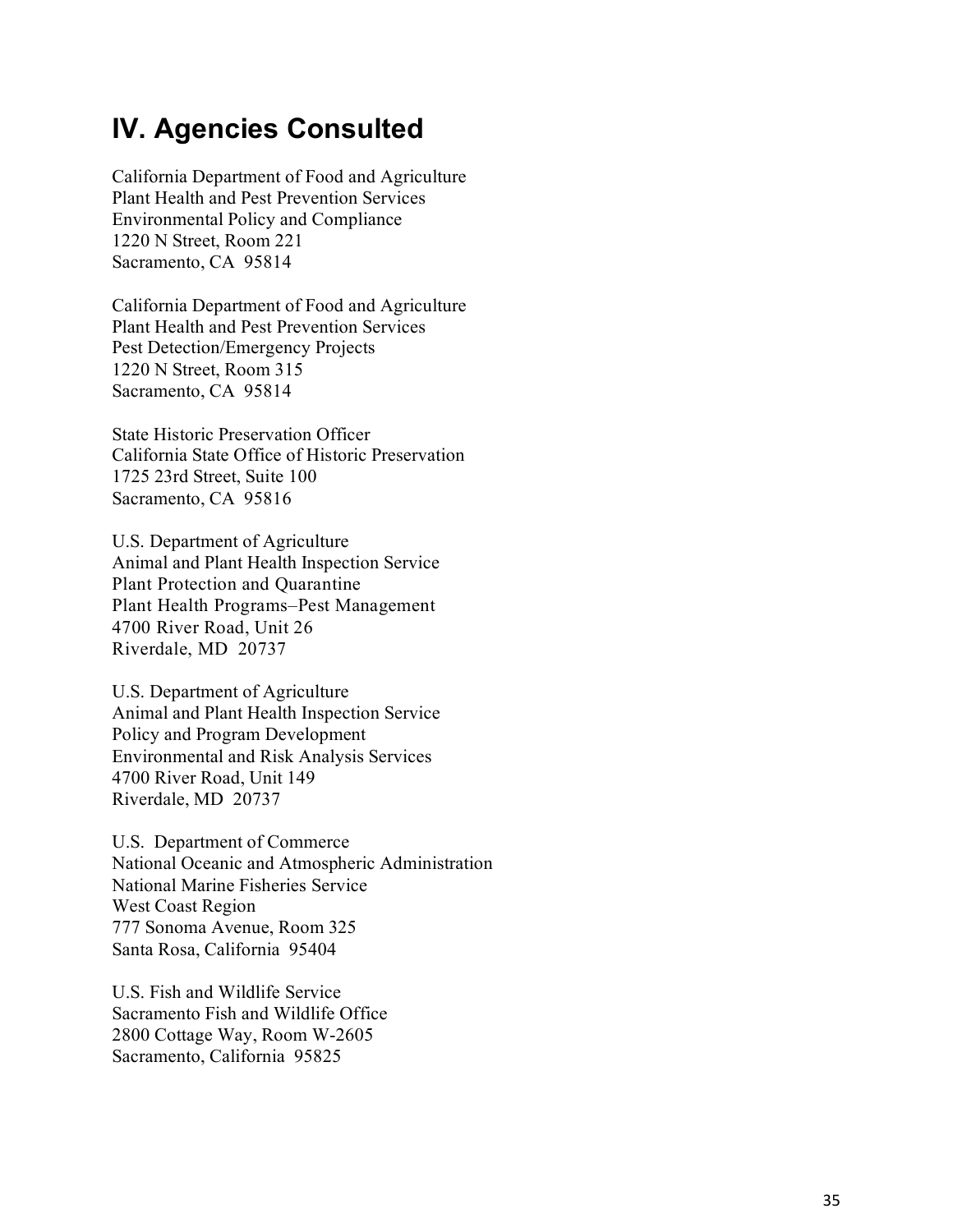# IV. Agencies Consulted

California Department of Food and Agriculture
Plant Health and Pest Prevention Services
Environmental Policy and Compliance
1220 N Street, Room 221
Sacramento, CA 95814

California Department of Food and Agriculture
Plant Health and Pest Prevention Services
Pest Detection/Emergency Projects
1220 N Street, Room 315
Sacramento, CA 95814

State Historic Preservation Officer
California State Office of Historic Preservation
1725 23rd Street, Suite 100
Sacramento, CA 95816

U.S. Department of Agriculture
Animal and Plant Health Inspection Service
Plant Protection and Quarantine
Plant Health Programs–Pest Management
4700 River Road, Unit 26
Riverdale, MD 20737

U.S. Department of Agriculture
Animal and Plant Health Inspection Service
Policy and Program Development
Environmental and Risk Analysis Services
4700 River Road, Unit 149
Riverdale, MD 20737

U.S. Department of Commerce
National Oceanic and Atmospheric Administration
National Marine Fisheries Service
West Coast Region
777 Sonoma Avenue, Room 325
Santa Rosa, California 95404

U.S. Fish and Wildlife Service
Sacramento Fish and Wildlife Office
2800 Cottage Way, Room W-2605
Sacramento, California 95825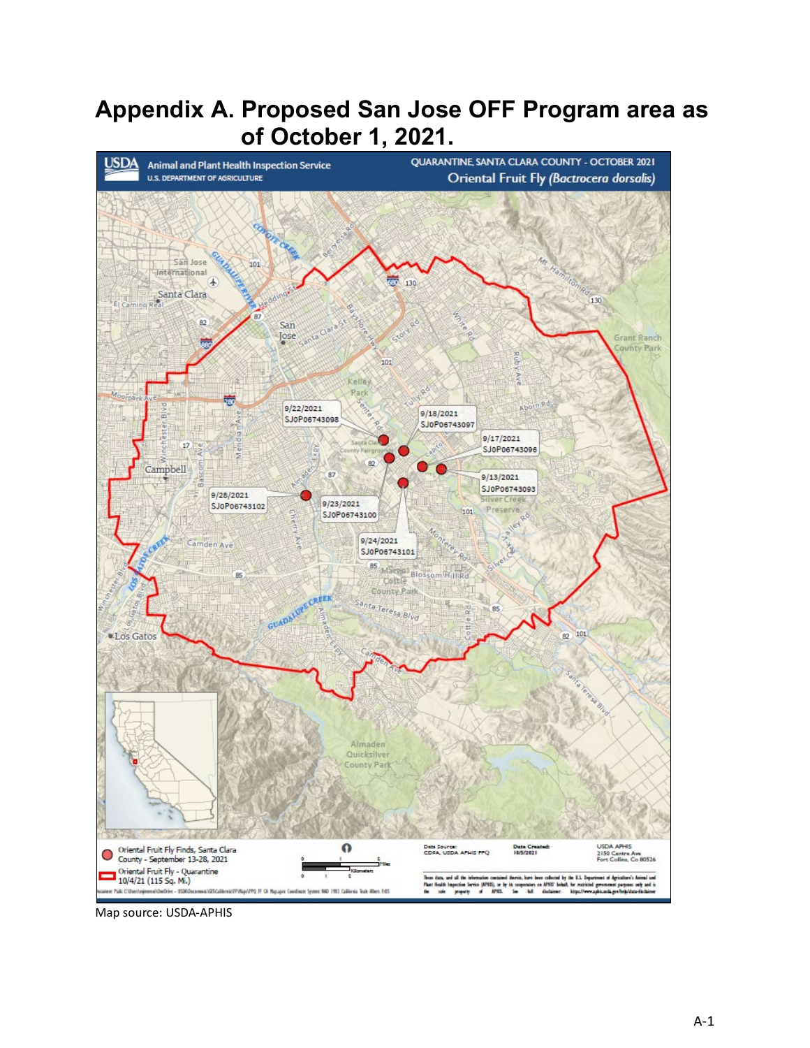# Appendix A. Proposed San Jose OFF Program area as of October 1, 2021.

Map source: USDA-APHIS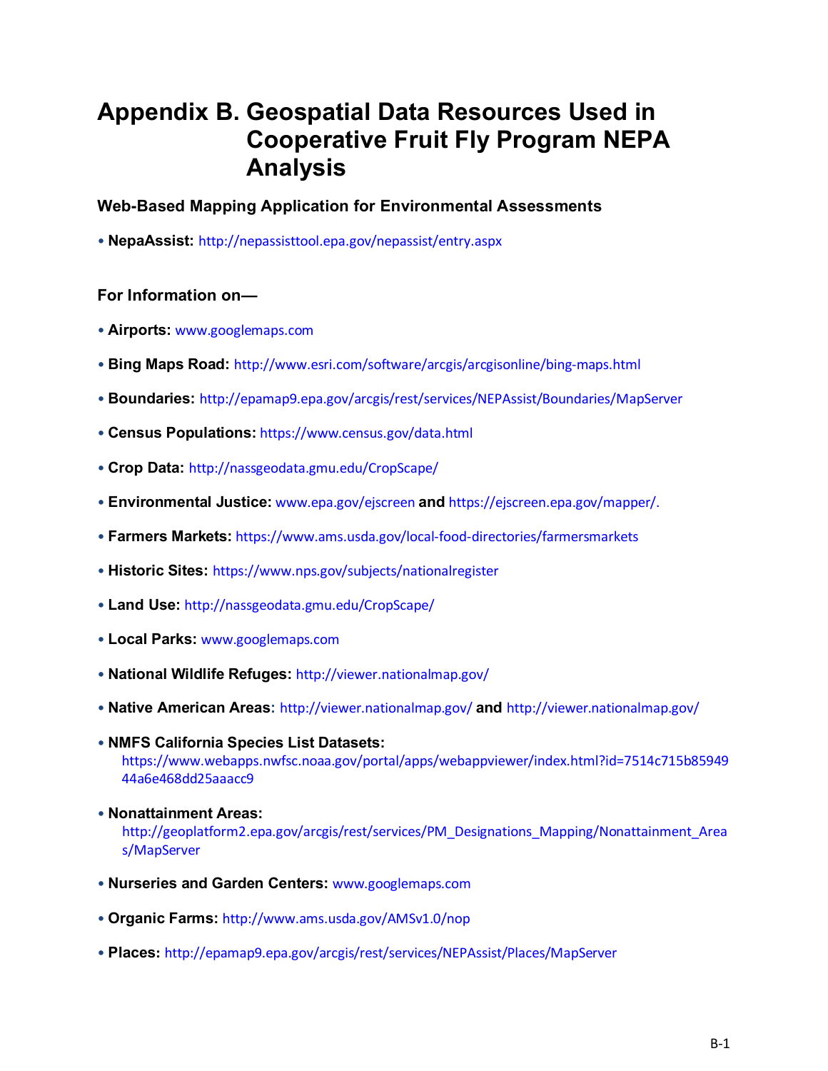# Appendix B. Geospatial Data Resources Used in Cooperative Fruit Fly Program NEPA Analysis

### Web-Based Mapping Application for Environmental Assessments

- **NepaAssist:** http://nepassisttool.epa.gov/nepassist/entry.aspx

### For Information on—

- **Airports:** www.googlemaps.com
- **Bing Maps Road:** http://www.esri.com/software/arcgis/arcgisonline/bing-maps.html
- **Boundaries:** http://epamap9.epa.gov/arcgis/rest/services/NEPAssist/Boundaries/MapServer
- **Census Populations:** https://www.census.gov/data.html
- **Crop Data:** http://nassgeodata.gmu.edu/CropScape/
- **Environmental Justice:** www.epa.gov/ejscreen **and** https://ejscreen.epa.gov/mapper/.
- **Farmers Markets:** https://www.ams.usda.gov/local-food-directories/farmersmarkets
- **Historic Sites:** https://www.nps.gov/subjects/nationalregister
- **Land Use:** http://nassgeodata.gmu.edu/CropScape/
- **Local Parks:** www.googlemaps.com
- **National Wildlife Refuges:** http://viewer.nationalmap.gov/
- **Native American Areas**: http://viewer.nationalmap.gov/ **and** http://viewer.nationalmap.gov/
- **NMFS California Species List Datasets:** https://www.webapps.nwfsc.noaa.gov/portal/apps/webappviewer/index.html?id=7514c715b8594944a6e468dd25aaacc9
- **Nonattainment Areas:** http://geoplatform2.epa.gov/arcgis/rest/services/PM_Designations_Mapping/Nonattainment_Areas/MapServer
- **Nurseries and Garden Centers:** www.googlemaps.com
- **Organic Farms:** http://www.ams.usda.gov/AMSv1.0/nop
- **Places:** http://epamap9.epa.gov/arcgis/rest/services/NEPAssist/Places/MapServer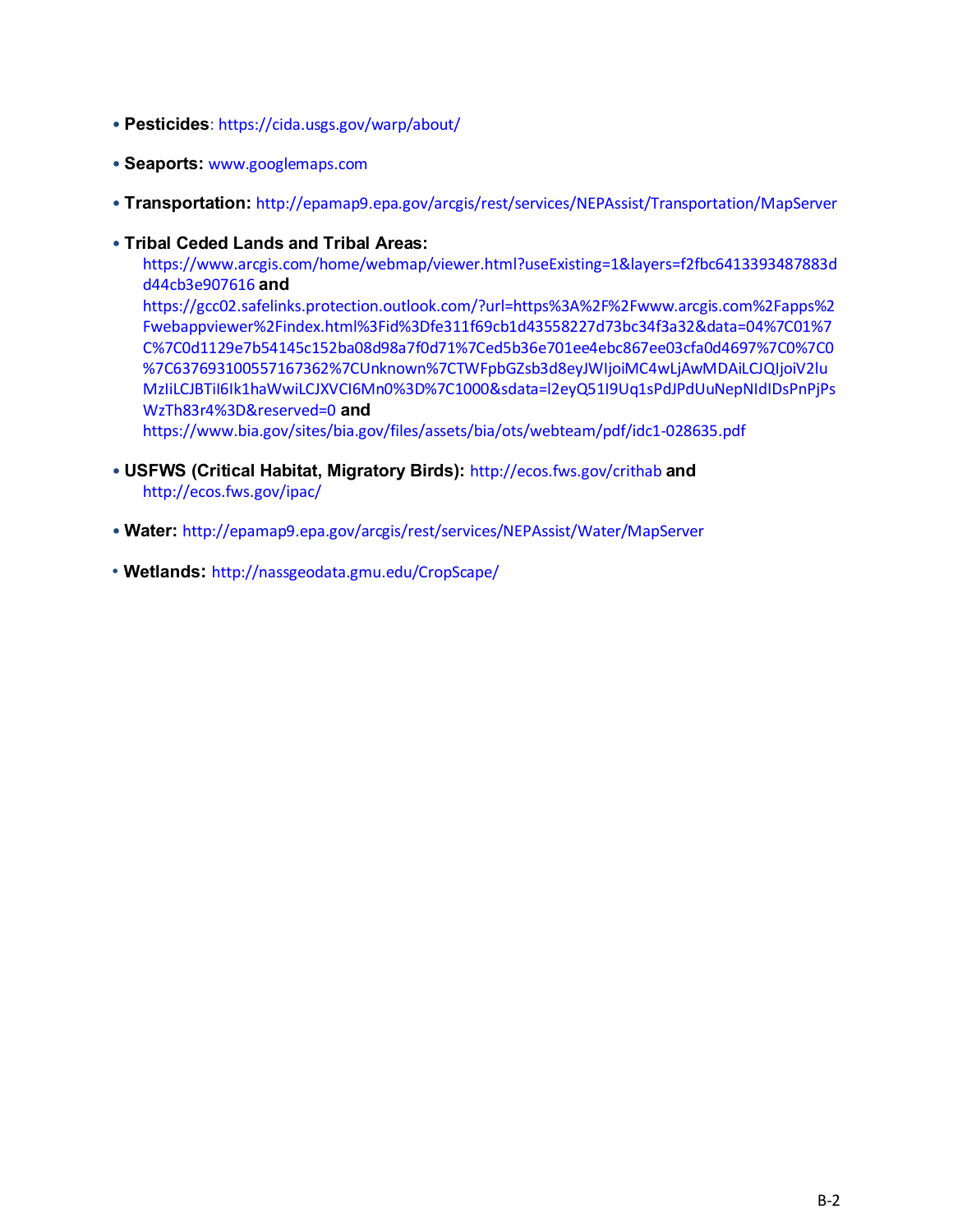- **Pesticides**: https://cida.usgs.gov/warp/about/
- **Seaports:** www.googlemaps.com
- **Transportation:** http://epamap9.epa.gov/arcgis/rest/services/NEPAssist/Transportation/MapServer
- **Tribal Ceded Lands and Tribal Areas:** https://www.arcgis.com/home/webmap/viewer.html?useExisting=1&layers=f2fbc6413393487883dd44cb3e907616 **and** https://gcc02.safelinks.protection.outlook.com/?url=https%3A%2F%2Fwww.arcgis.com%2Fapps%2Fwebappviewer%2Findex.html%3Fid%3Dfe311f69cb1d43558227d73bc34f3a32&data=04%7C01%7C%7C0d1129e7b54145c152ba08d98a7f0d71%7Ced5b36e701ee4ebc867ee03cfa0d4697%7C0%7C0%7C637693100557167362%7CUnknown%7CTWFpbGZsb3d8eyJWIjoiMC4wLjAwMDAiLCJQIjoiV2luMzIiLCJBTiI6Ik1haWwiLCJXVCI6Mn0%3D%7C1000&sdata=l2eyQ51I9Uq1sPdJPdUuNepNIdIDsPnPjPsWzTh83r4%3D&reserved=0 **and** https://www.bia.gov/sites/bia.gov/files/assets/bia/ots/webteam/pdf/idc1-028635.pdf
- **USFWS (Critical Habitat, Migratory Birds):** http://ecos.fws.gov/crithab **and** http://ecos.fws.gov/ipac/
- **Water:** http://epamap9.epa.gov/arcgis/rest/services/NEPAssist/Water/MapServer
- **Wetlands:** http://nassgeodata.gmu.edu/CropScape/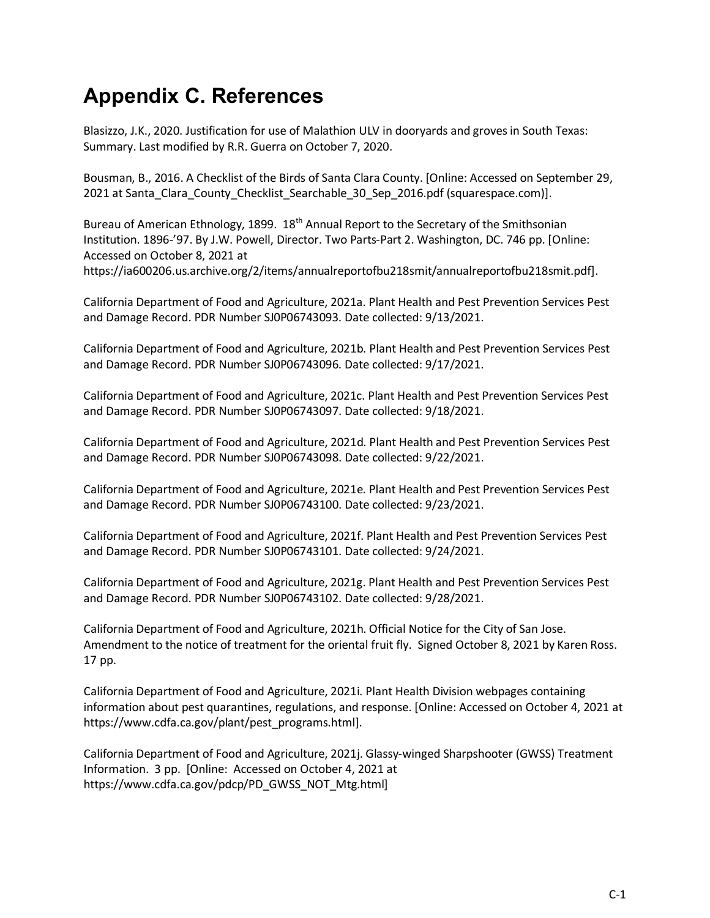# Appendix C. References

Blasizzo, J.K., 2020. Justification for use of Malathion ULV in dooryards and groves in South Texas: Summary. Last modified by R.R. Guerra on October 7, 2020.

Bousman, B., 2016. A Checklist of the Birds of Santa Clara County. [Online: Accessed on September 29, 2021 at Santa_Clara_County_Checklist_Searchable_30_Sep_2016.pdf (squarespace.com)].

Bureau of American Ethnology, 1899. 18th Annual Report to the Secretary of the Smithsonian Institution. 1896-'97. By J.W. Powell, Director. Two Parts-Part 2. Washington, DC. 746 pp. [Online: Accessed on October 8, 2021 at https://ia600206.us.archive.org/2/items/annualreportofbu218smit/annualreportofbu218smit.pdf].

California Department of Food and Agriculture, 2021a. Plant Health and Pest Prevention Services Pest and Damage Record. PDR Number SJ0P06743093. Date collected: 9/13/2021.

California Department of Food and Agriculture, 2021b. Plant Health and Pest Prevention Services Pest and Damage Record. PDR Number SJ0P06743096. Date collected: 9/17/2021.

California Department of Food and Agriculture, 2021c. Plant Health and Pest Prevention Services Pest and Damage Record. PDR Number SJ0P06743097. Date collected: 9/18/2021.

California Department of Food and Agriculture, 2021d. Plant Health and Pest Prevention Services Pest and Damage Record. PDR Number SJ0P06743098. Date collected: 9/22/2021.

California Department of Food and Agriculture, 2021e. Plant Health and Pest Prevention Services Pest and Damage Record. PDR Number SJ0P06743100. Date collected: 9/23/2021.

California Department of Food and Agriculture, 2021f. Plant Health and Pest Prevention Services Pest and Damage Record. PDR Number SJ0P06743101. Date collected: 9/24/2021.

California Department of Food and Agriculture, 2021g. Plant Health and Pest Prevention Services Pest and Damage Record. PDR Number SJ0P06743102. Date collected: 9/28/2021.

California Department of Food and Agriculture, 2021h. Official Notice for the City of San Jose. Amendment to the notice of treatment for the oriental fruit fly. Signed October 8, 2021 by Karen Ross. 17 pp.

California Department of Food and Agriculture, 2021i. Plant Health Division webpages containing information about pest quarantines, regulations, and response. [Online: Accessed on October 4, 2021 at https://www.cdfa.ca.gov/plant/pest_programs.html].

California Department of Food and Agriculture, 2021j. Glassy-winged Sharpshooter (GWSS) Treatment Information. 3 pp. [Online: Accessed on October 4, 2021 at https://www.cdfa.ca.gov/pdcp/PD_GWSS_NOT_Mtg.html]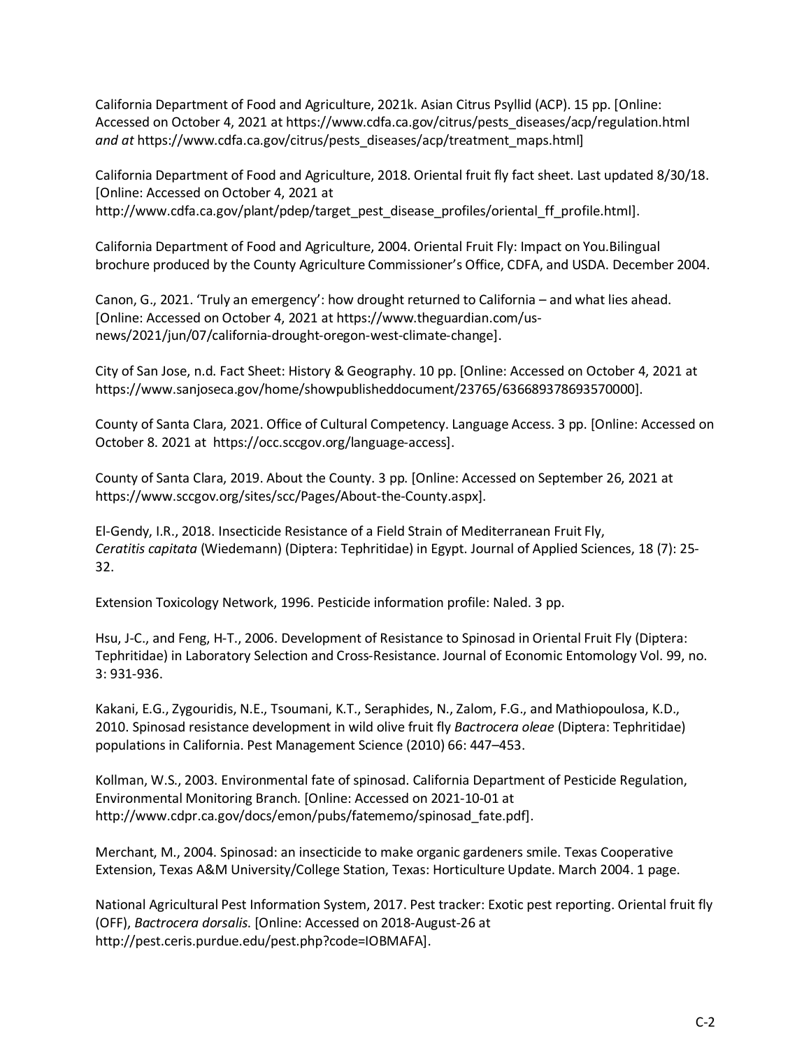California Department of Food and Agriculture, 2021k. Asian Citrus Psyllid (ACP). 15 pp. [Online: Accessed on October 4, 2021 at https://www.cdfa.ca.gov/citrus/pests_diseases/acp/regulation.html *and at* https://www.cdfa.ca.gov/citrus/pests_diseases/acp/treatment_maps.html]

California Department of Food and Agriculture, 2018. Oriental fruit fly fact sheet. Last updated 8/30/18. [Online: Accessed on October 4, 2021 at http://www.cdfa.ca.gov/plant/pdep/target_pest_disease_profiles/oriental_ff_profile.html].

California Department of Food and Agriculture, 2004. Oriental Fruit Fly: Impact on You.Bilingual brochure produced by the County Agriculture Commissioner's Office, CDFA, and USDA. December 2004.

Canon, G., 2021. 'Truly an emergency': how drought returned to California – and what lies ahead. [Online: Accessed on October 4, 2021 at https://www.theguardian.com/us-news/2021/jun/07/california-drought-oregon-west-climate-change].

City of San Jose, n.d. Fact Sheet: History & Geography. 10 pp. [Online: Accessed on October 4, 2021 at https://www.sanjoseca.gov/home/showpublisheddocument/23765/636689378693570000].

County of Santa Clara, 2021. Office of Cultural Competency. Language Access. 3 pp. [Online: Accessed on October 8. 2021 at https://occ.sccgov.org/language-access].

County of Santa Clara, 2019. About the County. 3 pp. [Online: Accessed on September 26, 2021 at https://www.sccgov.org/sites/scc/Pages/About-the-County.aspx].

El-Gendy, I.R., 2018. Insecticide Resistance of a Field Strain of Mediterranean Fruit Fly, *Ceratitis capitata* (Wiedemann) (Diptera: Tephritidae) in Egypt. Journal of Applied Sciences, 18 (7): 25-32.

Extension Toxicology Network, 1996. Pesticide information profile: Naled. 3 pp.

Hsu, J-C., and Feng, H-T., 2006. Development of Resistance to Spinosad in Oriental Fruit Fly (Diptera: Tephritidae) in Laboratory Selection and Cross-Resistance. Journal of Economic Entomology Vol. 99, no. 3: 931-936.

Kakani, E.G., Zygouridis, N.E., Tsoumani, K.T., Seraphides, N., Zalom, F.G., and Mathiopoulosa, K.D., 2010. Spinosad resistance development in wild olive fruit fly *Bactrocera oleae* (Diptera: Tephritidae) populations in California. Pest Management Science (2010) 66: 447–453.

Kollman, W.S., 2003. Environmental fate of spinosad. California Department of Pesticide Regulation, Environmental Monitoring Branch. [Online: Accessed on 2021-10-01 at http://www.cdpr.ca.gov/docs/emon/pubs/fatememo/spinosad_fate.pdf].

Merchant, M., 2004. Spinosad: an insecticide to make organic gardeners smile. Texas Cooperative Extension, Texas A&M University/College Station, Texas: Horticulture Update. March 2004. 1 page.

National Agricultural Pest Information System, 2017. Pest tracker: Exotic pest reporting. Oriental fruit fly (OFF), *Bactrocera dorsalis*. [Online: Accessed on 2018-August-26 at http://pest.ceris.purdue.edu/pest.php?code=IOBMAFA].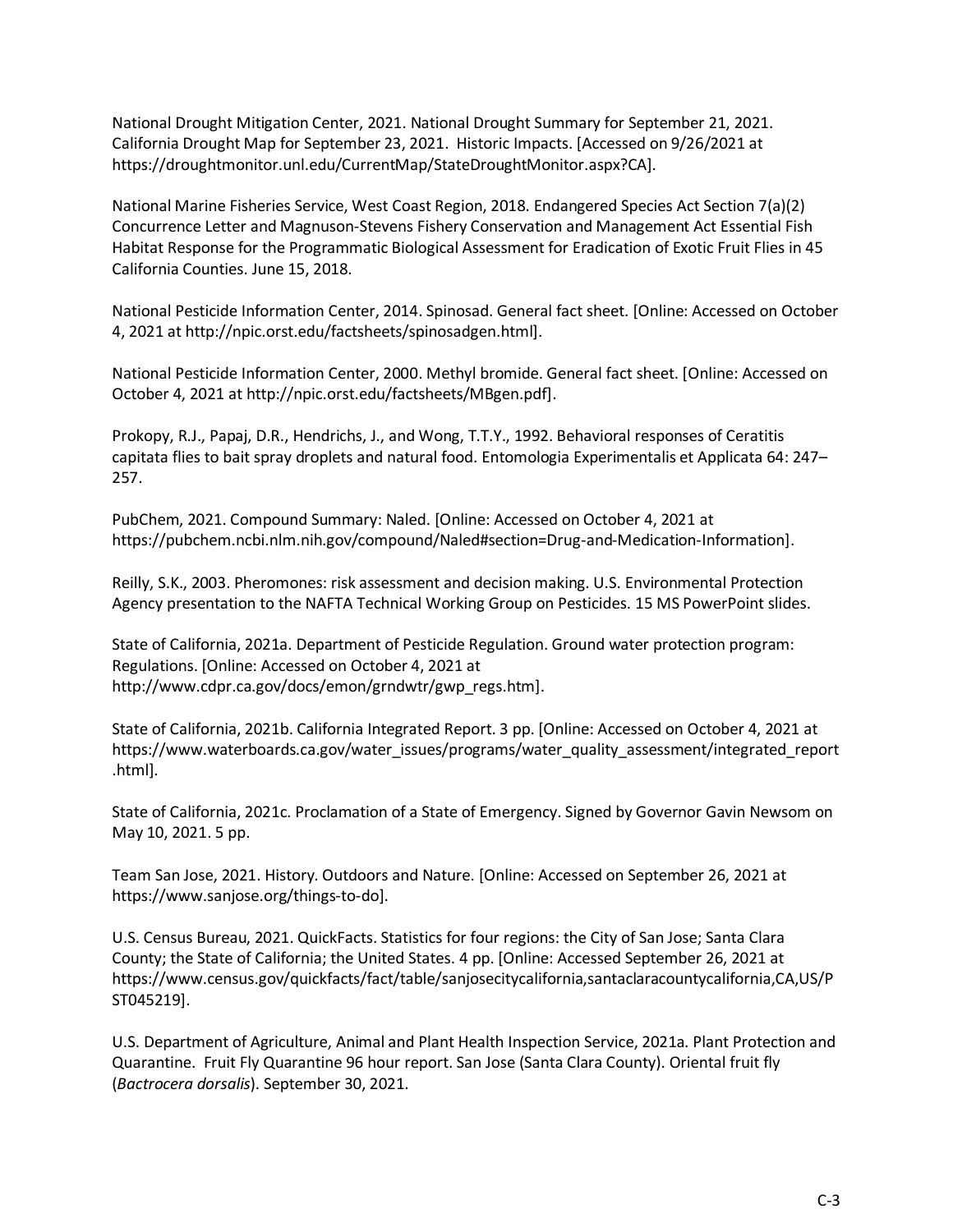National Drought Mitigation Center, 2021. National Drought Summary for September 21, 2021. California Drought Map for September 23, 2021. Historic Impacts. [Accessed on 9/26/2021 at https://droughtmonitor.unl.edu/CurrentMap/StateDroughtMonitor.aspx?CA].

National Marine Fisheries Service, West Coast Region, 2018. Endangered Species Act Section 7(a)(2) Concurrence Letter and Magnuson-Stevens Fishery Conservation and Management Act Essential Fish Habitat Response for the Programmatic Biological Assessment for Eradication of Exotic Fruit Flies in 45 California Counties. June 15, 2018.

National Pesticide Information Center, 2014. Spinosad. General fact sheet. [Online: Accessed on October 4, 2021 at http://npic.orst.edu/factsheets/spinosadgen.html].

National Pesticide Information Center, 2000. Methyl bromide. General fact sheet. [Online: Accessed on October 4, 2021 at http://npic.orst.edu/factsheets/MBgen.pdf].

Prokopy, R.J., Papaj, D.R., Hendrichs, J., and Wong, T.T.Y., 1992. Behavioral responses of Ceratitis capitata flies to bait spray droplets and natural food. Entomologia Experimentalis et Applicata 64: 247–257.

PubChem, 2021. Compound Summary: Naled. [Online: Accessed on October 4, 2021 at https://pubchem.ncbi.nlm.nih.gov/compound/Naled#section=Drug-and-Medication-Information].

Reilly, S.K., 2003. Pheromones: risk assessment and decision making. U.S. Environmental Protection Agency presentation to the NAFTA Technical Working Group on Pesticides. 15 MS PowerPoint slides.

State of California, 2021a. Department of Pesticide Regulation. Ground water protection program: Regulations. [Online: Accessed on October 4, 2021 at http://www.cdpr.ca.gov/docs/emon/grndwtr/gwp_regs.htm].

State of California, 2021b. California Integrated Report. 3 pp. [Online: Accessed on October 4, 2021 at https://www.waterboards.ca.gov/water_issues/programs/water_quality_assessment/integrated_report.html].

State of California, 2021c. Proclamation of a State of Emergency. Signed by Governor Gavin Newsom on May 10, 2021. 5 pp.

Team San Jose, 2021. History. Outdoors and Nature. [Online: Accessed on September 26, 2021 at https://www.sanjose.org/things-to-do].

U.S. Census Bureau, 2021. QuickFacts. Statistics for four regions: the City of San Jose; Santa Clara County; the State of California; the United States. 4 pp. [Online: Accessed September 26, 2021 at https://www.census.gov/quickfacts/fact/table/sanjosecitycalifornia,santaclaracountycalifornia,CA,US/PST045219].

U.S. Department of Agriculture, Animal and Plant Health Inspection Service, 2021a. Plant Protection and Quarantine. Fruit Fly Quarantine 96 hour report. San Jose (Santa Clara County). Oriental fruit fly (*Bactrocera dorsalis*). September 30, 2021.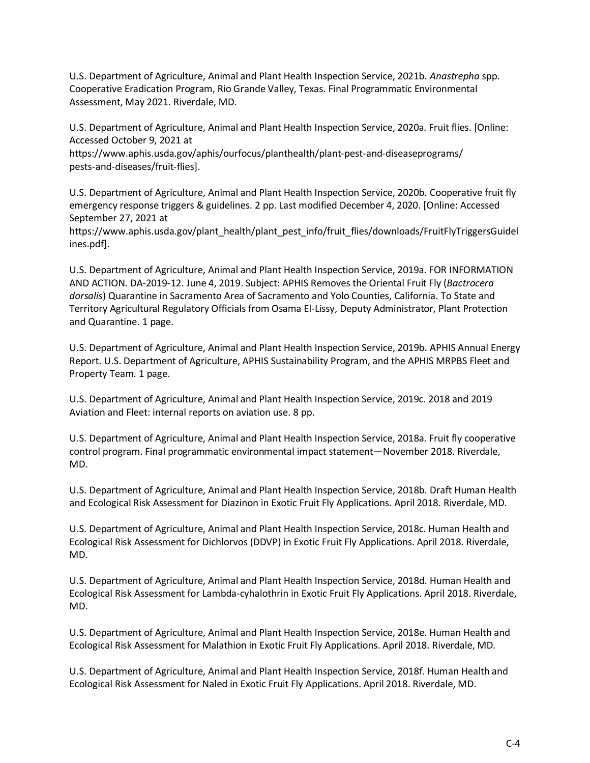U.S. Department of Agriculture, Animal and Plant Health Inspection Service, 2021b. *Anastrepha* spp. Cooperative Eradication Program, Rio Grande Valley, Texas. Final Programmatic Environmental Assessment, May 2021. Riverdale, MD.

U.S. Department of Agriculture, Animal and Plant Health Inspection Service, 2020a. Fruit flies. [Online: Accessed October 9, 2021 at https://www.aphis.usda.gov/aphis/ourfocus/planthealth/plant-pest-and-diseaseprograms/pests-and-diseases/fruit-flies].

U.S. Department of Agriculture, Animal and Plant Health Inspection Service, 2020b. Cooperative fruit fly emergency response triggers & guidelines. 2 pp. Last modified December 4, 2020. [Online: Accessed September 27, 2021 at https://www.aphis.usda.gov/plant_health/plant_pest_info/fruit_flies/downloads/FruitFlyTriggersGuidelines.pdf].

U.S. Department of Agriculture, Animal and Plant Health Inspection Service, 2019a. FOR INFORMATION AND ACTION. DA-2019-12. June 4, 2019. Subject: APHIS Removes the Oriental Fruit Fly (*Bactrocera dorsalis*) Quarantine in Sacramento Area of Sacramento and Yolo Counties, California. To State and Territory Agricultural Regulatory Officials from Osama El-Lissy, Deputy Administrator, Plant Protection and Quarantine. 1 page.

U.S. Department of Agriculture, Animal and Plant Health Inspection Service, 2019b. APHIS Annual Energy Report. U.S. Department of Agriculture, APHIS Sustainability Program, and the APHIS MRPBS Fleet and Property Team. 1 page.

U.S. Department of Agriculture, Animal and Plant Health Inspection Service, 2019c. 2018 and 2019 Aviation and Fleet: internal reports on aviation use. 8 pp.

U.S. Department of Agriculture, Animal and Plant Health Inspection Service, 2018a. Fruit fly cooperative control program. Final programmatic environmental impact statement—November 2018. Riverdale, MD.

U.S. Department of Agriculture, Animal and Plant Health Inspection Service, 2018b. Draft Human Health and Ecological Risk Assessment for Diazinon in Exotic Fruit Fly Applications. April 2018. Riverdale, MD.

U.S. Department of Agriculture, Animal and Plant Health Inspection Service, 2018c. Human Health and Ecological Risk Assessment for Dichlorvos (DDVP) in Exotic Fruit Fly Applications. April 2018. Riverdale, MD.

U.S. Department of Agriculture, Animal and Plant Health Inspection Service, 2018d. Human Health and Ecological Risk Assessment for Lambda-cyhalothrin in Exotic Fruit Fly Applications. April 2018. Riverdale, MD.

U.S. Department of Agriculture, Animal and Plant Health Inspection Service, 2018e. Human Health and Ecological Risk Assessment for Malathion in Exotic Fruit Fly Applications. April 2018. Riverdale, MD.

U.S. Department of Agriculture, Animal and Plant Health Inspection Service, 2018f. Human Health and Ecological Risk Assessment for Naled in Exotic Fruit Fly Applications. April 2018. Riverdale, MD.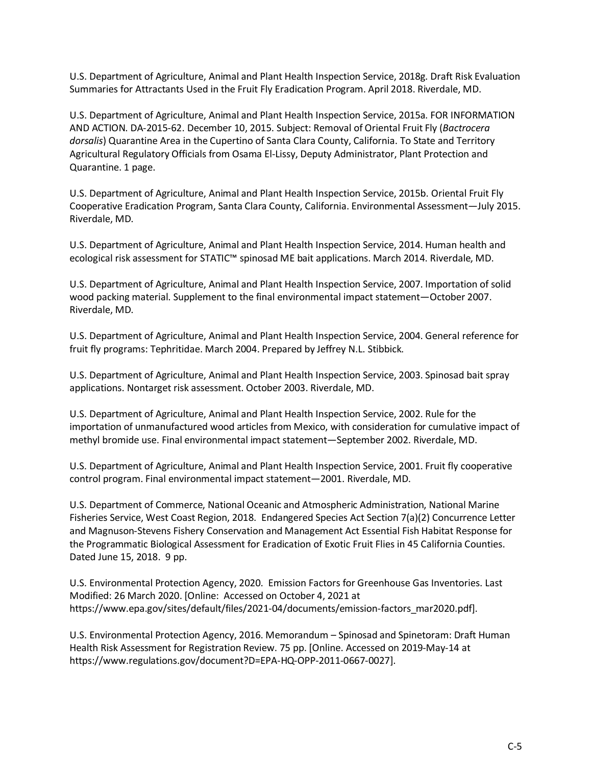U.S. Department of Agriculture, Animal and Plant Health Inspection Service, 2018g. Draft Risk Evaluation Summaries for Attractants Used in the Fruit Fly Eradication Program. April 2018. Riverdale, MD.

U.S. Department of Agriculture, Animal and Plant Health Inspection Service, 2015a. FOR INFORMATION AND ACTION. DA-2015-62. December 10, 2015. Subject: Removal of Oriental Fruit Fly (*Bactrocera dorsalis*) Quarantine Area in the Cupertino of Santa Clara County, California. To State and Territory Agricultural Regulatory Officials from Osama El-Lissy, Deputy Administrator, Plant Protection and Quarantine. 1 page.

U.S. Department of Agriculture, Animal and Plant Health Inspection Service, 2015b. Oriental Fruit Fly Cooperative Eradication Program, Santa Clara County, California. Environmental Assessment—July 2015. Riverdale, MD.

U.S. Department of Agriculture, Animal and Plant Health Inspection Service, 2014. Human health and ecological risk assessment for STATIC™ spinosad ME bait applications. March 2014. Riverdale, MD.

U.S. Department of Agriculture, Animal and Plant Health Inspection Service, 2007. Importation of solid wood packing material. Supplement to the final environmental impact statement—October 2007. Riverdale, MD.

U.S. Department of Agriculture, Animal and Plant Health Inspection Service, 2004. General reference for fruit fly programs: Tephritidae. March 2004. Prepared by Jeffrey N.L. Stibbick.

U.S. Department of Agriculture, Animal and Plant Health Inspection Service, 2003. Spinosad bait spray applications. Nontarget risk assessment. October 2003. Riverdale, MD.

U.S. Department of Agriculture, Animal and Plant Health Inspection Service, 2002. Rule for the importation of unmanufactured wood articles from Mexico, with consideration for cumulative impact of methyl bromide use. Final environmental impact statement—September 2002. Riverdale, MD.

U.S. Department of Agriculture, Animal and Plant Health Inspection Service, 2001. Fruit fly cooperative control program. Final environmental impact statement—2001. Riverdale, MD.

U.S. Department of Commerce, National Oceanic and Atmospheric Administration, National Marine Fisheries Service, West Coast Region, 2018. Endangered Species Act Section 7(a)(2) Concurrence Letter and Magnuson-Stevens Fishery Conservation and Management Act Essential Fish Habitat Response for the Programmatic Biological Assessment for Eradication of Exotic Fruit Flies in 45 California Counties. Dated June 15, 2018. 9 pp.

U.S. Environmental Protection Agency, 2020. Emission Factors for Greenhouse Gas Inventories. Last Modified: 26 March 2020. [Online: Accessed on October 4, 2021 at https://www.epa.gov/sites/default/files/2021-04/documents/emission-factors_mar2020.pdf].

U.S. Environmental Protection Agency, 2016. Memorandum – Spinosad and Spinetoram: Draft Human Health Risk Assessment for Registration Review. 75 pp. [Online. Accessed on 2019-May-14 at https://www.regulations.gov/document?D=EPA-HQ-OPP-2011-0667-0027].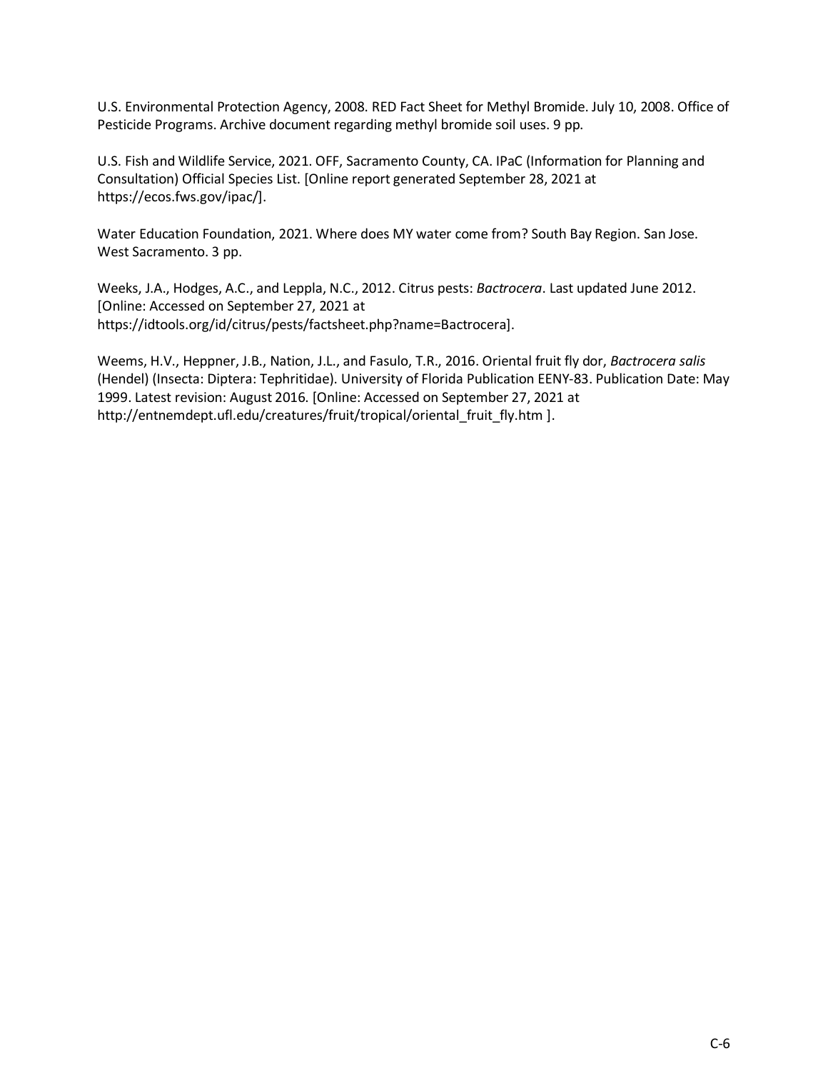U.S. Environmental Protection Agency, 2008. RED Fact Sheet for Methyl Bromide. July 10, 2008. Office of Pesticide Programs. Archive document regarding methyl bromide soil uses. 9 pp.

U.S. Fish and Wildlife Service, 2021. OFF, Sacramento County, CA. IPaC (Information for Planning and Consultation) Official Species List. [Online report generated September 28, 2021 at https://ecos.fws.gov/ipac/].

Water Education Foundation, 2021. Where does MY water come from? South Bay Region. San Jose. West Sacramento. 3 pp.

Weeks, J.A., Hodges, A.C., and Leppla, N.C., 2012. Citrus pests: *Bactrocera*. Last updated June 2012. [Online: Accessed on September 27, 2021 at https://idtools.org/id/citrus/pests/factsheet.php?name=Bactrocera].

Weems, H.V., Heppner, J.B., Nation, J.L., and Fasulo, T.R., 2016. Oriental fruit fly dor, *Bactrocera salis* (Hendel) (Insecta: Diptera: Tephritidae). University of Florida Publication EENY-83. Publication Date: May 1999. Latest revision: August 2016. [Online: Accessed on September 27, 2021 at http://entnemdept.ufl.edu/creatures/fruit/tropical/oriental_fruit_fly.htm ].